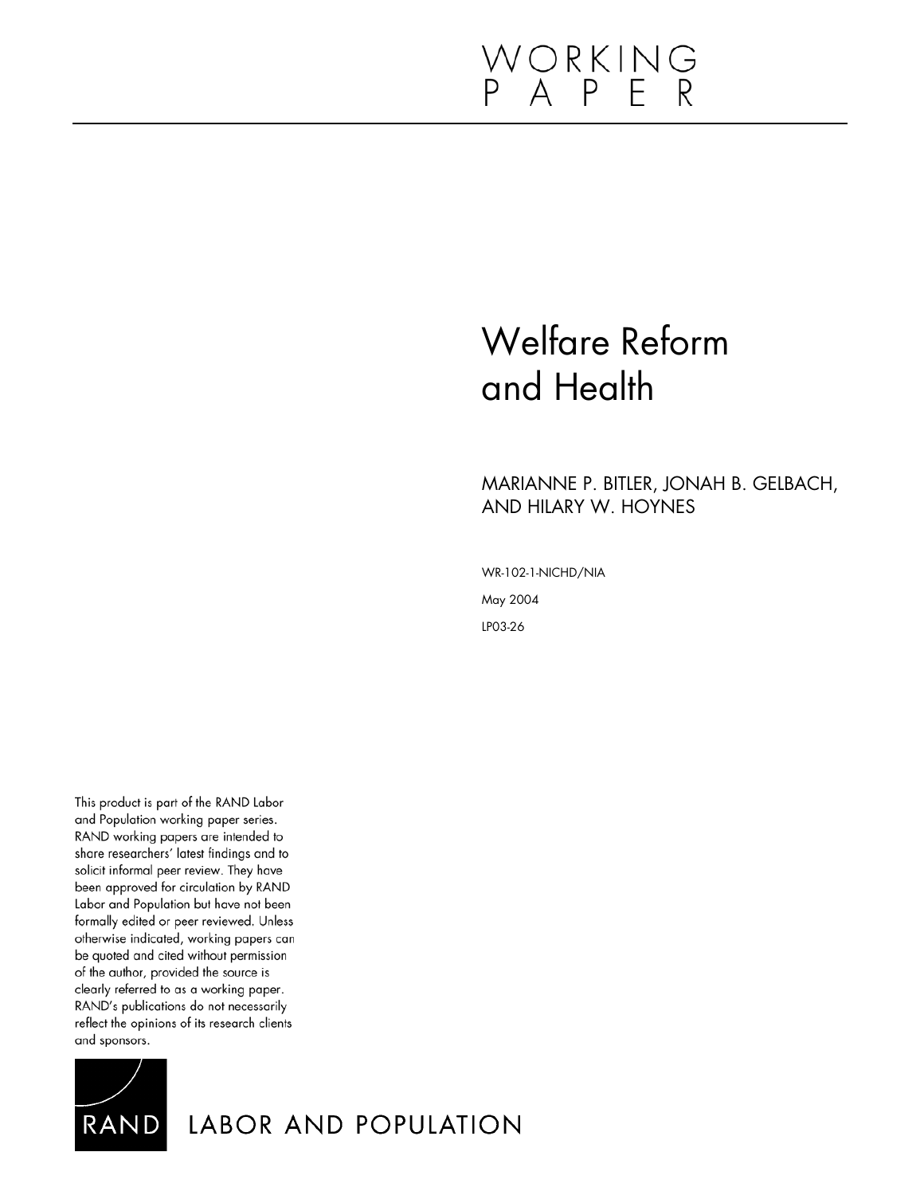WORKING PAPER

# Welfare Reform and Health

MARIANNE P. BITLER, JONAH B. GELBACH, AND HILARY W. HOYNES

WR-102-1-NICHD/NIA

May 2004

LP03-26

This product is part of the RAND Labor and Population working paper series. RAND working papers are intended to share researchers' latest findings and to solicit informal peer review. They have been approved for circulation by RAND Labor and Population but have not been formally edited or peer reviewed. Unless otherwise indicated, working papers can be quoted and cited without permission of the author, provided the source is clearly referred to as a working paper. RAND's publications do not necessarily reflect the opinions of its research clients and sponsors.

RAND LABOR AND POPULATION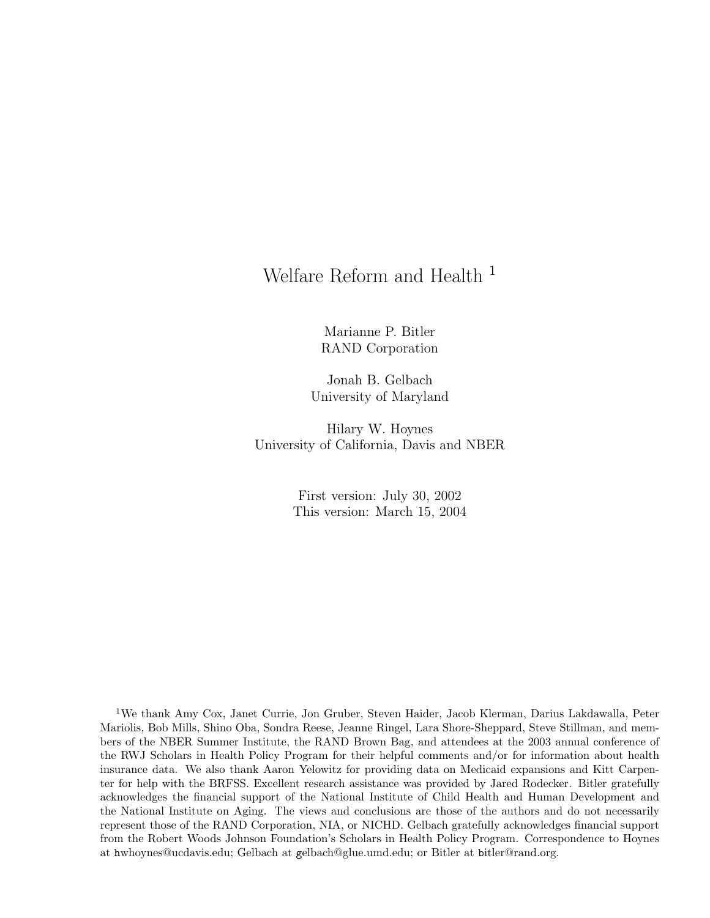# Welfare Reform and Health [1]

Marianne P. Bitler  
RAND Corporation

Jonah B. Gelbach  
University of Maryland

Hilary W. Hoynes  
University of California, Davis and NBER

First version: July 30, 2002  
This version: March 15, 2004

[1] We thank Amy Cox, Janet Currie, Jon Gruber, Steven Haider, Jacob Klerman, Darius Lakdawalla, Peter Mariolis, Bob Mills, Shino Oba, Sondra Reese, Jeanne Ringel, Lara Shore-Sheppard, Steve Stillman, and members of the NBER Summer Institute, the RAND Brown Bag, and attendees at the 2003 annual conference of the RWJ Scholars in Health Policy Program for their helpful comments and/or for information about health insurance data. We also thank Aaron Yelowitz for providing data on Medicaid expansions and Kitt Carpenter for help with the BRFSS. Excellent research assistance was provided by Jared Rodecker. Bitler gratefully acknowledges the financial support of the National Institute of Child Health and Human Development and the National Institute on Aging. The views and conclusions are those of the authors and do not necessarily represent those of the RAND Corporation, NIA, or NICHD. Gelbach gratefully acknowledges financial support from the Robert Woods Johnson Foundation's Scholars in Health Policy Program. Correspondence to Hoynes at hwhoynes@ucdavis.edu; Gelbach at gelbach@glue.umd.edu; or Bitler at bitler@rand.org.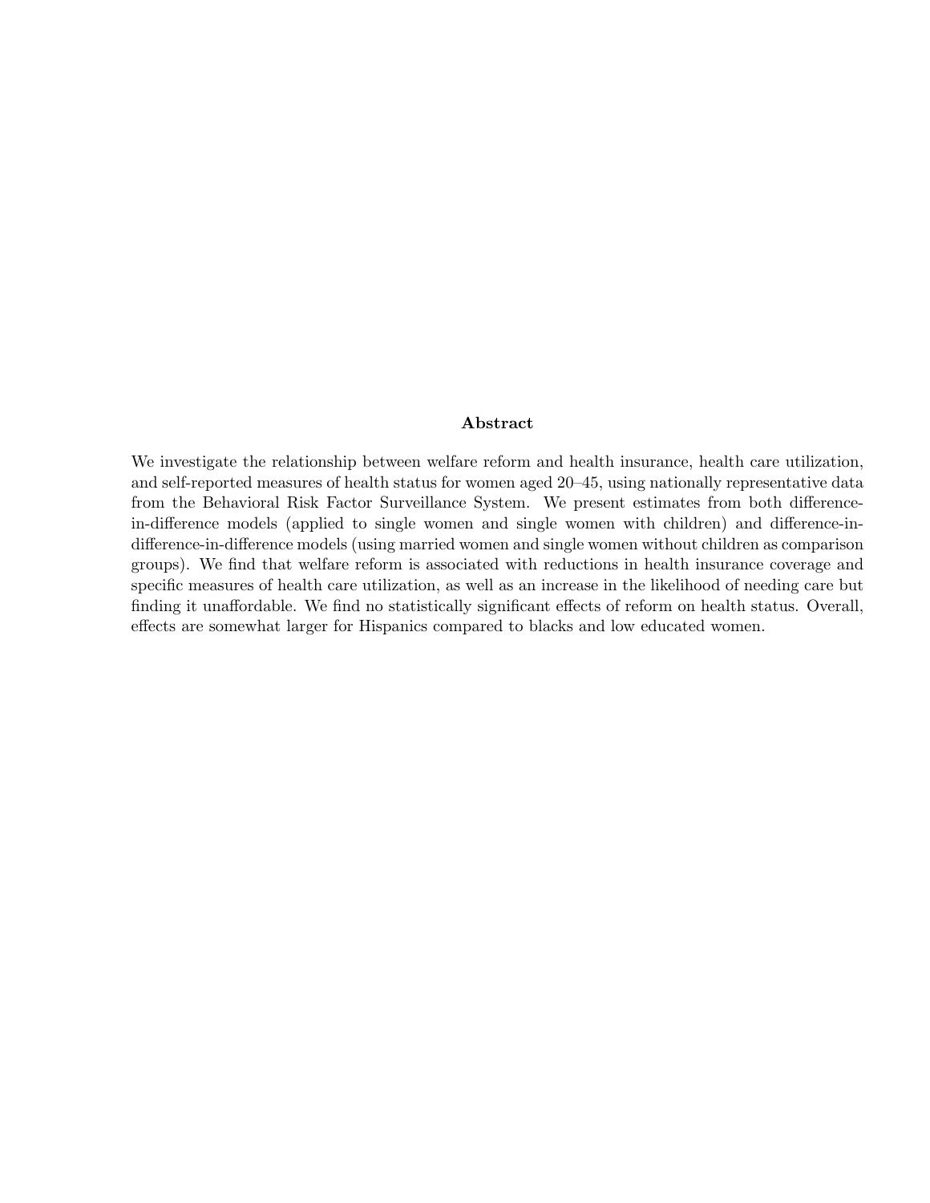## Abstract

We investigate the relationship between welfare reform and health insurance, health care utilization, and self-reported measures of health status for women aged 20–45, using nationally representative data from the Behavioral Risk Factor Surveillance System. We present estimates from both difference-in-difference models (applied to single women and single women with children) and difference-in-difference-in-difference models (using married women and single women without children as comparison groups). We find that welfare reform is associated with reductions in health insurance coverage and specific measures of health care utilization, as well as an increase in the likelihood of needing care but finding it unaffordable. We find no statistically significant effects of reform on health status. Overall, effects are somewhat larger for Hispanics compared to blacks and low educated women.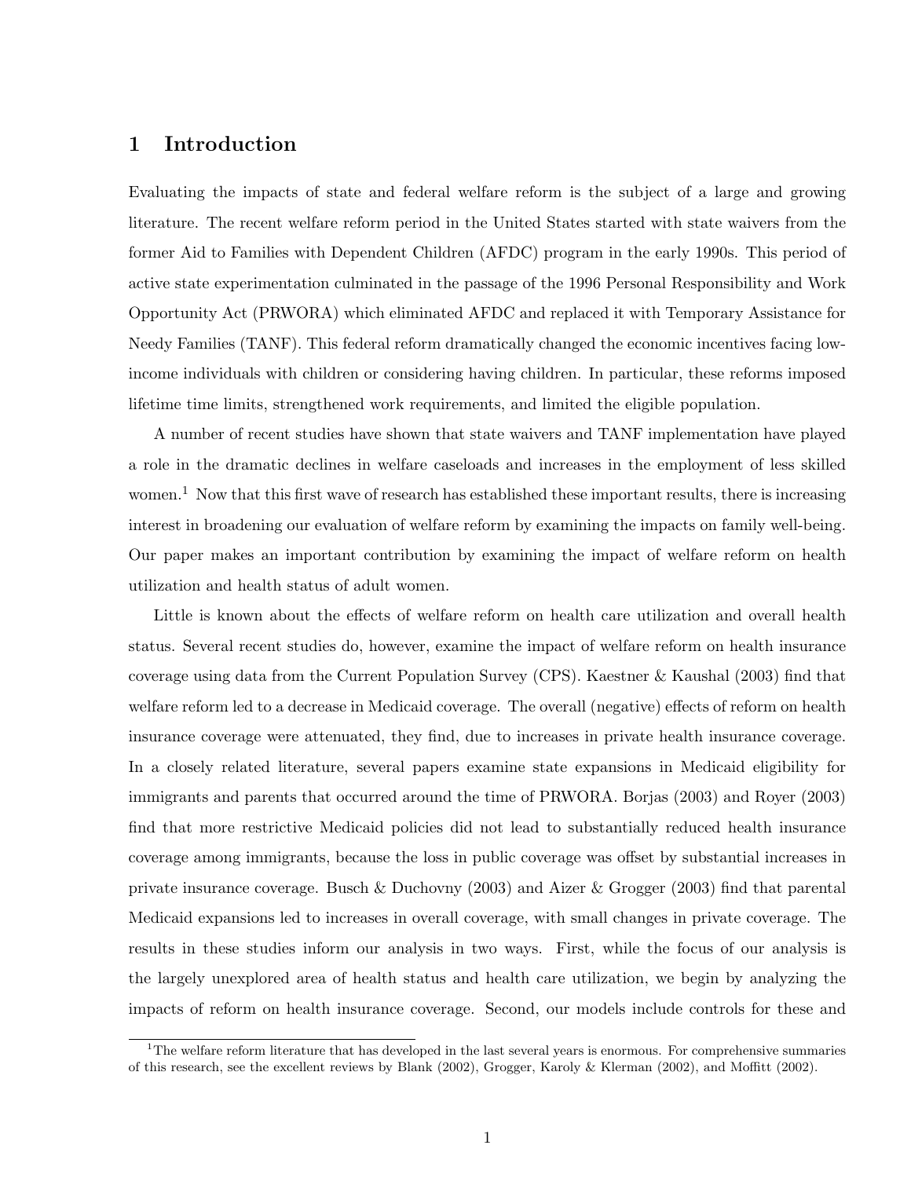# 1 Introduction

Evaluating the impacts of state and federal welfare reform is the subject of a large and growing literature. The recent welfare reform period in the United States started with state waivers from the former Aid to Families with Dependent Children (AFDC) program in the early 1990s. This period of active state experimentation culminated in the passage of the 1996 Personal Responsibility and Work Opportunity Act (PRWORA) which eliminated AFDC and replaced it with Temporary Assistance for Needy Families (TANF). This federal reform dramatically changed the economic incentives facing low-income individuals with children or considering having children. In particular, these reforms imposed lifetime time limits, strengthened work requirements, and limited the eligible population.

A number of recent studies have shown that state waivers and TANF implementation have played a role in the dramatic declines in welfare caseloads and increases in the employment of less skilled women.[1] Now that this first wave of research has established these important results, there is increasing interest in broadening our evaluation of welfare reform by examining the impacts on family well-being. Our paper makes an important contribution by examining the impact of welfare reform on health utilization and health status of adult women.

Little is known about the effects of welfare reform on health care utilization and overall health status. Several recent studies do, however, examine the impact of welfare reform on health insurance coverage using data from the Current Population Survey (CPS). Kaestner & Kaushal (2003) find that welfare reform led to a decrease in Medicaid coverage. The overall (negative) effects of reform on health insurance coverage were attenuated, they find, due to increases in private health insurance coverage. In a closely related literature, several papers examine state expansions in Medicaid eligibility for immigrants and parents that occurred around the time of PRWORA. Borjas (2003) and Royer (2003) find that more restrictive Medicaid policies did not lead to substantially reduced health insurance coverage among immigrants, because the loss in public coverage was offset by substantial increases in private insurance coverage. Busch & Duchovny (2003) and Aizer & Grogger (2003) find that parental Medicaid expansions led to increases in overall coverage, with small changes in private coverage. The results in these studies inform our analysis in two ways. First, while the focus of our analysis is the largely unexplored area of health status and health care utilization, we begin by analyzing the impacts of reform on health insurance coverage. Second, our models include controls for these and

[1] The welfare reform literature that has developed in the last several years is enormous. For comprehensive summaries of this research, see the excellent reviews by Blank (2002), Grogger, Karoly & Klerman (2002), and Moffitt (2002).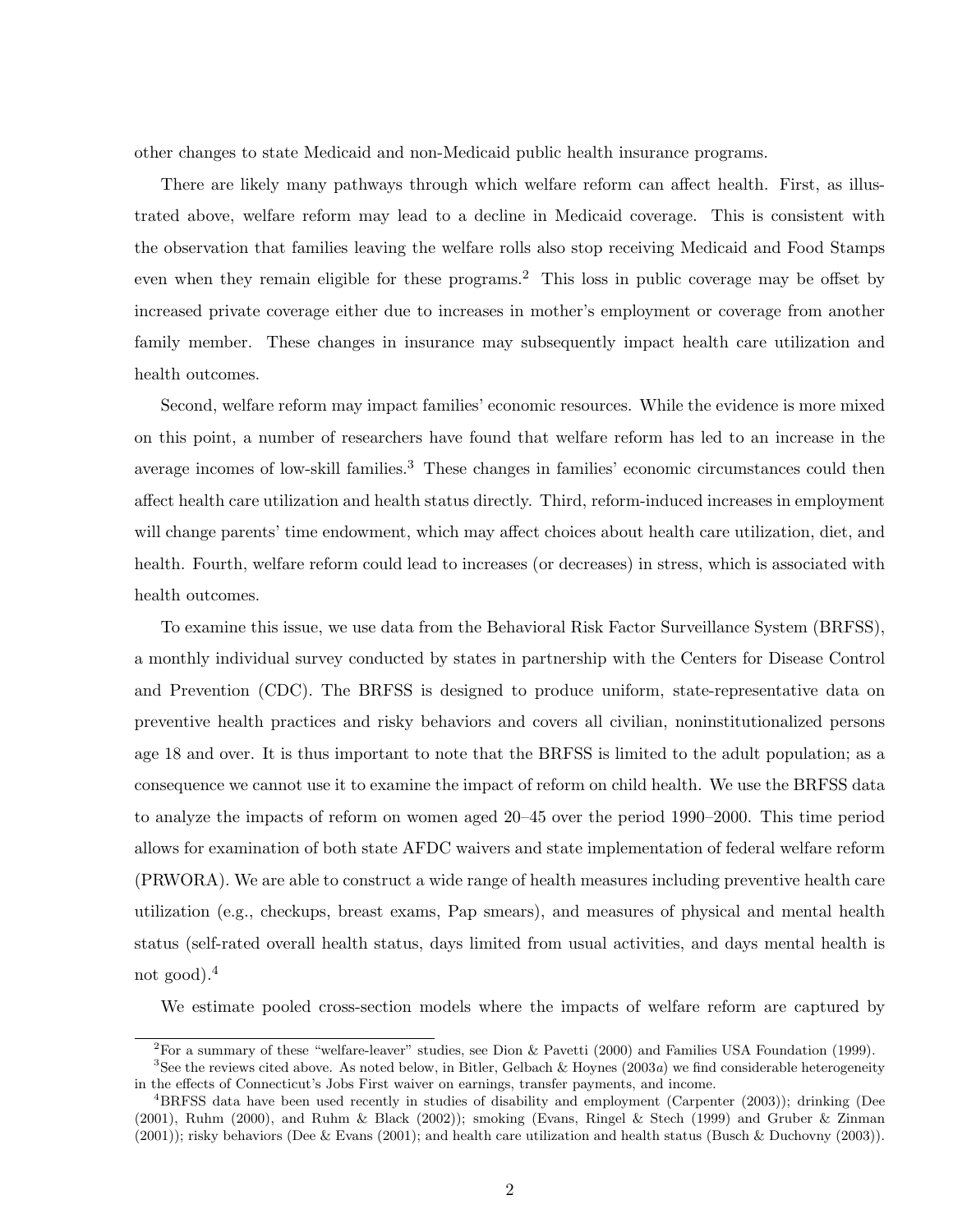other changes to state Medicaid and non-Medicaid public health insurance programs.

There are likely many pathways through which welfare reform can affect health. First, as illustrated above, welfare reform may lead to a decline in Medicaid coverage. This is consistent with the observation that families leaving the welfare rolls also stop receiving Medicaid and Food Stamps even when they remain eligible for these programs.[2] This loss in public coverage may be offset by increased private coverage either due to increases in mother's employment or coverage from another family member. These changes in insurance may subsequently impact health care utilization and health outcomes.

Second, welfare reform may impact families' economic resources. While the evidence is more mixed on this point, a number of researchers have found that welfare reform has led to an increase in the average incomes of low-skill families.[3] These changes in families' economic circumstances could then affect health care utilization and health status directly. Third, reform-induced increases in employment will change parents' time endowment, which may affect choices about health care utilization, diet, and health. Fourth, welfare reform could lead to increases (or decreases) in stress, which is associated with health outcomes.

To examine this issue, we use data from the Behavioral Risk Factor Surveillance System (BRFSS), a monthly individual survey conducted by states in partnership with the Centers for Disease Control and Prevention (CDC). The BRFSS is designed to produce uniform, state-representative data on preventive health practices and risky behaviors and covers all civilian, noninstitutionalized persons age 18 and over. It is thus important to note that the BRFSS is limited to the adult population; as a consequence we cannot use it to examine the impact of reform on child health. We use the BRFSS data to analyze the impacts of reform on women aged 20–45 over the period 1990–2000. This time period allows for examination of both state AFDC waivers and state implementation of federal welfare reform (PRWORA). We are able to construct a wide range of health measures including preventive health care utilization (e.g., checkups, breast exams, Pap smears), and measures of physical and mental health status (self-rated overall health status, days limited from usual activities, and days mental health is not good).[4]

We estimate pooled cross-section models where the impacts of welfare reform are captured by

---

[2] For a summary of these "welfare-leaver" studies, see Dion & Pavetti (2000) and Families USA Foundation (1999).

[3] See the reviews cited above. As noted below, in Bitler, Gelbach & Hoynes (2003*a*) we find considerable heterogeneity in the effects of Connecticut's Jobs First waiver on earnings, transfer payments, and income.

[4] BRFSS data have been used recently in studies of disability and employment (Carpenter (2003)); drinking (Dee (2001), Ruhm (2000), and Ruhm & Black (2002)); smoking (Evans, Ringel & Stech (1999) and Gruber & Zinman (2001)); risky behaviors (Dee & Evans (2001); and health care utilization and health status (Busch & Duchovny (2003)).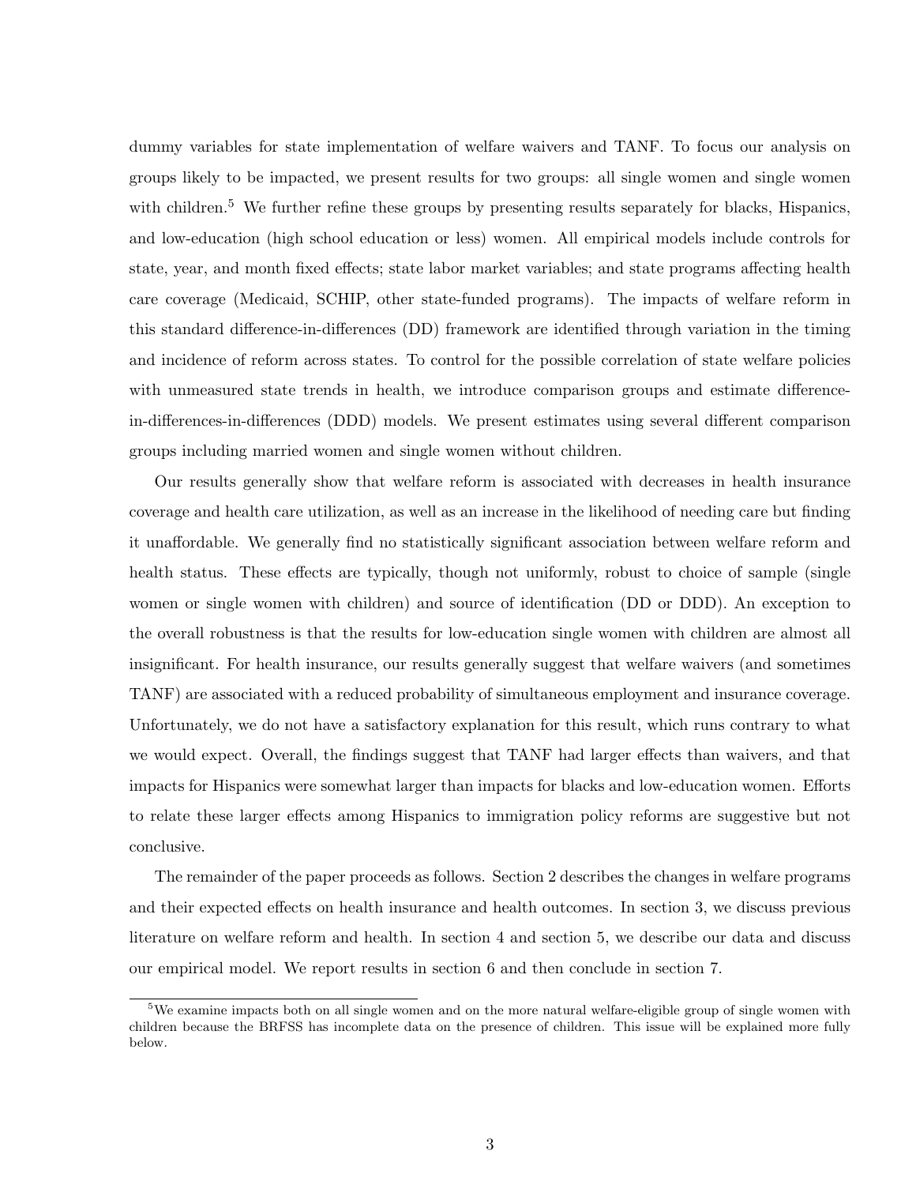dummy variables for state implementation of welfare waivers and TANF. To focus our analysis on groups likely to be impacted, we present results for two groups: all single women and single women with children.[5] We further refine these groups by presenting results separately for blacks, Hispanics, and low-education (high school education or less) women. All empirical models include controls for state, year, and month fixed effects; state labor market variables; and state programs affecting health care coverage (Medicaid, SCHIP, other state-funded programs). The impacts of welfare reform in this standard difference-in-differences (DD) framework are identified through variation in the timing and incidence of reform across states. To control for the possible correlation of state welfare policies with unmeasured state trends in health, we introduce comparison groups and estimate difference-in-differences-in-differences (DDD) models. We present estimates using several different comparison groups including married women and single women without children.

Our results generally show that welfare reform is associated with decreases in health insurance coverage and health care utilization, as well as an increase in the likelihood of needing care but finding it unaffordable. We generally find no statistically significant association between welfare reform and health status. These effects are typically, though not uniformly, robust to choice of sample (single women or single women with children) and source of identification (DD or DDD). An exception to the overall robustness is that the results for low-education single women with children are almost all insignificant. For health insurance, our results generally suggest that welfare waivers (and sometimes TANF) are associated with a reduced probability of simultaneous employment and insurance coverage. Unfortunately, we do not have a satisfactory explanation for this result, which runs contrary to what we would expect. Overall, the findings suggest that TANF had larger effects than waivers, and that impacts for Hispanics were somewhat larger than impacts for blacks and low-education women. Efforts to relate these larger effects among Hispanics to immigration policy reforms are suggestive but not conclusive.

The remainder of the paper proceeds as follows. Section 2 describes the changes in welfare programs and their expected effects on health insurance and health outcomes. In section 3, we discuss previous literature on welfare reform and health. In section 4 and section 5, we describe our data and discuss our empirical model. We report results in section 6 and then conclude in section 7.

[5] We examine impacts both on all single women and on the more natural welfare-eligible group of single women with children because the BRFSS has incomplete data on the presence of children. This issue will be explained more fully below.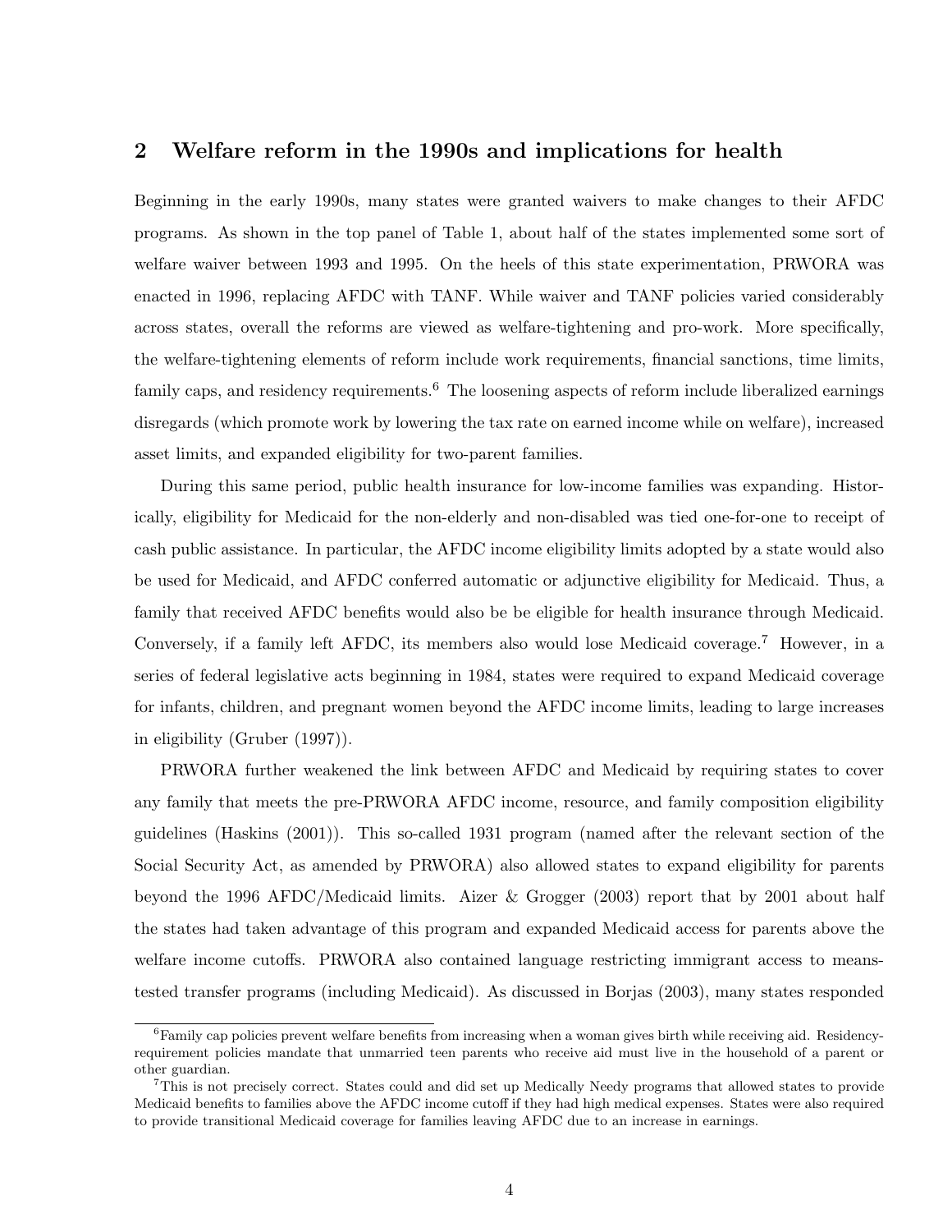## 2 Welfare reform in the 1990s and implications for health

Beginning in the early 1990s, many states were granted waivers to make changes to their AFDC programs. As shown in the top panel of Table 1, about half of the states implemented some sort of welfare waiver between 1993 and 1995. On the heels of this state experimentation, PRWORA was enacted in 1996, replacing AFDC with TANF. While waiver and TANF policies varied considerably across states, overall the reforms are viewed as welfare-tightening and pro-work. More specifically, the welfare-tightening elements of reform include work requirements, financial sanctions, time limits, family caps, and residency requirements.[6] The loosening aspects of reform include liberalized earnings disregards (which promote work by lowering the tax rate on earned income while on welfare), increased asset limits, and expanded eligibility for two-parent families.

During this same period, public health insurance for low-income families was expanding. Historically, eligibility for Medicaid for the non-elderly and non-disabled was tied one-for-one to receipt of cash public assistance. In particular, the AFDC income eligibility limits adopted by a state would also be used for Medicaid, and AFDC conferred automatic or adjunctive eligibility for Medicaid. Thus, a family that received AFDC benefits would also be be eligible for health insurance through Medicaid. Conversely, if a family left AFDC, its members also would lose Medicaid coverage.[7] However, in a series of federal legislative acts beginning in 1984, states were required to expand Medicaid coverage for infants, children, and pregnant women beyond the AFDC income limits, leading to large increases in eligibility (Gruber (1997)).

PRWORA further weakened the link between AFDC and Medicaid by requiring states to cover any family that meets the pre-PRWORA AFDC income, resource, and family composition eligibility guidelines (Haskins (2001)). This so-called 1931 program (named after the relevant section of the Social Security Act, as amended by PRWORA) also allowed states to expand eligibility for parents beyond the 1996 AFDC/Medicaid limits. Aizer & Grogger (2003) report that by 2001 about half the states had taken advantage of this program and expanded Medicaid access for parents above the welfare income cutoffs. PRWORA also contained language restricting immigrant access to means-tested transfer programs (including Medicaid). As discussed in Borjas (2003), many states responded

[6] Family cap policies prevent welfare benefits from increasing when a woman gives birth while receiving aid. Residency-requirement policies mandate that unmarried teen parents who receive aid must live in the household of a parent or other guardian.

[7] This is not precisely correct. States could and did set up Medically Needy programs that allowed states to provide Medicaid benefits to families above the AFDC income cutoff if they had high medical expenses. States were also required to provide transitional Medicaid coverage for families leaving AFDC due to an increase in earnings.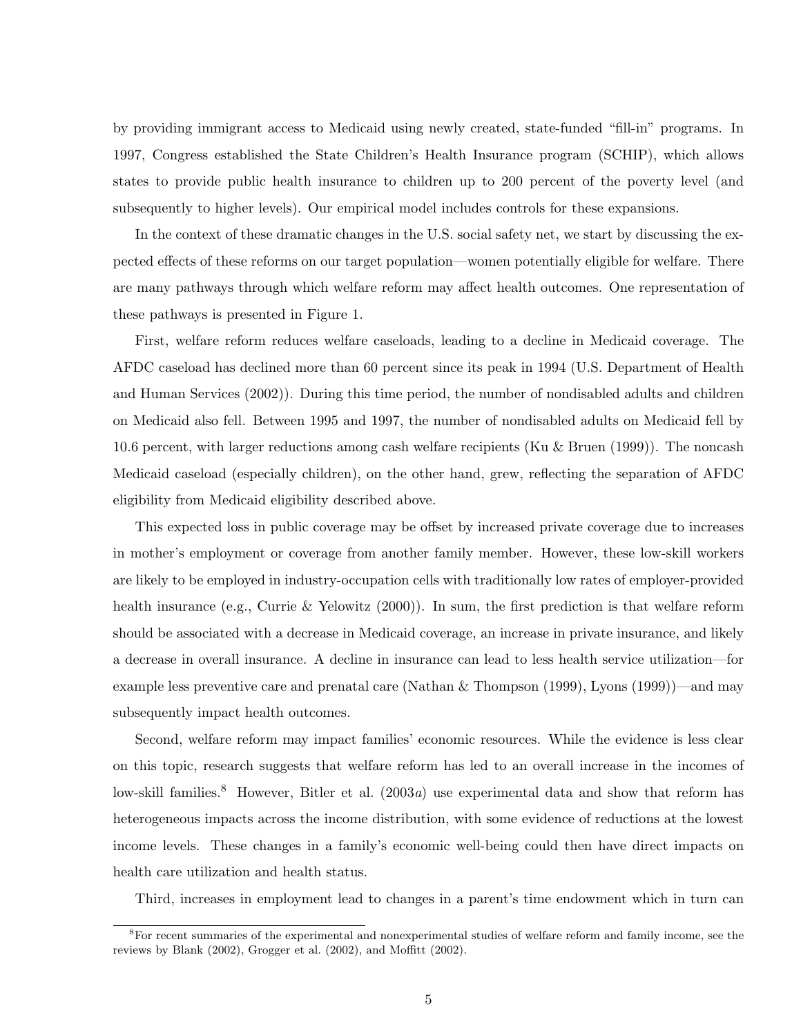by providing immigrant access to Medicaid using newly created, state-funded "fill-in" programs. In 1997, Congress established the State Children's Health Insurance program (SCHIP), which allows states to provide public health insurance to children up to 200 percent of the poverty level (and subsequently to higher levels). Our empirical model includes controls for these expansions.

In the context of these dramatic changes in the U.S. social safety net, we start by discussing the expected effects of these reforms on our target population—women potentially eligible for welfare. There are many pathways through which welfare reform may affect health outcomes. One representation of these pathways is presented in Figure 1.

First, welfare reform reduces welfare caseloads, leading to a decline in Medicaid coverage. The AFDC caseload has declined more than 60 percent since its peak in 1994 (U.S. Department of Health and Human Services (2002)). During this time period, the number of nondisabled adults and children on Medicaid also fell. Between 1995 and 1997, the number of nondisabled adults on Medicaid fell by 10.6 percent, with larger reductions among cash welfare recipients (Ku & Bruen (1999)). The noncash Medicaid caseload (especially children), on the other hand, grew, reflecting the separation of AFDC eligibility from Medicaid eligibility described above.

This expected loss in public coverage may be offset by increased private coverage due to increases in mother's employment or coverage from another family member. However, these low-skill workers are likely to be employed in industry-occupation cells with traditionally low rates of employer-provided health insurance (e.g., Currie & Yelowitz (2000)). In sum, the first prediction is that welfare reform should be associated with a decrease in Medicaid coverage, an increase in private insurance, and likely a decrease in overall insurance. A decline in insurance can lead to less health service utilization—for example less preventive care and prenatal care (Nathan & Thompson (1999), Lyons (1999))—and may subsequently impact health outcomes.

Second, welfare reform may impact families' economic resources. While the evidence is less clear on this topic, research suggests that welfare reform has led to an overall increase in the incomes of low-skill families.[8] However, Bitler et al. (2003*a*) use experimental data and show that reform has heterogeneous impacts across the income distribution, with some evidence of reductions at the lowest income levels. These changes in a family's economic well-being could then have direct impacts on health care utilization and health status.

Third, increases in employment lead to changes in a parent's time endowment which in turn can

[8] For recent summaries of the experimental and nonexperimental studies of welfare reform and family income, see the reviews by Blank (2002), Grogger et al. (2002), and Moffitt (2002).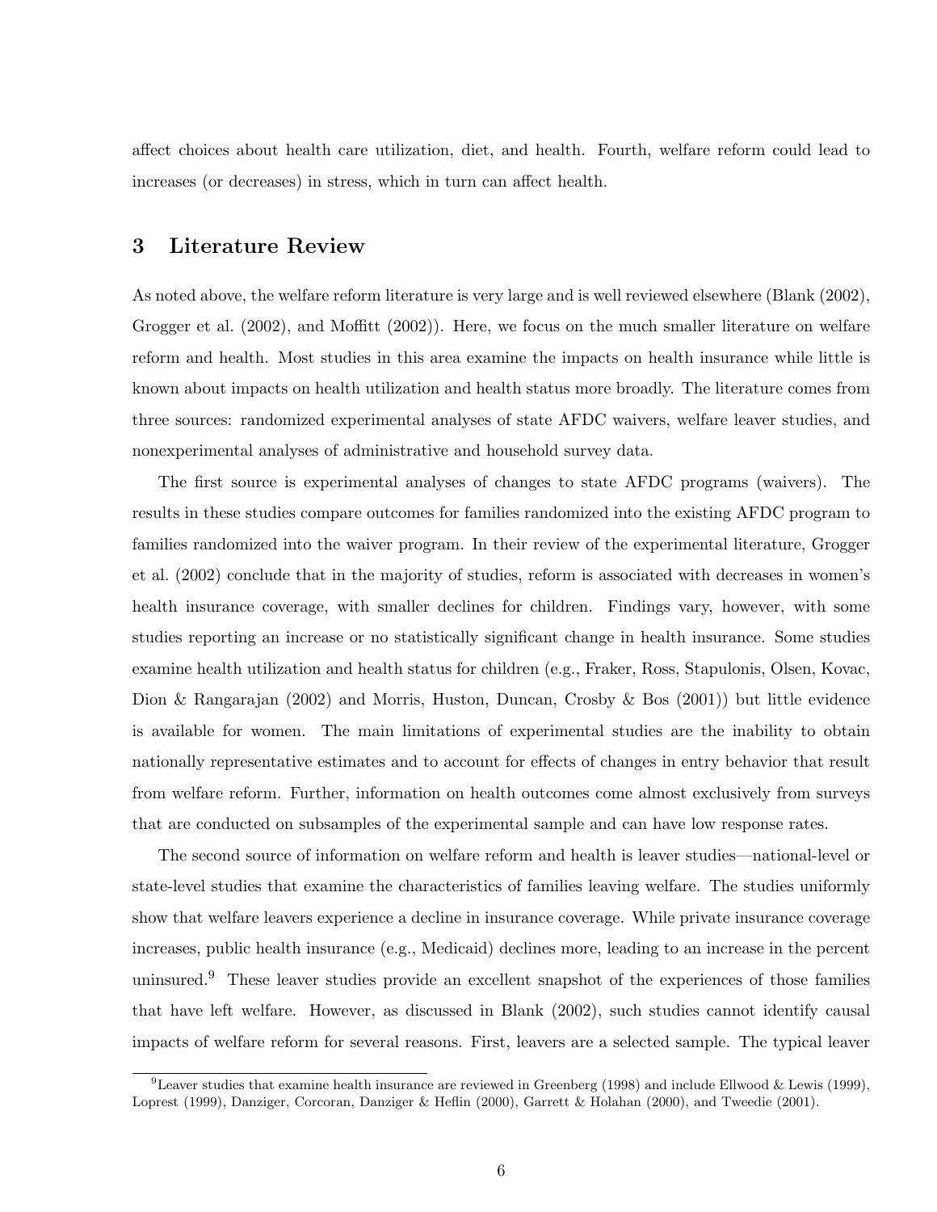affect choices about health care utilization, diet, and health. Fourth, welfare reform could lead to increases (or decreases) in stress, which in turn can affect health.

## 3 Literature Review

As noted above, the welfare reform literature is very large and is well reviewed elsewhere (Blank (2002), Grogger et al. (2002), and Moffitt (2002)). Here, we focus on the much smaller literature on welfare reform and health. Most studies in this area examine the impacts on health insurance while little is known about impacts on health utilization and health status more broadly. The literature comes from three sources: randomized experimental analyses of state AFDC waivers, welfare leaver studies, and nonexperimental analyses of administrative and household survey data.

The first source is experimental analyses of changes to state AFDC programs (waivers). The results in these studies compare outcomes for families randomized into the existing AFDC program to families randomized into the waiver program. In their review of the experimental literature, Grogger et al. (2002) conclude that in the majority of studies, reform is associated with decreases in women's health insurance coverage, with smaller declines for children. Findings vary, however, with some studies reporting an increase or no statistically significant change in health insurance. Some studies examine health utilization and health status for children (e.g., Fraker, Ross, Stapulonis, Olsen, Kovac, Dion & Rangarajan (2002) and Morris, Huston, Duncan, Crosby & Bos (2001)) but little evidence is available for women. The main limitations of experimental studies are the inability to obtain nationally representative estimates and to account for effects of changes in entry behavior that result from welfare reform. Further, information on health outcomes come almost exclusively from surveys that are conducted on subsamples of the experimental sample and can have low response rates.

The second source of information on welfare reform and health is leaver studies—national-level or state-level studies that examine the characteristics of families leaving welfare. The studies uniformly show that welfare leavers experience a decline in insurance coverage. While private insurance coverage increases, public health insurance (e.g., Medicaid) declines more, leading to an increase in the percent uninsured.[9] These leaver studies provide an excellent snapshot of the experiences of those families that have left welfare. However, as discussed in Blank (2002), such studies cannot identify causal impacts of welfare reform for several reasons. First, leavers are a selected sample. The typical leaver

[9]Leaver studies that examine health insurance are reviewed in Greenberg (1998) and include Ellwood & Lewis (1999), Loprest (1999), Danziger, Corcoran, Danziger & Heflin (2000), Garrett & Holahan (2000), and Tweedie (2001).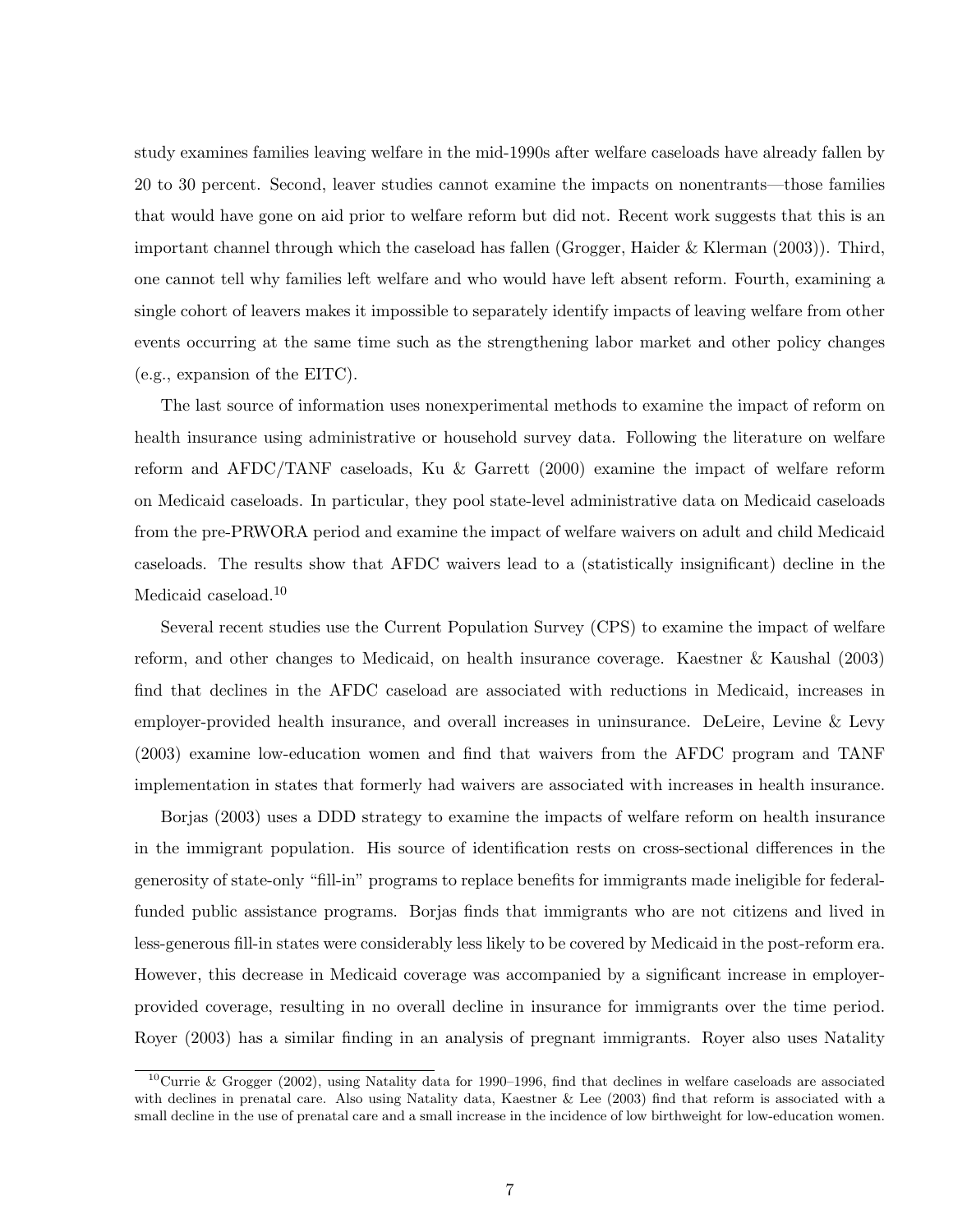study examines families leaving welfare in the mid-1990s after welfare caseloads have already fallen by 20 to 30 percent. Second, leaver studies cannot examine the impacts on nonentrants—those families that would have gone on aid prior to welfare reform but did not. Recent work suggests that this is an important channel through which the caseload has fallen (Grogger, Haider & Klerman (2003)). Third, one cannot tell why families left welfare and who would have left absent reform. Fourth, examining a single cohort of leavers makes it impossible to separately identify impacts of leaving welfare from other events occurring at the same time such as the strengthening labor market and other policy changes (e.g., expansion of the EITC).

The last source of information uses nonexperimental methods to examine the impact of reform on health insurance using administrative or household survey data. Following the literature on welfare reform and AFDC/TANF caseloads, Ku & Garrett (2000) examine the impact of welfare reform on Medicaid caseloads. In particular, they pool state-level administrative data on Medicaid caseloads from the pre-PRWORA period and examine the impact of welfare waivers on adult and child Medicaid caseloads. The results show that AFDC waivers lead to a (statistically insignificant) decline in the Medicaid caseload.[10]

Several recent studies use the Current Population Survey (CPS) to examine the impact of welfare reform, and other changes to Medicaid, on health insurance coverage. Kaestner & Kaushal (2003) find that declines in the AFDC caseload are associated with reductions in Medicaid, increases in employer-provided health insurance, and overall increases in uninsurance. DeLeire, Levine & Levy (2003) examine low-education women and find that waivers from the AFDC program and TANF implementation in states that formerly had waivers are associated with increases in health insurance.

Borjas (2003) uses a DDD strategy to examine the impacts of welfare reform on health insurance in the immigrant population. His source of identification rests on cross-sectional differences in the generosity of state-only "fill-in" programs to replace benefits for immigrants made ineligible for federal-funded public assistance programs. Borjas finds that immigrants who are not citizens and lived in less-generous fill-in states were considerably less likely to be covered by Medicaid in the post-reform era. However, this decrease in Medicaid coverage was accompanied by a significant increase in employer-provided coverage, resulting in no overall decline in insurance for immigrants over the time period. Royer (2003) has a similar finding in an analysis of pregnant immigrants. Royer also uses Natality

[10] Currie & Grogger (2002), using Natality data for 1990–1996, find that declines in welfare caseloads are associated with declines in prenatal care. Also using Natality data, Kaestner & Lee (2003) find that reform is associated with a small decline in the use of prenatal care and a small increase in the incidence of low birthweight for low-education women.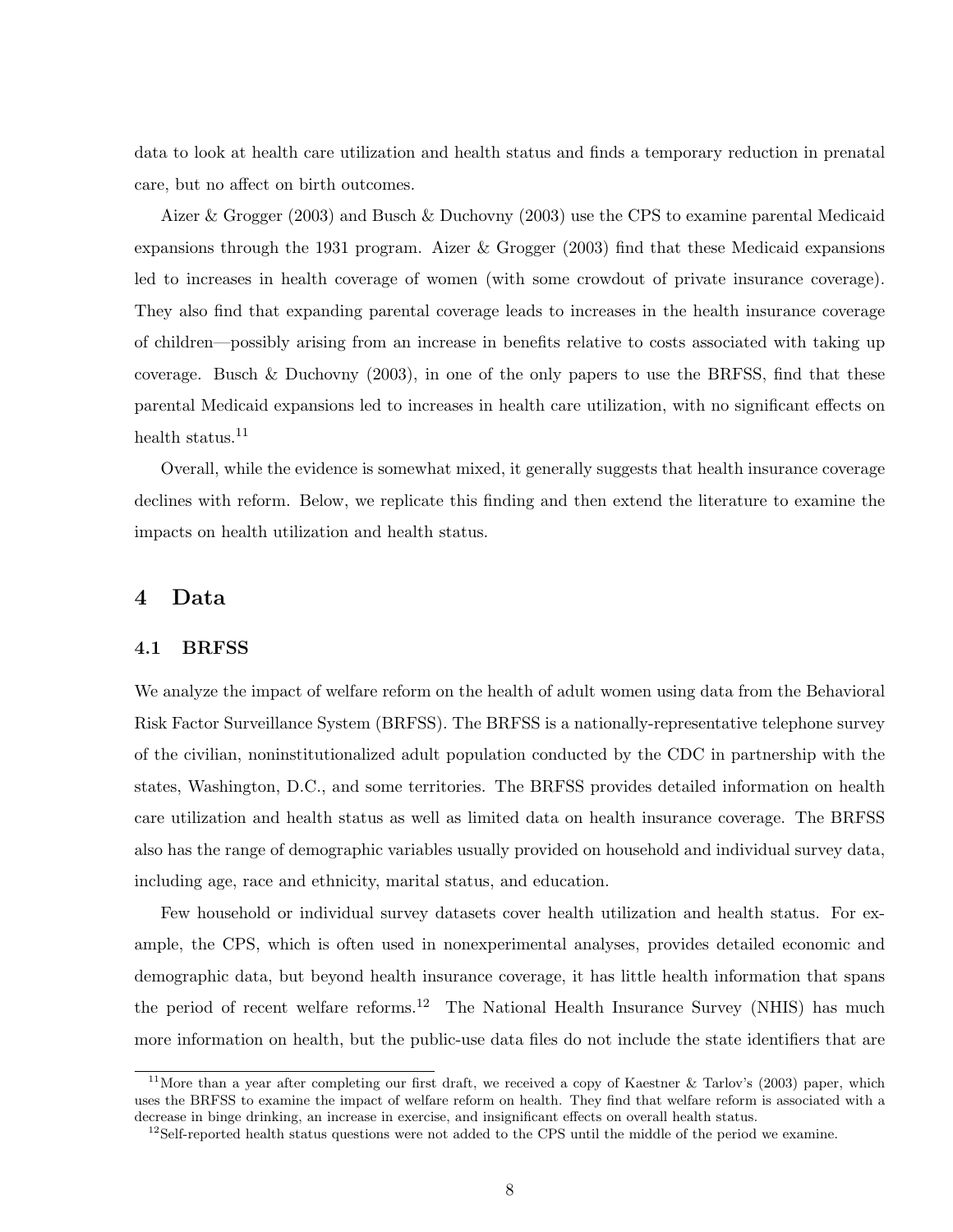data to look at health care utilization and health status and finds a temporary reduction in prenatal care, but no affect on birth outcomes.

Aizer & Grogger (2003) and Busch & Duchovny (2003) use the CPS to examine parental Medicaid expansions through the 1931 program. Aizer & Grogger (2003) find that these Medicaid expansions led to increases in health coverage of women (with some crowdout of private insurance coverage). They also find that expanding parental coverage leads to increases in the health insurance coverage of children—possibly arising from an increase in benefits relative to costs associated with taking up coverage. Busch & Duchovny (2003), in one of the only papers to use the BRFSS, find that these parental Medicaid expansions led to increases in health care utilization, with no significant effects on health status.[11]

Overall, while the evidence is somewhat mixed, it generally suggests that health insurance coverage declines with reform. Below, we replicate this finding and then extend the literature to examine the impacts on health utilization and health status.

# 4 Data

## 4.1 BRFSS

We analyze the impact of welfare reform on the health of adult women using data from the Behavioral Risk Factor Surveillance System (BRFSS). The BRFSS is a nationally-representative telephone survey of the civilian, noninstitutionalized adult population conducted by the CDC in partnership with the states, Washington, D.C., and some territories. The BRFSS provides detailed information on health care utilization and health status as well as limited data on health insurance coverage. The BRFSS also has the range of demographic variables usually provided on household and individual survey data, including age, race and ethnicity, marital status, and education.

Few household or individual survey datasets cover health utilization and health status. For example, the CPS, which is often used in nonexperimental analyses, provides detailed economic and demographic data, but beyond health insurance coverage, it has little health information that spans the period of recent welfare reforms.[12] The National Health Insurance Survey (NHIS) has much more information on health, but the public-use data files do not include the state identifiers that are

[11]More than a year after completing our first draft, we received a copy of Kaestner & Tarlov's (2003) paper, which uses the BRFSS to examine the impact of welfare reform on health. They find that welfare reform is associated with a decrease in binge drinking, an increase in exercise, and insignificant effects on overall health status.

[12]Self-reported health status questions were not added to the CPS until the middle of the period we examine.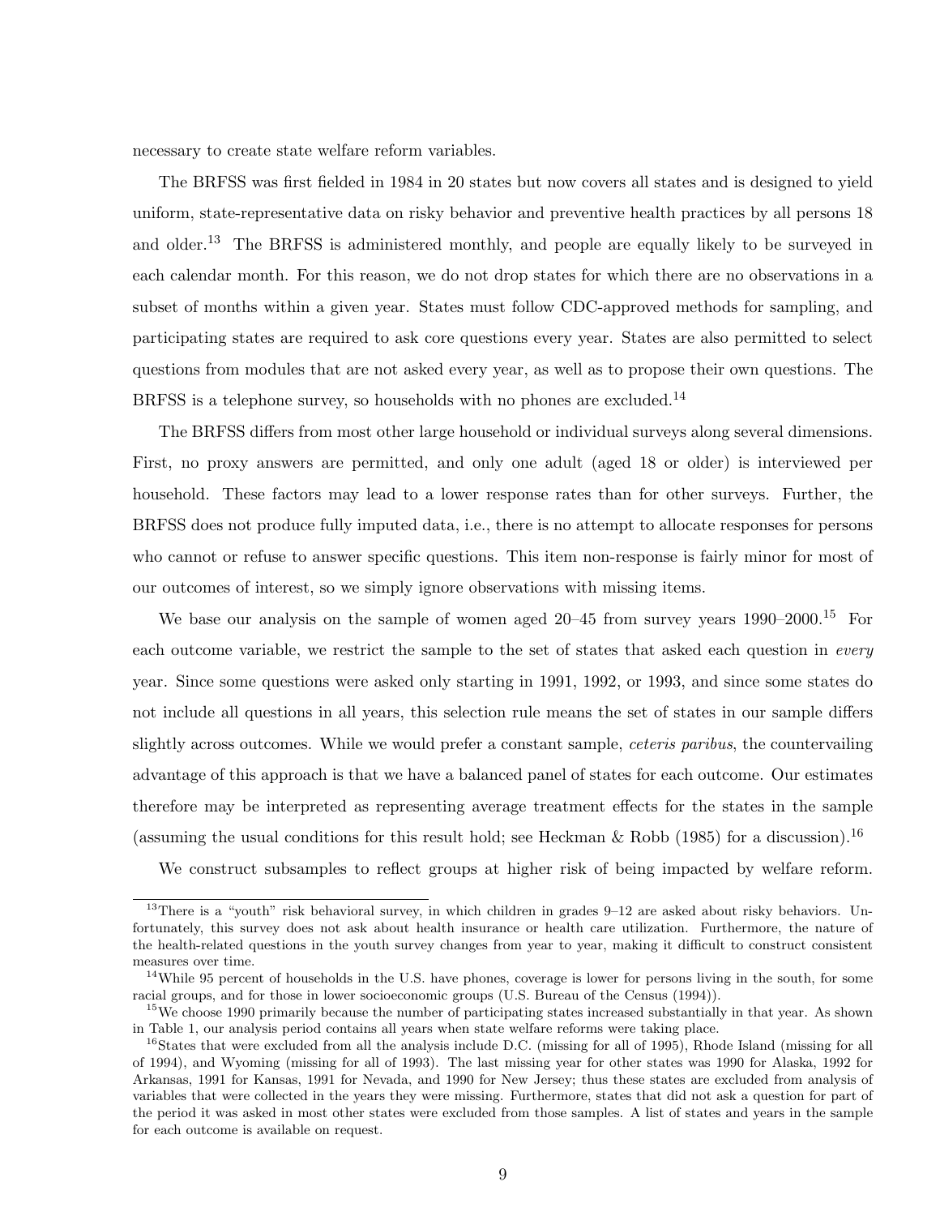necessary to create state welfare reform variables.

The BRFSS was first fielded in 1984 in 20 states but now covers all states and is designed to yield uniform, state-representative data on risky behavior and preventive health practices by all persons 18 and older.[13] The BRFSS is administered monthly, and people are equally likely to be surveyed in each calendar month. For this reason, we do not drop states for which there are no observations in a subset of months within a given year. States must follow CDC-approved methods for sampling, and participating states are required to ask core questions every year. States are also permitted to select questions from modules that are not asked every year, as well as to propose their own questions. The BRFSS is a telephone survey, so households with no phones are excluded.[14]

The BRFSS differs from most other large household or individual surveys along several dimensions. First, no proxy answers are permitted, and only one adult (aged 18 or older) is interviewed per household. These factors may lead to a lower response rates than for other surveys. Further, the BRFSS does not produce fully imputed data, i.e., there is no attempt to allocate responses for persons who cannot or refuse to answer specific questions. This item non-response is fairly minor for most of our outcomes of interest, so we simply ignore observations with missing items.

We base our analysis on the sample of women aged 20–45 from survey years 1990–2000.[15] For each outcome variable, we restrict the sample to the set of states that asked each question in *every* year. Since some questions were asked only starting in 1991, 1992, or 1993, and since some states do not include all questions in all years, this selection rule means the set of states in our sample differs slightly across outcomes. While we would prefer a constant sample, *ceteris paribus*, the countervailing advantage of this approach is that we have a balanced panel of states for each outcome. Our estimates therefore may be interpreted as representing average treatment effects for the states in the sample (assuming the usual conditions for this result hold; see Heckman & Robb (1985) for a discussion).[16]

We construct subsamples to reflect groups at higher risk of being impacted by welfare reform.

[13] There is a "youth" risk behavioral survey, in which children in grades 9–12 are asked about risky behaviors. Unfortunately, this survey does not ask about health insurance or health care utilization. Furthermore, the nature of the health-related questions in the youth survey changes from year to year, making it difficult to construct consistent measures over time.

[14] While 95 percent of households in the U.S. have phones, coverage is lower for persons living in the south, for some racial groups, and for those in lower socioeconomic groups (U.S. Bureau of the Census (1994)).

[15] We choose 1990 primarily because the number of participating states increased substantially in that year. As shown in Table 1, our analysis period contains all years when state welfare reforms were taking place.

[16] States that were excluded from all the analysis include D.C. (missing for all of 1995), Rhode Island (missing for all of 1994), and Wyoming (missing for all of 1993). The last missing year for other states was 1990 for Alaska, 1992 for Arkansas, 1991 for Kansas, 1991 for Nevada, and 1990 for New Jersey; thus these states are excluded from analysis of variables that were collected in the years they were missing. Furthermore, states that did not ask a question for part of the period it was asked in most other states were excluded from those samples. A list of states and years in the sample for each outcome is available on request.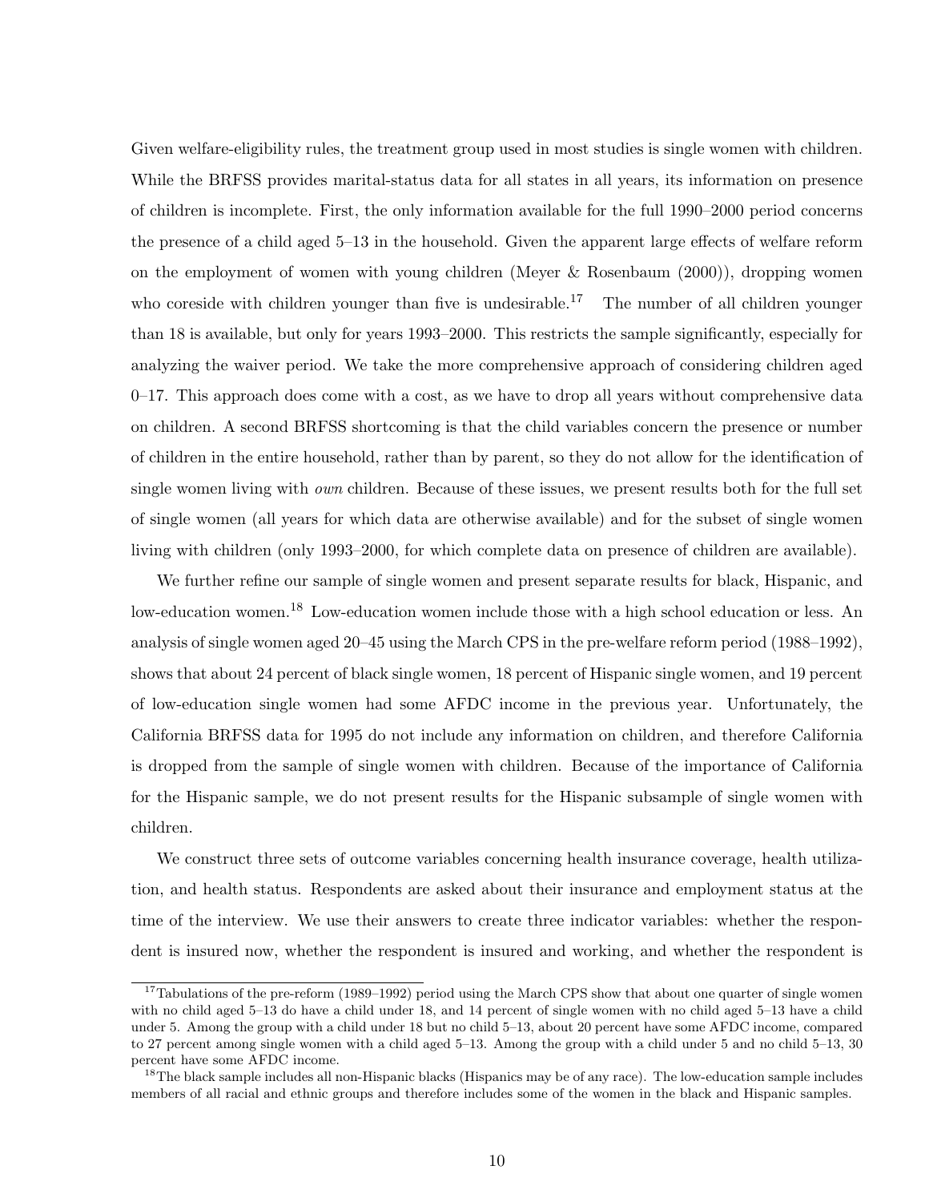Given welfare-eligibility rules, the treatment group used in most studies is single women with children. While the BRFSS provides marital-status data for all states in all years, its information on presence of children is incomplete. First, the only information available for the full 1990–2000 period concerns the presence of a child aged 5–13 in the household. Given the apparent large effects of welfare reform on the employment of women with young children (Meyer & Rosenbaum (2000)), dropping women who coreside with children younger than five is undesirable.[17] The number of all children younger than 18 is available, but only for years 1993–2000. This restricts the sample significantly, especially for analyzing the waiver period. We take the more comprehensive approach of considering children aged 0–17. This approach does come with a cost, as we have to drop all years without comprehensive data on children. A second BRFSS shortcoming is that the child variables concern the presence or number of children in the entire household, rather than by parent, so they do not allow for the identification of single women living with *own* children. Because of these issues, we present results both for the full set of single women (all years for which data are otherwise available) and for the subset of single women living with children (only 1993–2000, for which complete data on presence of children are available).

We further refine our sample of single women and present separate results for black, Hispanic, and low-education women.[18] Low-education women include those with a high school education or less. An analysis of single women aged 20–45 using the March CPS in the pre-welfare reform period (1988–1992), shows that about 24 percent of black single women, 18 percent of Hispanic single women, and 19 percent of low-education single women had some AFDC income in the previous year. Unfortunately, the California BRFSS data for 1995 do not include any information on children, and therefore California is dropped from the sample of single women with children. Because of the importance of California for the Hispanic sample, we do not present results for the Hispanic subsample of single women with children.

We construct three sets of outcome variables concerning health insurance coverage, health utilization, and health status. Respondents are asked about their insurance and employment status at the time of the interview. We use their answers to create three indicator variables: whether the respondent is insured now, whether the respondent is insured and working, and whether the respondent is

---

[17] Tabulations of the pre-reform (1989–1992) period using the March CPS show that about one quarter of single women with no child aged 5–13 do have a child under 18, and 14 percent of single women with no child aged 5–13 have a child under 5. Among the group with a child under 18 but no child 5–13, about 20 percent have some AFDC income, compared to 27 percent among single women with a child aged 5–13. Among the group with a child under 5 and no child 5–13, 30 percent have some AFDC income.

[18] The black sample includes all non-Hispanic blacks (Hispanics may be of any race). The low-education sample includes members of all racial and ethnic groups and therefore includes some of the women in the black and Hispanic samples.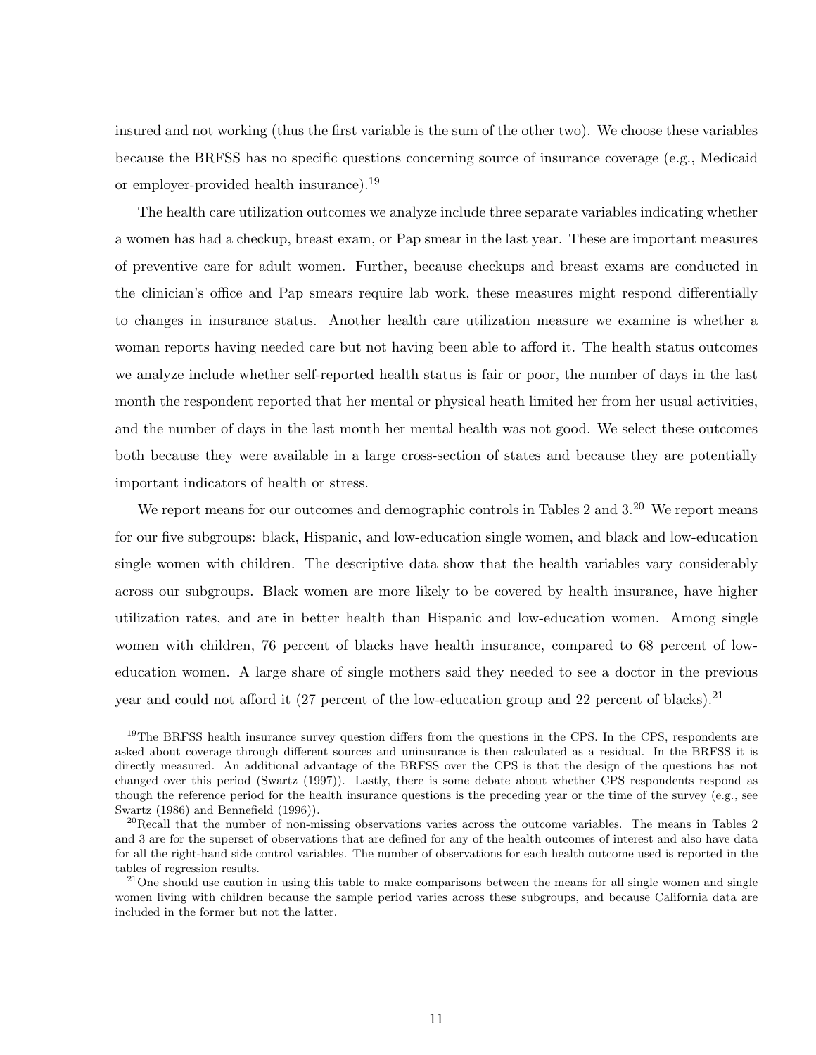insured and not working (thus the first variable is the sum of the other two). We choose these variables because the BRFSS has no specific questions concerning source of insurance coverage (e.g., Medicaid or employer-provided health insurance).[19]

The health care utilization outcomes we analyze include three separate variables indicating whether a women has had a checkup, breast exam, or Pap smear in the last year. These are important measures of preventive care for adult women. Further, because checkups and breast exams are conducted in the clinician's office and Pap smears require lab work, these measures might respond differentially to changes in insurance status. Another health care utilization measure we examine is whether a woman reports having needed care but not having been able to afford it. The health status outcomes we analyze include whether self-reported health status is fair or poor, the number of days in the last month the respondent reported that her mental or physical heath limited her from her usual activities, and the number of days in the last month her mental health was not good. We select these outcomes both because they were available in a large cross-section of states and because they are potentially important indicators of health or stress.

We report means for our outcomes and demographic controls in Tables 2 and 3.[20] We report means for our five subgroups: black, Hispanic, and low-education single women, and black and low-education single women with children. The descriptive data show that the health variables vary considerably across our subgroups. Black women are more likely to be covered by health insurance, have higher utilization rates, and are in better health than Hispanic and low-education women. Among single women with children, 76 percent of blacks have health insurance, compared to 68 percent of low-education women. A large share of single mothers said they needed to see a doctor in the previous year and could not afford it (27 percent of the low-education group and 22 percent of blacks).[21]

---

[19] The BRFSS health insurance survey question differs from the questions in the CPS. In the CPS, respondents are asked about coverage through different sources and uninsurance is then calculated as a residual. In the BRFSS it is directly measured. An additional advantage of the BRFSS over the CPS is that the design of the questions has not changed over this period (Swartz (1997)). Lastly, there is some debate about whether CPS respondents respond as though the reference period for the health insurance questions is the preceding year or the time of the survey (e.g., see Swartz (1986) and Bennefield (1996)).

[20] Recall that the number of non-missing observations varies across the outcome variables. The means in Tables 2 and 3 are for the superset of observations that are defined for any of the health outcomes of interest and also have data for all the right-hand side control variables. The number of observations for each health outcome used is reported in the tables of regression results.

[21] One should use caution in using this table to make comparisons between the means for all single women and single women living with children because the sample period varies across these subgroups, and because California data are included in the former but not the latter.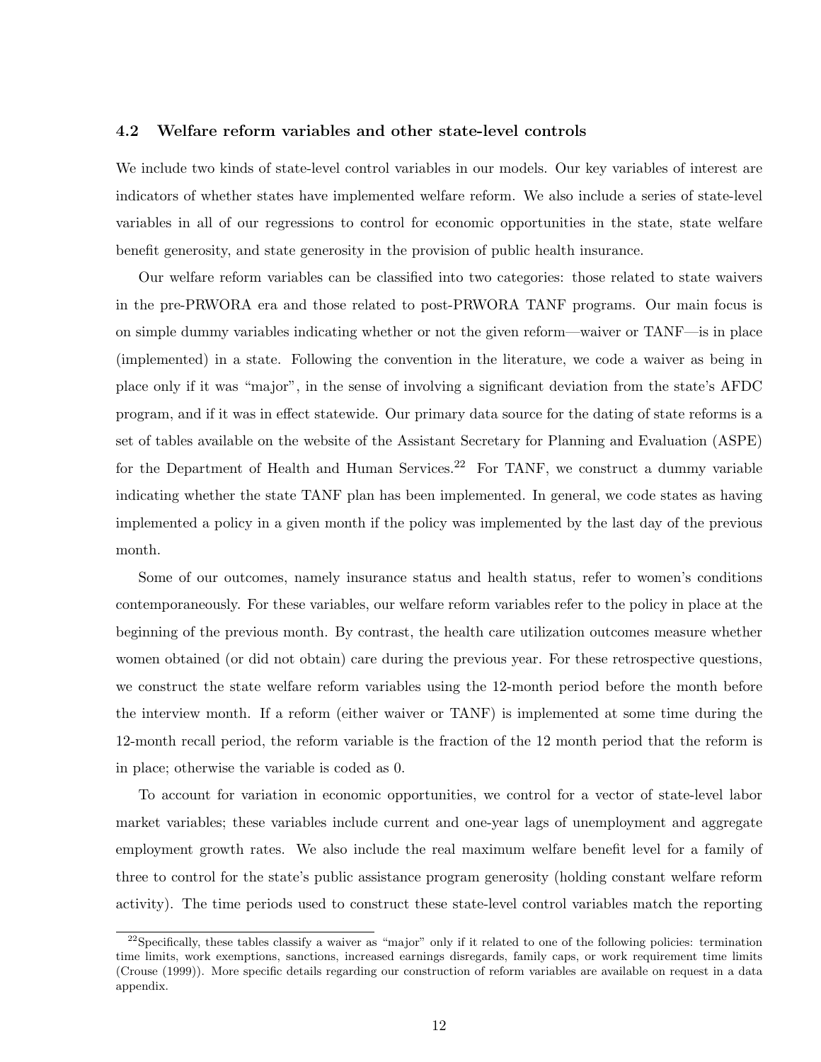### 4.2 Welfare reform variables and other state-level controls

We include two kinds of state-level control variables in our models. Our key variables of interest are indicators of whether states have implemented welfare reform. We also include a series of state-level variables in all of our regressions to control for economic opportunities in the state, state welfare benefit generosity, and state generosity in the provision of public health insurance.

Our welfare reform variables can be classified into two categories: those related to state waivers in the pre-PRWORA era and those related to post-PRWORA TANF programs. Our main focus is on simple dummy variables indicating whether or not the given reform—waiver or TANF—is in place (implemented) in a state. Following the convention in the literature, we code a waiver as being in place only if it was "major", in the sense of involving a significant deviation from the state's AFDC program, and if it was in effect statewide. Our primary data source for the dating of state reforms is a set of tables available on the website of the Assistant Secretary for Planning and Evaluation (ASPE) for the Department of Health and Human Services.[22] For TANF, we construct a dummy variable indicating whether the state TANF plan has been implemented. In general, we code states as having implemented a policy in a given month if the policy was implemented by the last day of the previous month.

Some of our outcomes, namely insurance status and health status, refer to women's conditions contemporaneously. For these variables, our welfare reform variables refer to the policy in place at the beginning of the previous month. By contrast, the health care utilization outcomes measure whether women obtained (or did not obtain) care during the previous year. For these retrospective questions, we construct the state welfare reform variables using the 12-month period before the month before the interview month. If a reform (either waiver or TANF) is implemented at some time during the 12-month recall period, the reform variable is the fraction of the 12 month period that the reform is in place; otherwise the variable is coded as 0.

To account for variation in economic opportunities, we control for a vector of state-level labor market variables; these variables include current and one-year lags of unemployment and aggregate employment growth rates. We also include the real maximum welfare benefit level for a family of three to control for the state's public assistance program generosity (holding constant welfare reform activity). The time periods used to construct these state-level control variables match the reporting

[22] Specifically, these tables classify a waiver as "major" only if it related to one of the following policies: termination time limits, work exemptions, sanctions, increased earnings disregards, family caps, or work requirement time limits (Crouse (1999)). More specific details regarding our construction of reform variables are available on request in a data appendix.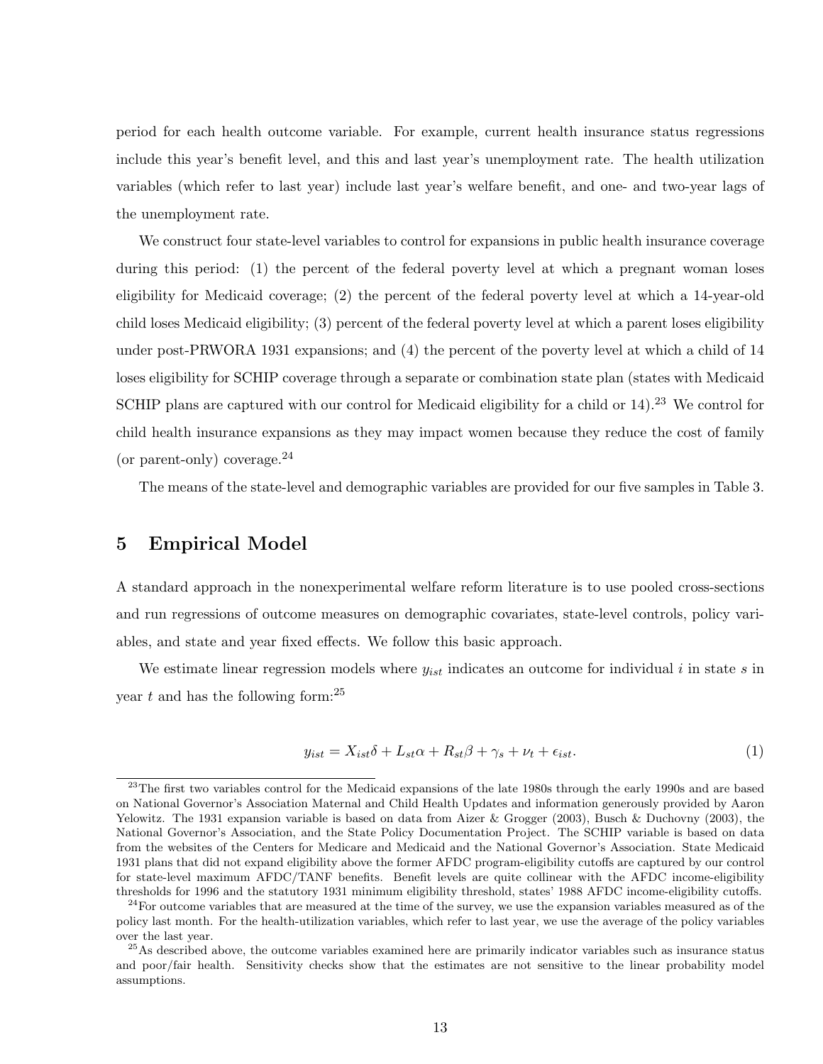period for each health outcome variable. For example, current health insurance status regressions include this year's benefit level, and this and last year's unemployment rate. The health utilization variables (which refer to last year) include last year's welfare benefit, and one- and two-year lags of the unemployment rate.

We construct four state-level variables to control for expansions in public health insurance coverage during this period: (1) the percent of the federal poverty level at which a pregnant woman loses eligibility for Medicaid coverage; (2) the percent of the federal poverty level at which a 14-year-old child loses Medicaid eligibility; (3) percent of the federal poverty level at which a parent loses eligibility under post-PRWORA 1931 expansions; and (4) the percent of the poverty level at which a child of 14 loses eligibility for SCHIP coverage through a separate or combination state plan (states with Medicaid SCHIP plans are captured with our control for Medicaid eligibility for a child or 14).[23] We control for child health insurance expansions as they may impact women because they reduce the cost of family (or parent-only) coverage.[24]

The means of the state-level and demographic variables are provided for our five samples in Table 3.

## 5 Empirical Model

A standard approach in the nonexperimental welfare reform literature is to use pooled cross-sections and run regressions of outcome measures on demographic covariates, state-level controls, policy variables, and state and year fixed effects. We follow this basic approach.

We estimate linear regression models where $y_{ist}$ indicates an outcome for individual $i$ in state $s$ in year $t$ and has the following form:[25]

$$y_{ist} = X_{ist}\delta + L_{st}\alpha + R_{st}\beta + \gamma_s + \nu_t + \epsilon_{ist}. \tag{1}$$

[23] The first two variables control for the Medicaid expansions of the late 1980s through the early 1990s and are based on National Governor's Association Maternal and Child Health Updates and information generously provided by Aaron Yelowitz. The 1931 expansion variable is based on data from Aizer & Grogger (2003), Busch & Duchovny (2003), the National Governor's Association, and the State Policy Documentation Project. The SCHIP variable is based on data from the websites of the Centers for Medicare and Medicaid and the National Governor's Association. State Medicaid 1931 plans that did not expand eligibility above the former AFDC program-eligibility cutoffs are captured by our control for state-level maximum AFDC/TANF benefits. Benefit levels are quite collinear with the AFDC income-eligibility thresholds for 1996 and the statutory 1931 minimum eligibility threshold, states' 1988 AFDC income-eligibility cutoffs.

[24] For outcome variables that are measured at the time of the survey, we use the expansion variables measured as of the policy last month. For the health-utilization variables, which refer to last year, we use the average of the policy variables over the last year.

[25] As described above, the outcome variables examined here are primarily indicator variables such as insurance status and poor/fair health. Sensitivity checks show that the estimates are not sensitive to the linear probability model assumptions.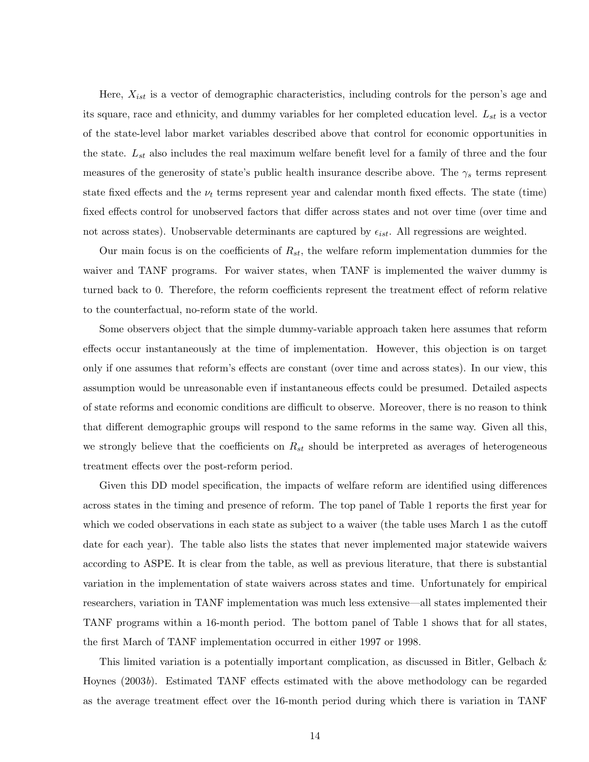Here, $X_{ist}$ is a vector of demographic characteristics, including controls for the person's age and its square, race and ethnicity, and dummy variables for her completed education level. $L_{st}$ is a vector of the state-level labor market variables described above that control for economic opportunities in the state. $L_{st}$ also includes the real maximum welfare benefit level for a family of three and the four measures of the generosity of state's public health insurance describe above. The $\gamma_s$ terms represent state fixed effects and the $\nu_t$ terms represent year and calendar month fixed effects. The state (time) fixed effects control for unobserved factors that differ across states and not over time (over time and not across states). Unobservable determinants are captured by $\epsilon_{ist}$. All regressions are weighted.

Our main focus is on the coefficients of $R_{st}$, the welfare reform implementation dummies for the waiver and TANF programs. For waiver states, when TANF is implemented the waiver dummy is turned back to 0. Therefore, the reform coefficients represent the treatment effect of reform relative to the counterfactual, no-reform state of the world.

Some observers object that the simple dummy-variable approach taken here assumes that reform effects occur instantaneously at the time of implementation. However, this objection is on target only if one assumes that reform's effects are constant (over time and across states). In our view, this assumption would be unreasonable even if instantaneous effects could be presumed. Detailed aspects of state reforms and economic conditions are difficult to observe. Moreover, there is no reason to think that different demographic groups will respond to the same reforms in the same way. Given all this, we strongly believe that the coefficients on $R_{st}$ should be interpreted as averages of heterogeneous treatment effects over the post-reform period.

Given this DD model specification, the impacts of welfare reform are identified using differences across states in the timing and presence of reform. The top panel of Table 1 reports the first year for which we coded observations in each state as subject to a waiver (the table uses March 1 as the cutoff date for each year). The table also lists the states that never implemented major statewide waivers according to ASPE. It is clear from the table, as well as previous literature, that there is substantial variation in the implementation of state waivers across states and time. Unfortunately for empirical researchers, variation in TANF implementation was much less extensive—all states implemented their TANF programs within a 16-month period. The bottom panel of Table 1 shows that for all states, the first March of TANF implementation occurred in either 1997 or 1998.

This limited variation is a potentially important complication, as discussed in Bitler, Gelbach & Hoynes (2003*b*). Estimated TANF effects estimated with the above methodology can be regarded as the average treatment effect over the 16-month period during which there is variation in TANF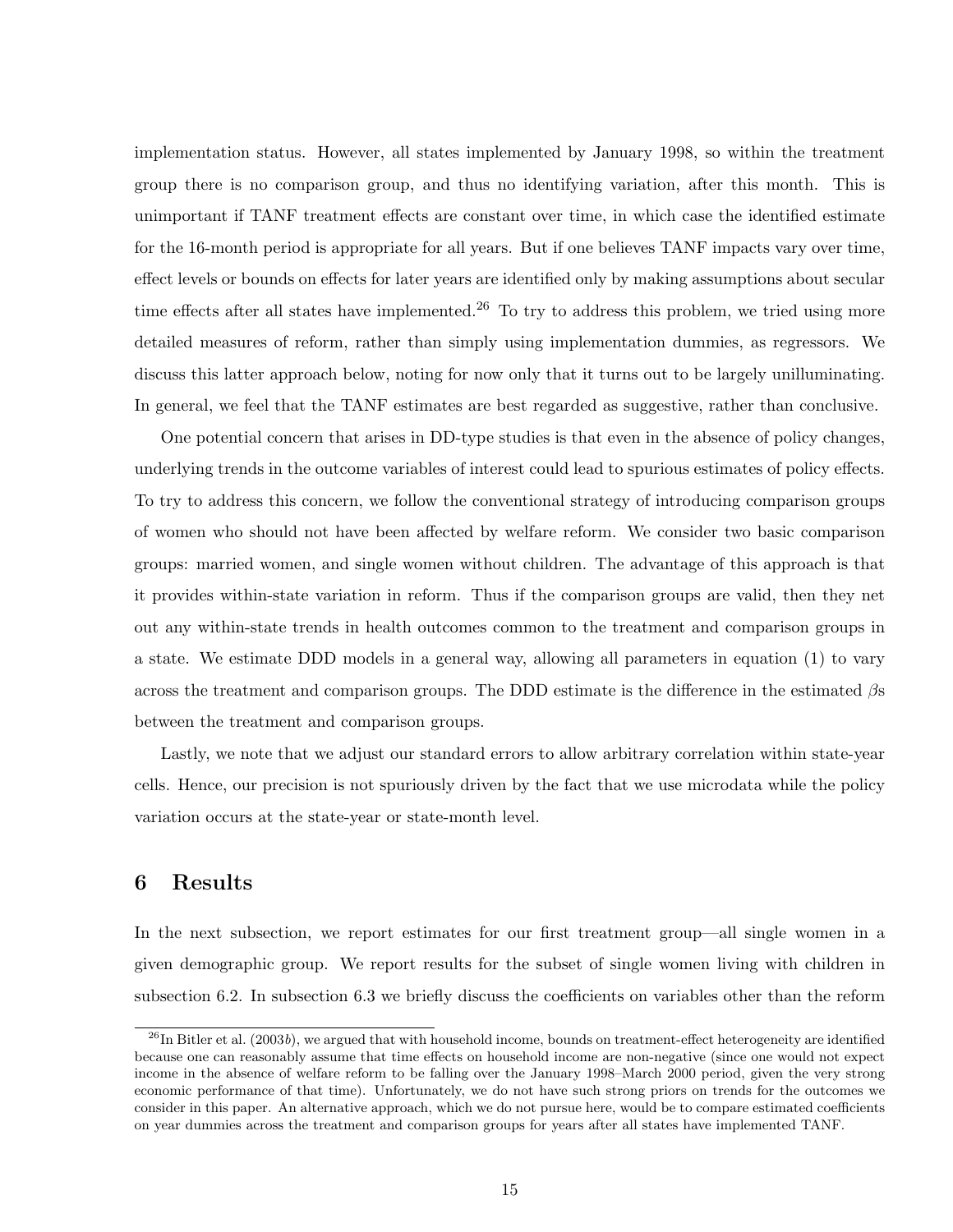implementation status. However, all states implemented by January 1998, so within the treatment group there is no comparison group, and thus no identifying variation, after this month. This is unimportant if TANF treatment effects are constant over time, in which case the identified estimate for the 16-month period is appropriate for all years. But if one believes TANF impacts vary over time, effect levels or bounds on effects for later years are identified only by making assumptions about secular time effects after all states have implemented.[26] To try to address this problem, we tried using more detailed measures of reform, rather than simply using implementation dummies, as regressors. We discuss this latter approach below, noting for now only that it turns out to be largely unilluminating. In general, we feel that the TANF estimates are best regarded as suggestive, rather than conclusive.

One potential concern that arises in DD-type studies is that even in the absence of policy changes, underlying trends in the outcome variables of interest could lead to spurious estimates of policy effects. To try to address this concern, we follow the conventional strategy of introducing comparison groups of women who should not have been affected by welfare reform. We consider two basic comparison groups: married women, and single women without children. The advantage of this approach is that it provides within-state variation in reform. Thus if the comparison groups are valid, then they net out any within-state trends in health outcomes common to the treatment and comparison groups in a state. We estimate DDD models in a general way, allowing all parameters in equation (1) to vary across the treatment and comparison groups. The DDD estimate is the difference in the estimated $\beta$s between the treatment and comparison groups.

Lastly, we note that we adjust our standard errors to allow arbitrary correlation within state-year cells. Hence, our precision is not spuriously driven by the fact that we use microdata while the policy variation occurs at the state-year or state-month level.

# 6 Results

In the next subsection, we report estimates for our first treatment group—all single women in a given demographic group. We report results for the subset of single women living with children in subsection 6.2. In subsection 6.3 we briefly discuss the coefficients on variables other than the reform

[26] In Bitler et al. (2003*b*), we argued that with household income, bounds on treatment-effect heterogeneity are identified because one can reasonably assume that time effects on household income are non-negative (since one would not expect income in the absence of welfare reform to be falling over the January 1998–March 2000 period, given the very strong economic performance of that time). Unfortunately, we do not have such strong priors on trends for the outcomes we consider in this paper. An alternative approach, which we do not pursue here, would be to compare estimated coefficients on year dummies across the treatment and comparison groups for years after all states have implemented TANF.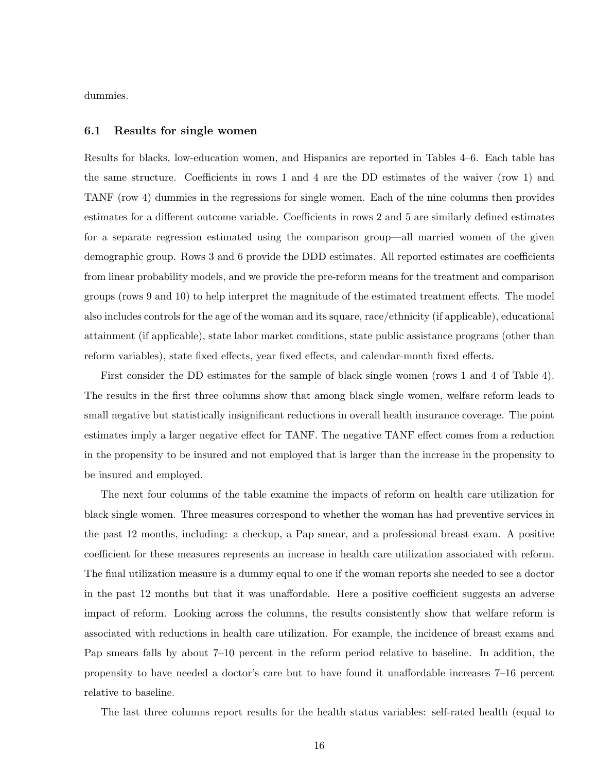dummies.

### 6.1 Results for single women

Results for blacks, low-education women, and Hispanics are reported in Tables 4–6. Each table has the same structure. Coefficients in rows 1 and 4 are the DD estimates of the waiver (row 1) and TANF (row 4) dummies in the regressions for single women. Each of the nine columns then provides estimates for a different outcome variable. Coefficients in rows 2 and 5 are similarly defined estimates for a separate regression estimated using the comparison group—all married women of the given demographic group. Rows 3 and 6 provide the DDD estimates. All reported estimates are coefficients from linear probability models, and we provide the pre-reform means for the treatment and comparison groups (rows 9 and 10) to help interpret the magnitude of the estimated treatment effects. The model also includes controls for the age of the woman and its square, race/ethnicity (if applicable), educational attainment (if applicable), state labor market conditions, state public assistance programs (other than reform variables), state fixed effects, year fixed effects, and calendar-month fixed effects.

First consider the DD estimates for the sample of black single women (rows 1 and 4 of Table 4). The results in the first three columns show that among black single women, welfare reform leads to small negative but statistically insignificant reductions in overall health insurance coverage. The point estimates imply a larger negative effect for TANF. The negative TANF effect comes from a reduction in the propensity to be insured and not employed that is larger than the increase in the propensity to be insured and employed.

The next four columns of the table examine the impacts of reform on health care utilization for black single women. Three measures correspond to whether the woman has had preventive services in the past 12 months, including: a checkup, a Pap smear, and a professional breast exam. A positive coefficient for these measures represents an increase in health care utilization associated with reform. The final utilization measure is a dummy equal to one if the woman reports she needed to see a doctor in the past 12 months but that it was unaffordable. Here a positive coefficient suggests an adverse impact of reform. Looking across the columns, the results consistently show that welfare reform is associated with reductions in health care utilization. For example, the incidence of breast exams and Pap smears falls by about 7–10 percent in the reform period relative to baseline. In addition, the propensity to have needed a doctor's care but to have found it unaffordable increases 7–16 percent relative to baseline.

The last three columns report results for the health status variables: self-rated health (equal to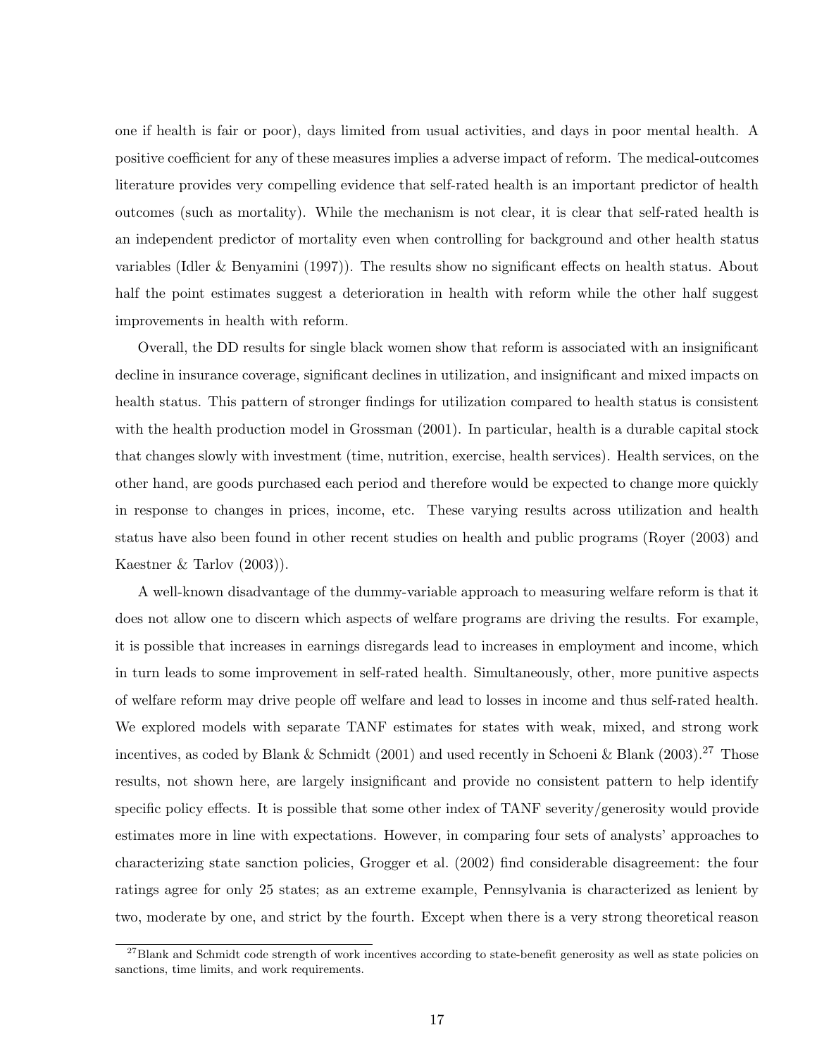one if health is fair or poor), days limited from usual activities, and days in poor mental health. A positive coefficient for any of these measures implies a adverse impact of reform. The medical-outcomes literature provides very compelling evidence that self-rated health is an important predictor of health outcomes (such as mortality). While the mechanism is not clear, it is clear that self-rated health is an independent predictor of mortality even when controlling for background and other health status variables (Idler & Benyamini (1997)). The results show no significant effects on health status. About half the point estimates suggest a deterioration in health with reform while the other half suggest improvements in health with reform.

Overall, the DD results for single black women show that reform is associated with an insignificant decline in insurance coverage, significant declines in utilization, and insignificant and mixed impacts on health status. This pattern of stronger findings for utilization compared to health status is consistent with the health production model in Grossman (2001). In particular, health is a durable capital stock that changes slowly with investment (time, nutrition, exercise, health services). Health services, on the other hand, are goods purchased each period and therefore would be expected to change more quickly in response to changes in prices, income, etc. These varying results across utilization and health status have also been found in other recent studies on health and public programs (Royer (2003) and Kaestner & Tarlov (2003)).

A well-known disadvantage of the dummy-variable approach to measuring welfare reform is that it does not allow one to discern which aspects of welfare programs are driving the results. For example, it is possible that increases in earnings disregards lead to increases in employment and income, which in turn leads to some improvement in self-rated health. Simultaneously, other, more punitive aspects of welfare reform may drive people off welfare and lead to losses in income and thus self-rated health. We explored models with separate TANF estimates for states with weak, mixed, and strong work incentives, as coded by Blank & Schmidt (2001) and used recently in Schoeni & Blank (2003).[27] Those results, not shown here, are largely insignificant and provide no consistent pattern to help identify specific policy effects. It is possible that some other index of TANF severity/generosity would provide estimates more in line with expectations. However, in comparing four sets of analysts' approaches to characterizing state sanction policies, Grogger et al. (2002) find considerable disagreement: the four ratings agree for only 25 states; as an extreme example, Pennsylvania is characterized as lenient by two, moderate by one, and strict by the fourth. Except when there is a very strong theoretical reason

[27] Blank and Schmidt code strength of work incentives according to state-benefit generosity as well as state policies on sanctions, time limits, and work requirements.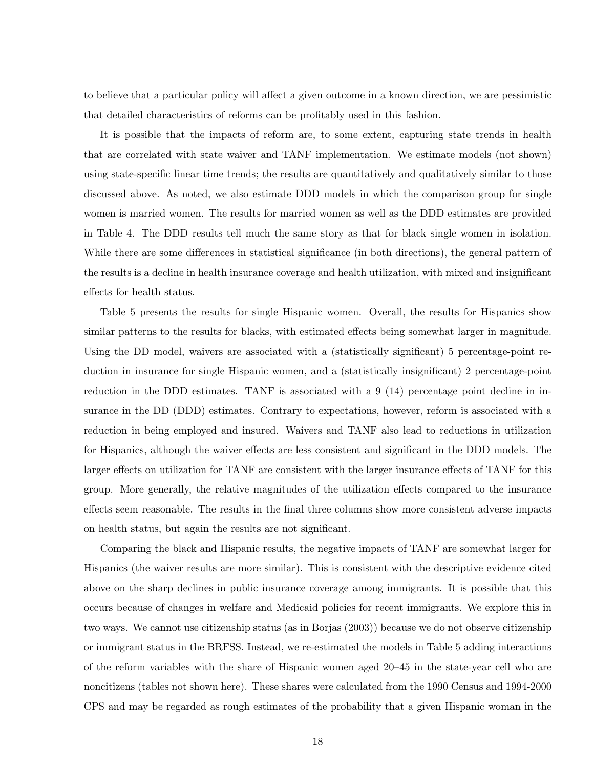to believe that a particular policy will affect a given outcome in a known direction, we are pessimistic that detailed characteristics of reforms can be profitably used in this fashion.

It is possible that the impacts of reform are, to some extent, capturing state trends in health that are correlated with state waiver and TANF implementation. We estimate models (not shown) using state-specific linear time trends; the results are quantitatively and qualitatively similar to those discussed above. As noted, we also estimate DDD models in which the comparison group for single women is married women. The results for married women as well as the DDD estimates are provided in Table 4. The DDD results tell much the same story as that for black single women in isolation. While there are some differences in statistical significance (in both directions), the general pattern of the results is a decline in health insurance coverage and health utilization, with mixed and insignificant effects for health status.

Table 5 presents the results for single Hispanic women. Overall, the results for Hispanics show similar patterns to the results for blacks, with estimated effects being somewhat larger in magnitude. Using the DD model, waivers are associated with a (statistically significant) 5 percentage-point reduction in insurance for single Hispanic women, and a (statistically insignificant) 2 percentage-point reduction in the DDD estimates. TANF is associated with a 9 (14) percentage point decline in insurance in the DD (DDD) estimates. Contrary to expectations, however, reform is associated with a reduction in being employed and insured. Waivers and TANF also lead to reductions in utilization for Hispanics, although the waiver effects are less consistent and significant in the DDD models. The larger effects on utilization for TANF are consistent with the larger insurance effects of TANF for this group. More generally, the relative magnitudes of the utilization effects compared to the insurance effects seem reasonable. The results in the final three columns show more consistent adverse impacts on health status, but again the results are not significant.

Comparing the black and Hispanic results, the negative impacts of TANF are somewhat larger for Hispanics (the waiver results are more similar). This is consistent with the descriptive evidence cited above on the sharp declines in public insurance coverage among immigrants. It is possible that this occurs because of changes in welfare and Medicaid policies for recent immigrants. We explore this in two ways. We cannot use citizenship status (as in Borjas (2003)) because we do not observe citizenship or immigrant status in the BRFSS. Instead, we re-estimated the models in Table 5 adding interactions of the reform variables with the share of Hispanic women aged 20–45 in the state-year cell who are noncitizens (tables not shown here). These shares were calculated from the 1990 Census and 1994-2000 CPS and may be regarded as rough estimates of the probability that a given Hispanic woman in the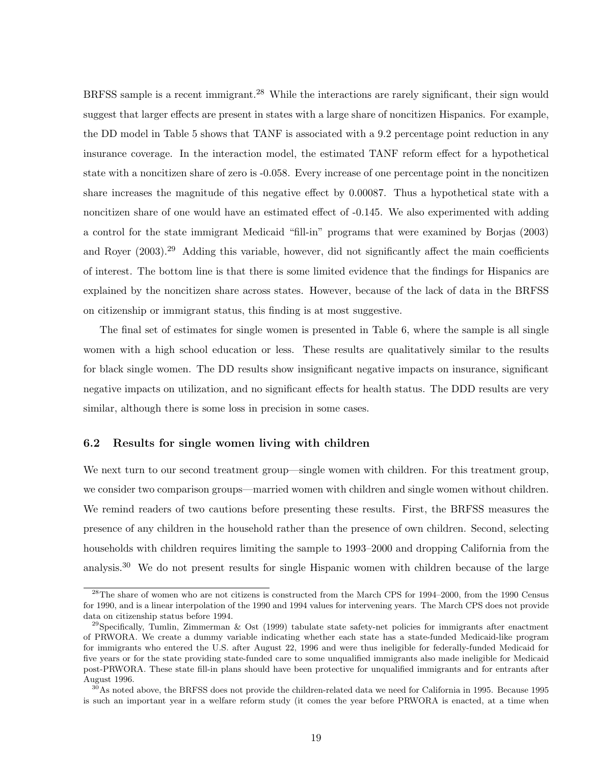BRFSS sample is a recent immigrant.[28] While the interactions are rarely significant, their sign would suggest that larger effects are present in states with a large share of noncitizen Hispanics. For example, the DD model in Table 5 shows that TANF is associated with a 9.2 percentage point reduction in any insurance coverage. In the interaction model, the estimated TANF reform effect for a hypothetical state with a noncitizen share of zero is -0.058. Every increase of one percentage point in the noncitizen share increases the magnitude of this negative effect by 0.00087. Thus a hypothetical state with a noncitizen share of one would have an estimated effect of -0.145. We also experimented with adding a control for the state immigrant Medicaid "fill-in" programs that were examined by Borjas (2003) and Royer (2003).[29] Adding this variable, however, did not significantly affect the main coefficients of interest. The bottom line is that there is some limited evidence that the findings for Hispanics are explained by the noncitizen share across states. However, because of the lack of data in the BRFSS on citizenship or immigrant status, this finding is at most suggestive.

The final set of estimates for single women is presented in Table 6, where the sample is all single women with a high school education or less. These results are qualitatively similar to the results for black single women. The DD results show insignificant negative impacts on insurance, significant negative impacts on utilization, and no significant effects for health status. The DDD results are very similar, although there is some loss in precision in some cases.

### 6.2 Results for single women living with children

We next turn to our second treatment group—single women with children. For this treatment group, we consider two comparison groups—married women with children and single women without children. We remind readers of two cautions before presenting these results. First, the BRFSS measures the presence of any children in the household rather than the presence of own children. Second, selecting households with children requires limiting the sample to 1993–2000 and dropping California from the analysis.[30] We do not present results for single Hispanic women with children because of the large

[28] The share of women who are not citizens is constructed from the March CPS for 1994–2000, from the 1990 Census for 1990, and is a linear interpolation of the 1990 and 1994 values for intervening years. The March CPS does not provide data on citizenship status before 1994.

[29] Specifically, Tumlin, Zimmerman & Ost (1999) tabulate state safety-net policies for immigrants after enactment of PRWORA. We create a dummy variable indicating whether each state has a state-funded Medicaid-like program for immigrants who entered the U.S. after August 22, 1996 and were thus ineligible for federally-funded Medicaid for five years or for the state providing state-funded care to some unqualified immigrants also made ineligible for Medicaid post-PRWORA. These state fill-in plans should have been protective for unqualified immigrants and for entrants after August 1996.

[30] As noted above, the BRFSS does not provide the children-related data we need for California in 1995. Because 1995 is such an important year in a welfare reform study (it comes the year before PRWORA is enacted, at a time when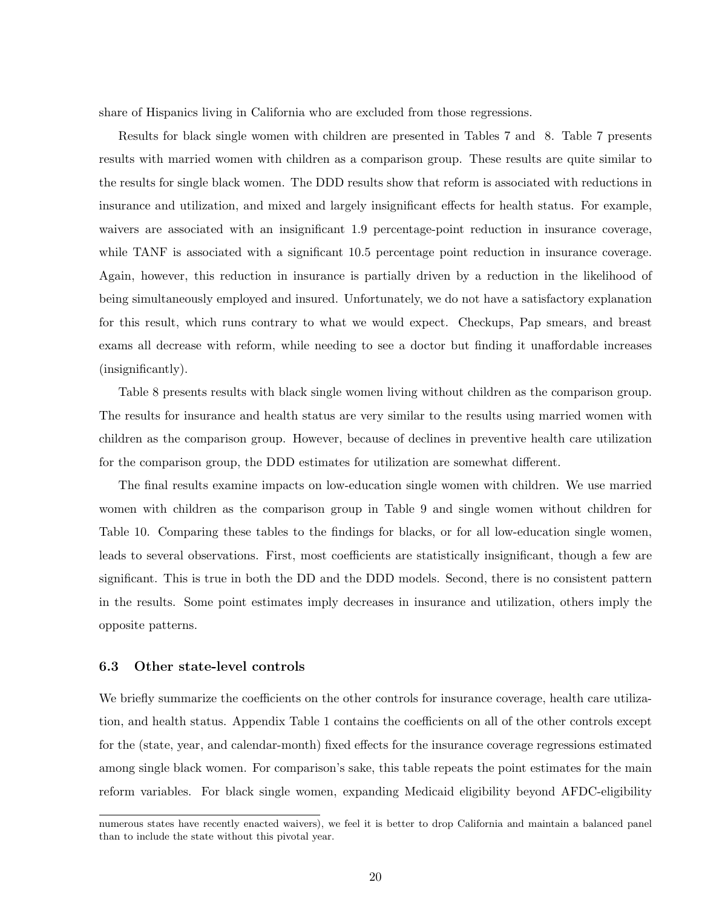share of Hispanics living in California who are excluded from those regressions.

Results for black single women with children are presented in Tables 7 and 8. Table 7 presents results with married women with children as a comparison group. These results are quite similar to the results for single black women. The DDD results show that reform is associated with reductions in insurance and utilization, and mixed and largely insignificant effects for health status. For example, waivers are associated with an insignificant 1.9 percentage-point reduction in insurance coverage, while TANF is associated with a significant 10.5 percentage point reduction in insurance coverage. Again, however, this reduction in insurance is partially driven by a reduction in the likelihood of being simultaneously employed and insured. Unfortunately, we do not have a satisfactory explanation for this result, which runs contrary to what we would expect. Checkups, Pap smears, and breast exams all decrease with reform, while needing to see a doctor but finding it unaffordable increases (insignificantly).

Table 8 presents results with black single women living without children as the comparison group. The results for insurance and health status are very similar to the results using married women with children as the comparison group. However, because of declines in preventive health care utilization for the comparison group, the DDD estimates for utilization are somewhat different.

The final results examine impacts on low-education single women with children. We use married women with children as the comparison group in Table 9 and single women without children for Table 10. Comparing these tables to the findings for blacks, or for all low-education single women, leads to several observations. First, most coefficients are statistically insignificant, though a few are significant. This is true in both the DD and the DDD models. Second, there is no consistent pattern in the results. Some point estimates imply decreases in insurance and utilization, others imply the opposite patterns.

### 6.3 Other state-level controls

We briefly summarize the coefficients on the other controls for insurance coverage, health care utilization, and health status. Appendix Table 1 contains the coefficients on all of the other controls except for the (state, year, and calendar-month) fixed effects for the insurance coverage regressions estimated among single black women. For comparison's sake, this table repeats the point estimates for the main reform variables. For black single women, expanding Medicaid eligibility beyond AFDC-eligibility

numerous states have recently enacted waivers), we feel it is better to drop California and maintain a balanced panel than to include the state without this pivotal year.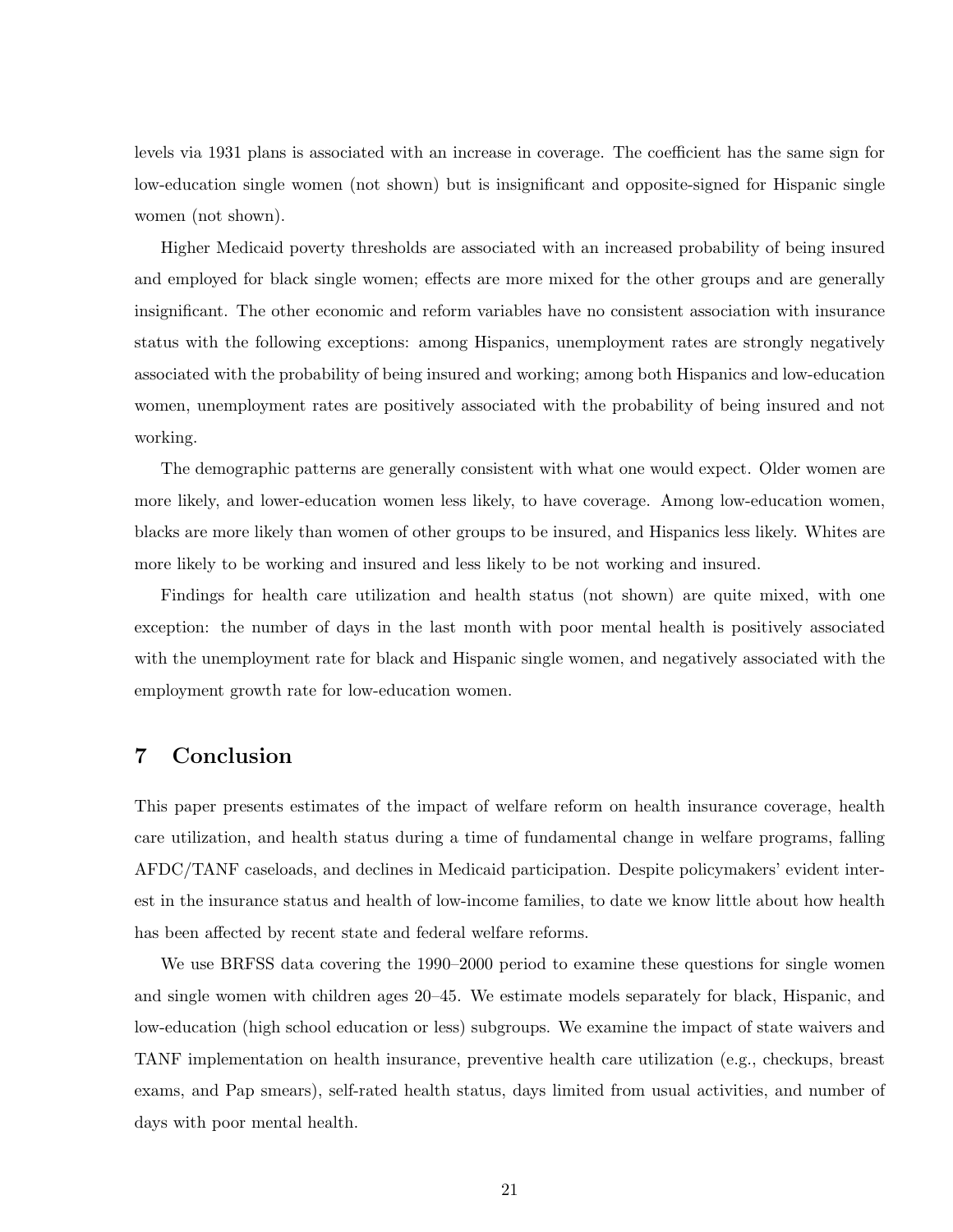levels via 1931 plans is associated with an increase in coverage. The coefficient has the same sign for low-education single women (not shown) but is insignificant and opposite-signed for Hispanic single women (not shown).

Higher Medicaid poverty thresholds are associated with an increased probability of being insured and employed for black single women; effects are more mixed for the other groups and are generally insignificant. The other economic and reform variables have no consistent association with insurance status with the following exceptions: among Hispanics, unemployment rates are strongly negatively associated with the probability of being insured and working; among both Hispanics and low-education women, unemployment rates are positively associated with the probability of being insured and not working.

The demographic patterns are generally consistent with what one would expect. Older women are more likely, and lower-education women less likely, to have coverage. Among low-education women, blacks are more likely than women of other groups to be insured, and Hispanics less likely. Whites are more likely to be working and insured and less likely to be not working and insured.

Findings for health care utilization and health status (not shown) are quite mixed, with one exception: the number of days in the last month with poor mental health is positively associated with the unemployment rate for black and Hispanic single women, and negatively associated with the employment growth rate for low-education women.

## 7 Conclusion

This paper presents estimates of the impact of welfare reform on health insurance coverage, health care utilization, and health status during a time of fundamental change in welfare programs, falling AFDC/TANF caseloads, and declines in Medicaid participation. Despite policymakers' evident interest in the insurance status and health of low-income families, to date we know little about how health has been affected by recent state and federal welfare reforms.

We use BRFSS data covering the 1990–2000 period to examine these questions for single women and single women with children ages 20–45. We estimate models separately for black, Hispanic, and low-education (high school education or less) subgroups. We examine the impact of state waivers and TANF implementation on health insurance, preventive health care utilization (e.g., checkups, breast exams, and Pap smears), self-rated health status, days limited from usual activities, and number of days with poor mental health.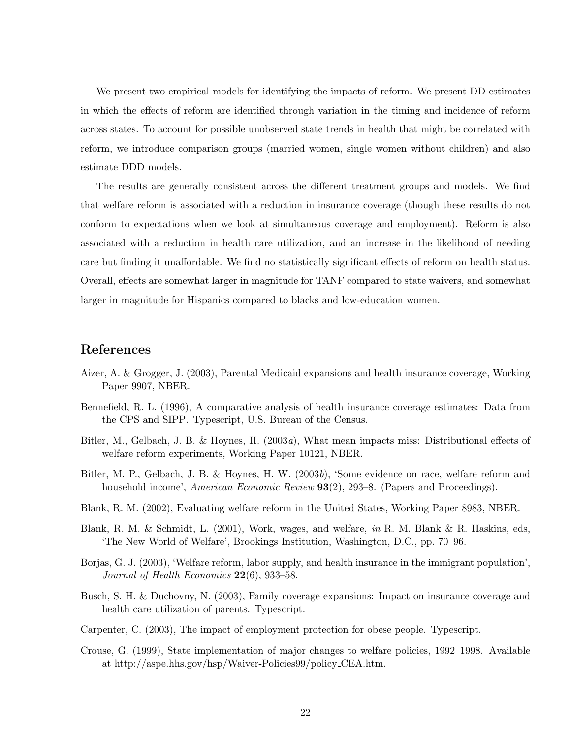We present two empirical models for identifying the impacts of reform. We present DD estimates in which the effects of reform are identified through variation in the timing and incidence of reform across states. To account for possible unobserved state trends in health that might be correlated with reform, we introduce comparison groups (married women, single women without children) and also estimate DDD models.

The results are generally consistent across the different treatment groups and models. We find that welfare reform is associated with a reduction in insurance coverage (though these results do not conform to expectations when we look at simultaneous coverage and employment). Reform is also associated with a reduction in health care utilization, and an increase in the likelihood of needing care but finding it unaffordable. We find no statistically significant effects of reform on health status. Overall, effects are somewhat larger in magnitude for TANF compared to state waivers, and somewhat larger in magnitude for Hispanics compared to blacks and low-education women.

## References

Aizer, A. & Grogger, J. (2003), Parental Medicaid expansions and health insurance coverage, Working Paper 9907, NBER.

Bennefield, R. L. (1996), A comparative analysis of health insurance coverage estimates: Data from the CPS and SIPP. Typescript, U.S. Bureau of the Census.

Bitler, M., Gelbach, J. B. & Hoynes, H. (2003*a*), What mean impacts miss: Distributional effects of welfare reform experiments, Working Paper 10121, NBER.

Bitler, M. P., Gelbach, J. B. & Hoynes, H. W. (2003*b*), 'Some evidence on race, welfare reform and household income', *American Economic Review* **93**(2), 293–8. (Papers and Proceedings).

Blank, R. M. (2002), Evaluating welfare reform in the United States, Working Paper 8983, NBER.

Blank, R. M. & Schmidt, L. (2001), Work, wages, and welfare, *in* R. M. Blank & R. Haskins, eds, 'The New World of Welfare', Brookings Institution, Washington, D.C., pp. 70–96.

Borjas, G. J. (2003), 'Welfare reform, labor supply, and health insurance in the immigrant population', *Journal of Health Economics* **22**(6), 933–58.

Busch, S. H. & Duchovny, N. (2003), Family coverage expansions: Impact on insurance coverage and health care utilization of parents. Typescript.

Carpenter, C. (2003), The impact of employment protection for obese people. Typescript.

Crouse, G. (1999), State implementation of major changes to welfare policies, 1992–1998. Available at http://aspe.hhs.gov/hsp/Waiver-Policies99/policy_CEA.htm.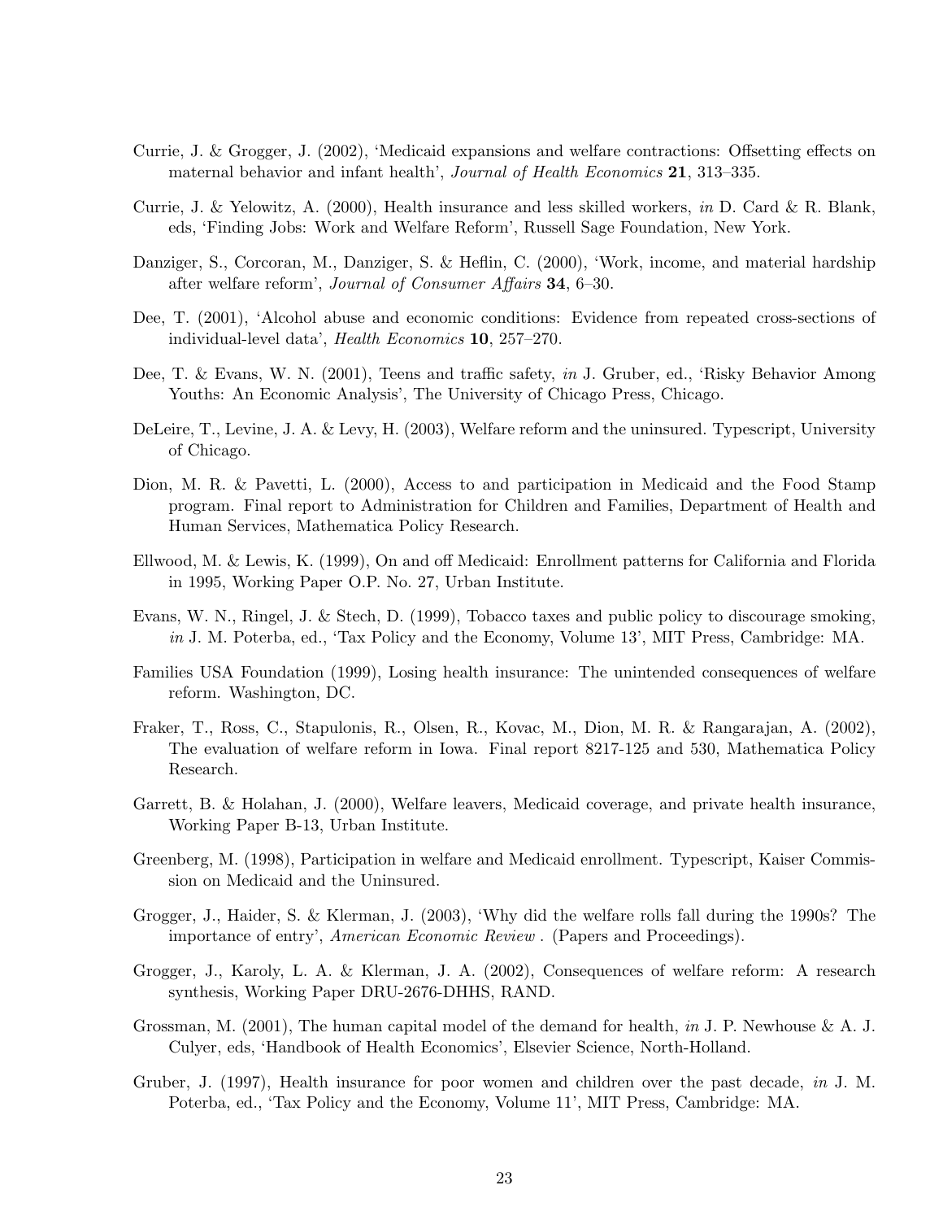Currie, J. & Grogger, J. (2002), 'Medicaid expansions and welfare contractions: Offsetting effects on maternal behavior and infant health', *Journal of Health Economics* **21**, 313–335.

Currie, J. & Yelowitz, A. (2000), Health insurance and less skilled workers, *in* D. Card & R. Blank, eds, 'Finding Jobs: Work and Welfare Reform', Russell Sage Foundation, New York.

Danziger, S., Corcoran, M., Danziger, S. & Heflin, C. (2000), 'Work, income, and material hardship after welfare reform', *Journal of Consumer Affairs* **34**, 6–30.

Dee, T. (2001), 'Alcohol abuse and economic conditions: Evidence from repeated cross-sections of individual-level data', *Health Economics* **10**, 257–270.

Dee, T. & Evans, W. N. (2001), Teens and traffic safety, *in* J. Gruber, ed., 'Risky Behavior Among Youths: An Economic Analysis', The University of Chicago Press, Chicago.

DeLeire, T., Levine, J. A. & Levy, H. (2003), Welfare reform and the uninsured. Typescript, University of Chicago.

Dion, M. R. & Pavetti, L. (2000), Access to and participation in Medicaid and the Food Stamp program. Final report to Administration for Children and Families, Department of Health and Human Services, Mathematica Policy Research.

Ellwood, M. & Lewis, K. (1999), On and off Medicaid: Enrollment patterns for California and Florida in 1995, Working Paper O.P. No. 27, Urban Institute.

Evans, W. N., Ringel, J. & Stech, D. (1999), Tobacco taxes and public policy to discourage smoking, *in* J. M. Poterba, ed., 'Tax Policy and the Economy, Volume 13', MIT Press, Cambridge: MA.

Families USA Foundation (1999), Losing health insurance: The unintended consequences of welfare reform. Washington, DC.

Fraker, T., Ross, C., Stapulonis, R., Olsen, R., Kovac, M., Dion, M. R. & Rangarajan, A. (2002), The evaluation of welfare reform in Iowa. Final report 8217-125 and 530, Mathematica Policy Research.

Garrett, B. & Holahan, J. (2000), Welfare leavers, Medicaid coverage, and private health insurance, Working Paper B-13, Urban Institute.

Greenberg, M. (1998), Participation in welfare and Medicaid enrollment. Typescript, Kaiser Commission on Medicaid and the Uninsured.

Grogger, J., Haider, S. & Klerman, J. (2003), 'Why did the welfare rolls fall during the 1990s? The importance of entry', *American Economic Review* . (Papers and Proceedings).

Grogger, J., Karoly, L. A. & Klerman, J. A. (2002), Consequences of welfare reform: A research synthesis, Working Paper DRU-2676-DHHS, RAND.

Grossman, M. (2001), The human capital model of the demand for health, *in* J. P. Newhouse & A. J. Culyer, eds, 'Handbook of Health Economics', Elsevier Science, North-Holland.

Gruber, J. (1997), Health insurance for poor women and children over the past decade, *in* J. M. Poterba, ed., 'Tax Policy and the Economy, Volume 11', MIT Press, Cambridge: MA.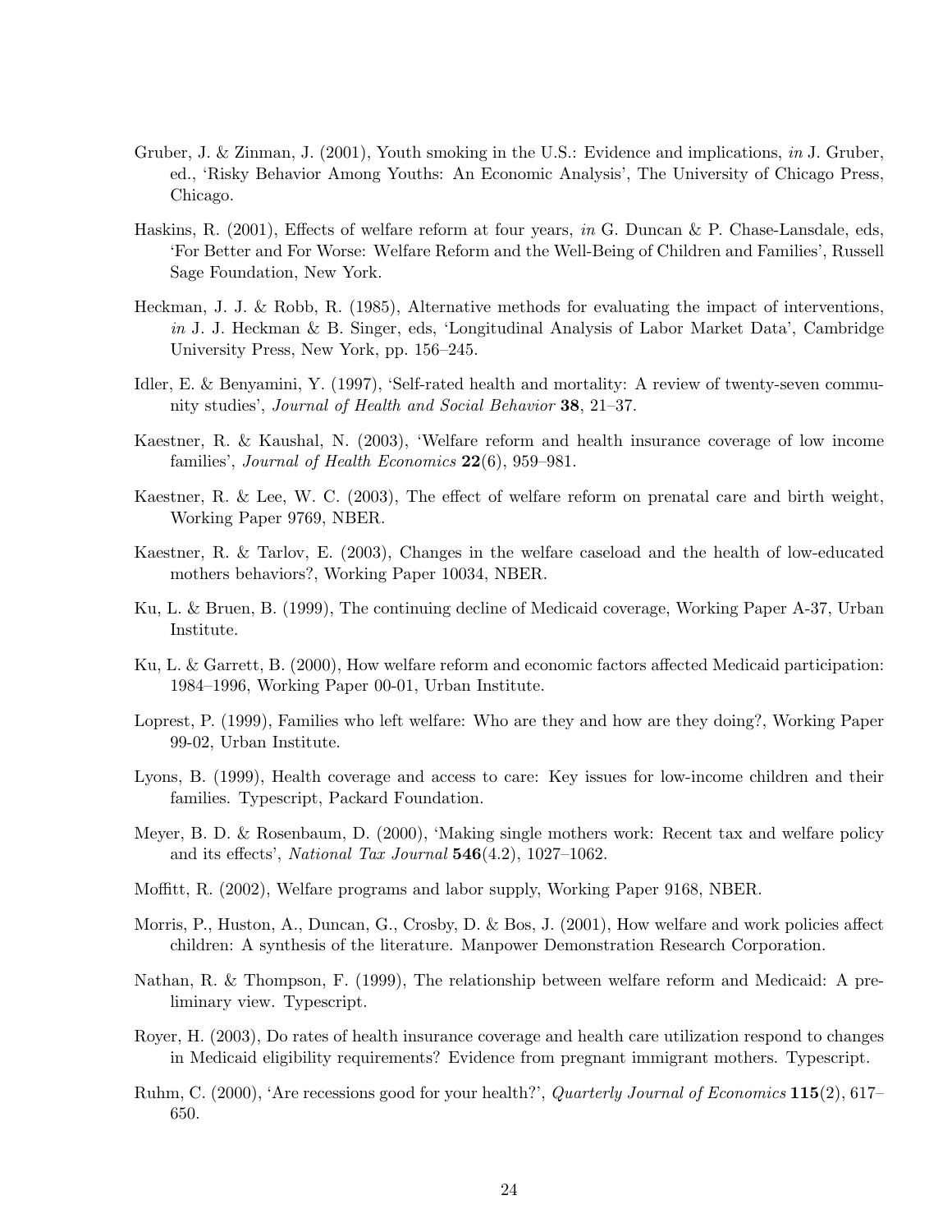Gruber, J. & Zinman, J. (2001), Youth smoking in the U.S.: Evidence and implications, *in* J. Gruber, ed., 'Risky Behavior Among Youths: An Economic Analysis', The University of Chicago Press, Chicago.

Haskins, R. (2001), Effects of welfare reform at four years, *in* G. Duncan & P. Chase-Lansdale, eds, 'For Better and For Worse: Welfare Reform and the Well-Being of Children and Families', Russell Sage Foundation, New York.

Heckman, J. J. & Robb, R. (1985), Alternative methods for evaluating the impact of interventions, *in* J. J. Heckman & B. Singer, eds, 'Longitudinal Analysis of Labor Market Data', Cambridge University Press, New York, pp. 156–245.

Idler, E. & Benyamini, Y. (1997), 'Self-rated health and mortality: A review of twenty-seven community studies', *Journal of Health and Social Behavior* **38**, 21–37.

Kaestner, R. & Kaushal, N. (2003), 'Welfare reform and health insurance coverage of low income families', *Journal of Health Economics* **22**(6), 959–981.

Kaestner, R. & Lee, W. C. (2003), The effect of welfare reform on prenatal care and birth weight, Working Paper 9769, NBER.

Kaestner, R. & Tarlov, E. (2003), Changes in the welfare caseload and the health of low-educated mothers behaviors?, Working Paper 10034, NBER.

Ku, L. & Bruen, B. (1999), The continuing decline of Medicaid coverage, Working Paper A-37, Urban Institute.

Ku, L. & Garrett, B. (2000), How welfare reform and economic factors affected Medicaid participation: 1984–1996, Working Paper 00-01, Urban Institute.

Loprest, P. (1999), Families who left welfare: Who are they and how are they doing?, Working Paper 99-02, Urban Institute.

Lyons, B. (1999), Health coverage and access to care: Key issues for low-income children and their families. Typescript, Packard Foundation.

Meyer, B. D. & Rosenbaum, D. (2000), 'Making single mothers work: Recent tax and welfare policy and its effects', *National Tax Journal* **546**(4.2), 1027–1062.

Moffitt, R. (2002), Welfare programs and labor supply, Working Paper 9168, NBER.

Morris, P., Huston, A., Duncan, G., Crosby, D. & Bos, J. (2001), How welfare and work policies affect children: A synthesis of the literature. Manpower Demonstration Research Corporation.

Nathan, R. & Thompson, F. (1999), The relationship between welfare reform and Medicaid: A preliminary view. Typescript.

Royer, H. (2003), Do rates of health insurance coverage and health care utilization respond to changes in Medicaid eligibility requirements? Evidence from pregnant immigrant mothers. Typescript.

Ruhm, C. (2000), 'Are recessions good for your health?', *Quarterly Journal of Economics* **115**(2), 617–650.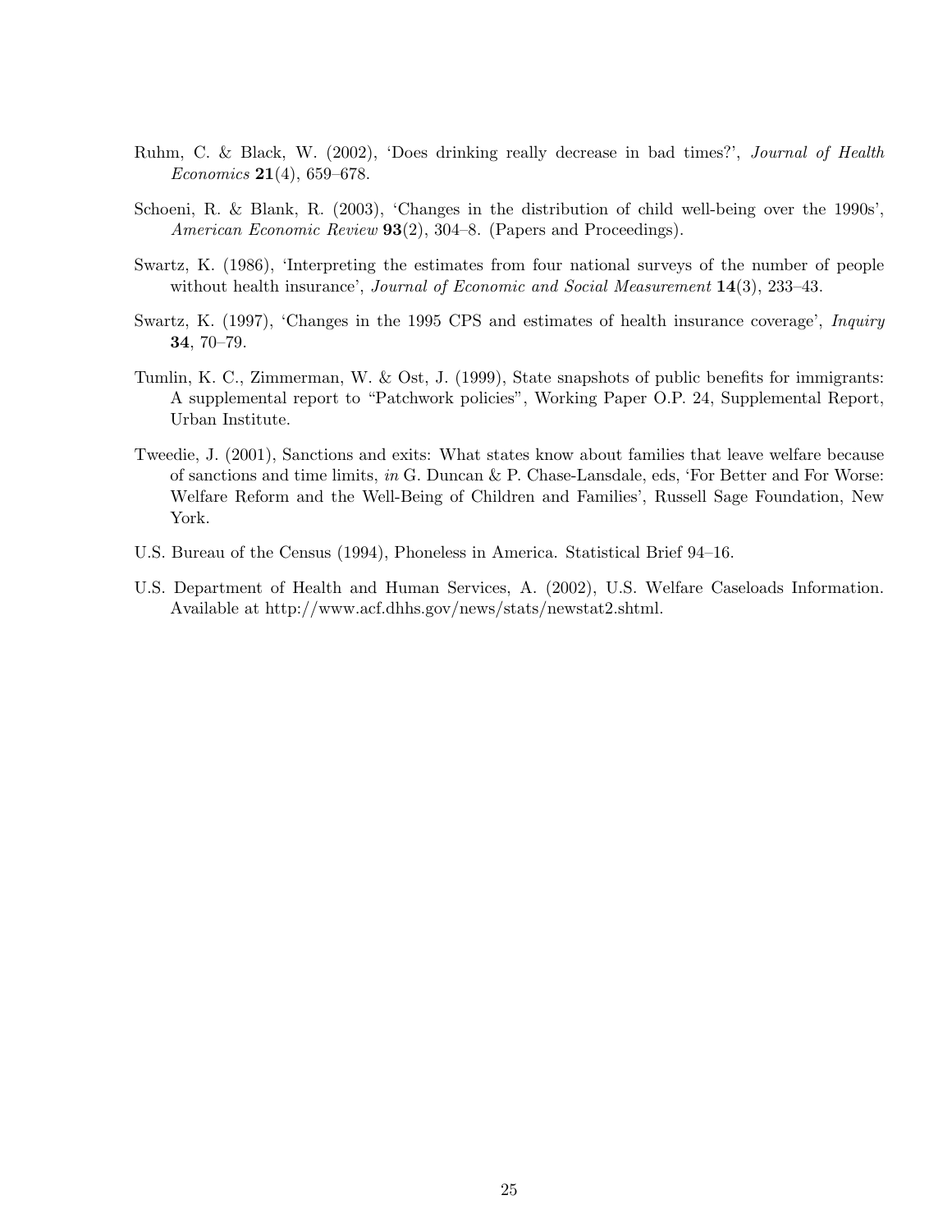Ruhm, C. & Black, W. (2002), 'Does drinking really decrease in bad times?', *Journal of Health Economics* **21**(4), 659–678.

Schoeni, R. & Blank, R. (2003), 'Changes in the distribution of child well-being over the 1990s', *American Economic Review* **93**(2), 304–8. (Papers and Proceedings).

Swartz, K. (1986), 'Interpreting the estimates from four national surveys of the number of people without health insurance', *Journal of Economic and Social Measurement* **14**(3), 233–43.

Swartz, K. (1997), 'Changes in the 1995 CPS and estimates of health insurance coverage', *Inquiry* **34**, 70–79.

Tumlin, K. C., Zimmerman, W. & Ost, J. (1999), State snapshots of public benefits for immigrants: A supplemental report to "Patchwork policies", Working Paper O.P. 24, Supplemental Report, Urban Institute.

Tweedie, J. (2001), Sanctions and exits: What states know about families that leave welfare because of sanctions and time limits, *in* G. Duncan & P. Chase-Lansdale, eds, 'For Better and For Worse: Welfare Reform and the Well-Being of Children and Families', Russell Sage Foundation, New York.

U.S. Bureau of the Census (1994), Phoneless in America. Statistical Brief 94–16.

U.S. Department of Health and Human Services, A. (2002), U.S. Welfare Caseloads Information. Available at http://www.acf.dhhs.gov/news/stats/newstat2.shtml.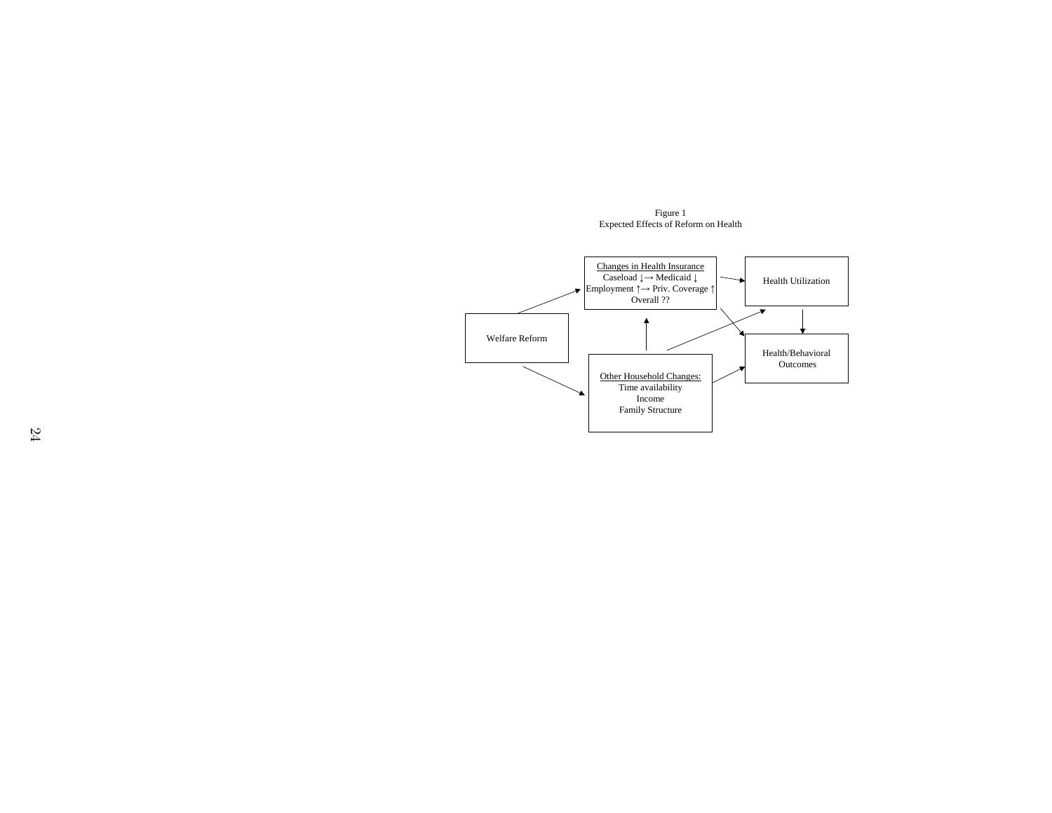Figure 1
Expected Effects of Reform on Health

Welfare Reform

Changes in Health Insurance
Caseload ↓→ Medicaid ↓
Employment ↑→ Priv. Coverage ↑
Overall ??

Other Household Changes:
Time availability
Income
Family Structure

Health Utilization

Health/Behavioral Outcomes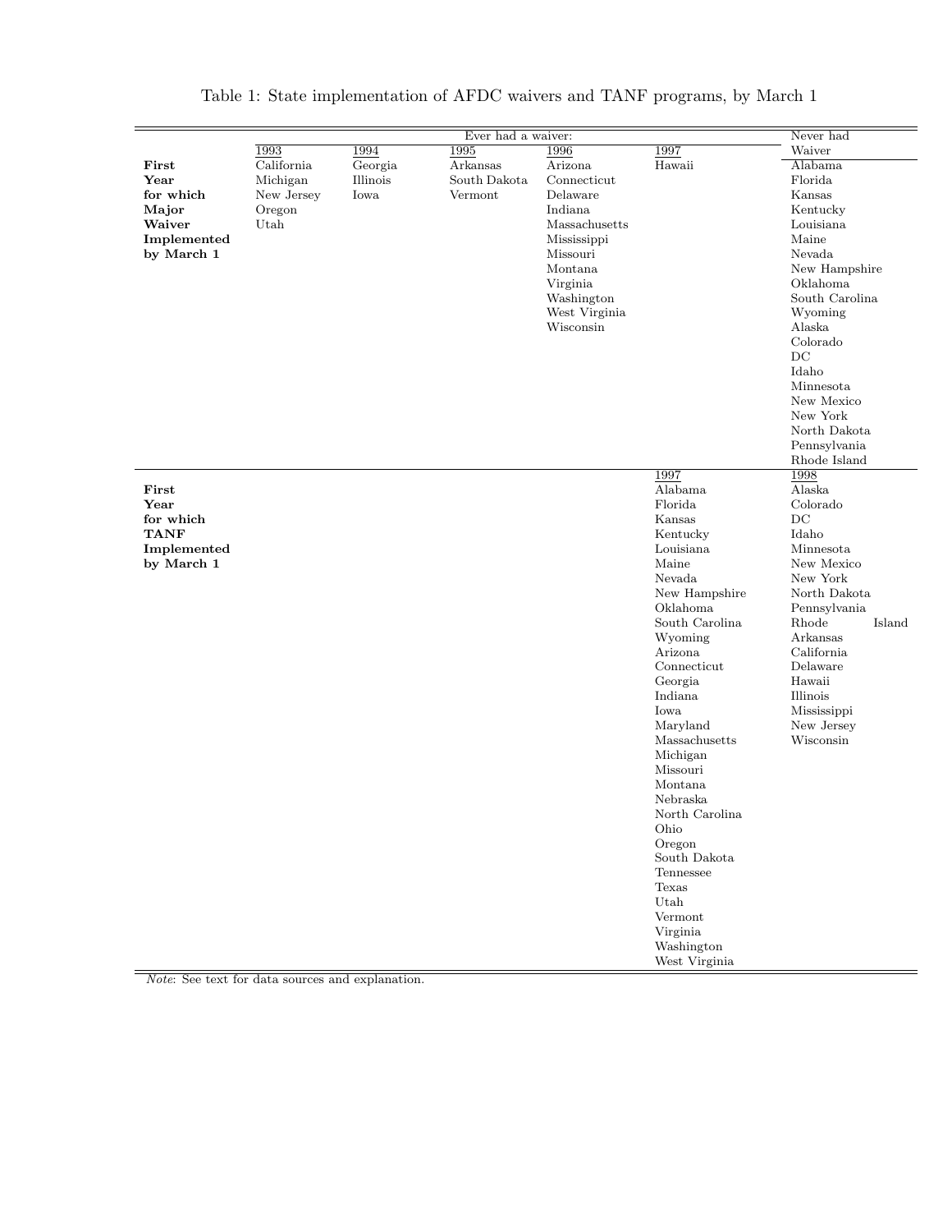Table 1: State implementation of AFDC waivers and TANF programs, by March 1

| | Ever had a waiver: | | | | | Never had Waiver |
|---|---|---|---|---|---|---|
| | 1993 | 1994 | 1995 | 1996 | 1997 | |
| **First Year for which Major Waiver Implemented by March 1** | California | Georgia | Arkansas | Arizona | Hawaii | Alabama |
| | Michigan | Illinois | South Dakota | Connecticut | | Florida |
| | New Jersey | Iowa | Vermont | Delaware | | Kansas |
| | Oregon | | | Indiana | | Kentucky |
| | Utah | | | Massachusetts | | Louisiana |
| | | | | Mississippi | | Maine |
| | | | | Missouri | | Nevada |
| | | | | Montana | | New Hampshire |
| | | | | Virginia | | Oklahoma |
| | | | | Washington | | South Carolina |
| | | | | West Virginia | | Wyoming |
| | | | | Wisconsin | | Alaska |
| | | | | | | Colorado |
| | | | | | | DC |
| | | | | | | Idaho |
| | | | | | | Minnesota |
| | | | | | | New Mexico |
| | | | | | | New York |
| | | | | | | North Dakota |
| | | | | | | Pennsylvania |
| | | | | | | Rhode Island |
| | | | | | 1997 | 1998 |
| **First Year for which TANF Implemented by March 1** | | | | | Alabama | Alaska |
| | | | | | Florida | Colorado |
| | | | | | Kansas | DC |
| | | | | | Kentucky | Idaho |
| | | | | | Louisiana | Minnesota |
| | | | | | Maine | New Mexico |
| | | | | | Nevada | New York |
| | | | | | New Hampshire | North Dakota |
| | | | | | Oklahoma | Pennsylvania |
| | | | | | South Carolina | Rhode Island |
| | | | | | Wyoming | Arkansas |
| | | | | | Arizona | California |
| | | | | | Connecticut | Delaware |
| | | | | | Georgia | Hawaii |
| | | | | | Indiana | Illinois |
| | | | | | Iowa | Mississippi |
| | | | | | Maryland | New Jersey |
| | | | | | Massachusetts | Wisconsin |
| | | | | | Michigan | |
| | | | | | Missouri | |
| | | | | | Montana | |
| | | | | | Nebraska | |
| | | | | | North Carolina | |
| | | | | | Ohio | |
| | | | | | Oregon | |
| | | | | | South Dakota | |
| | | | | | Tennessee | |
| | | | | | Texas | |
| | | | | | Utah | |
| | | | | | Vermont | |
| | | | | | Virginia | |
| | | | | | Washington | |
| | | | | | West Virginia | |

*Note*: See text for data sources and explanation.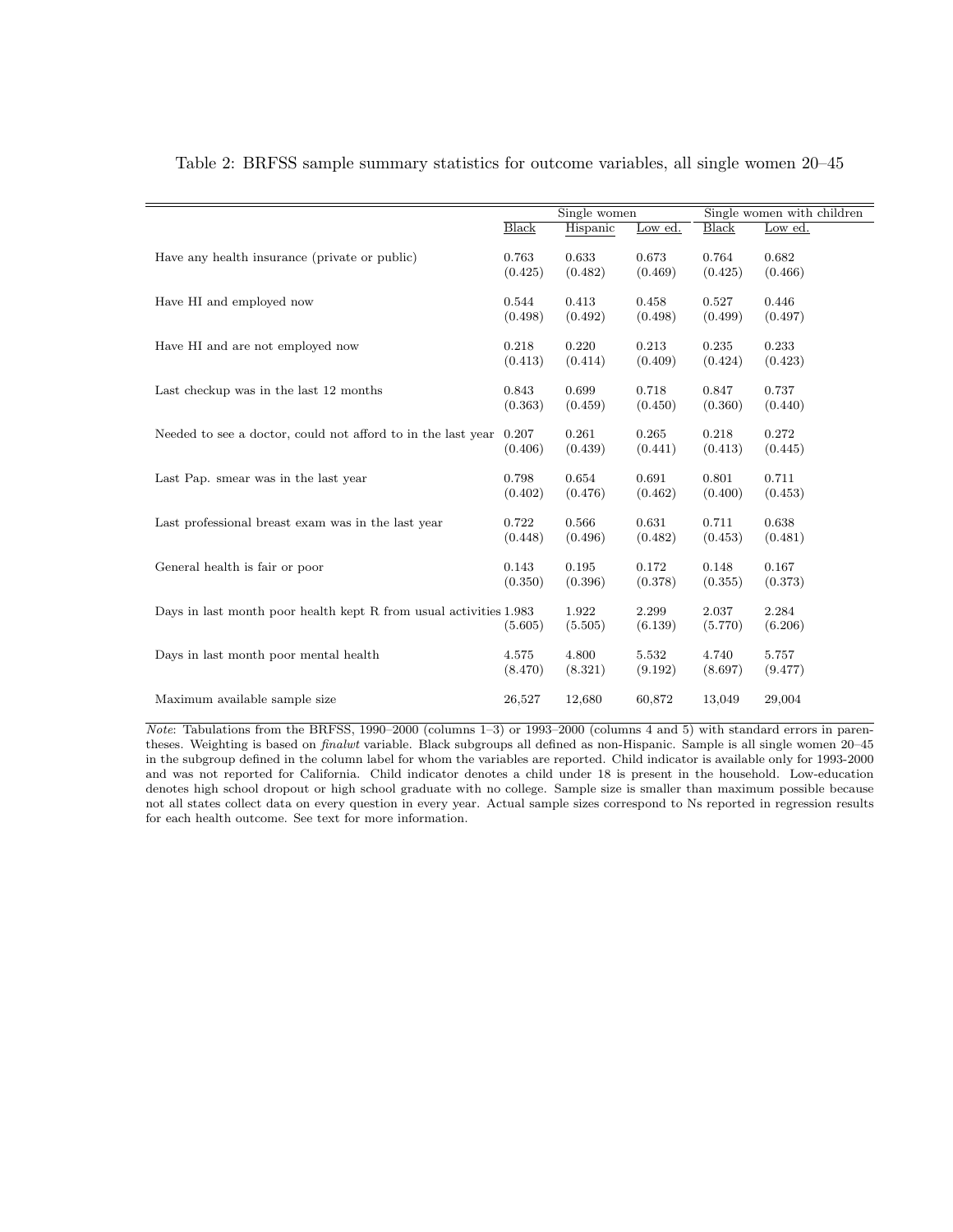Table 2: BRFSS sample summary statistics for outcome variables, all single women 20–45

| | Single women | | | Single women with children | |
|---|---|---|---|---|---|
| | Black | Hispanic | Low ed. | Black | Low ed. |
| Have any health insurance (private or public) | 0.763 | 0.633 | 0.673 | 0.764 | 0.682 |
| | (0.425) | (0.482) | (0.469) | (0.425) | (0.466) |
| Have HI and employed now | 0.544 | 0.413 | 0.458 | 0.527 | 0.446 |
| | (0.498) | (0.492) | (0.498) | (0.499) | (0.497) |
| Have HI and are not employed now | 0.218 | 0.220 | 0.213 | 0.235 | 0.233 |
| | (0.413) | (0.414) | (0.409) | (0.424) | (0.423) |
| Last checkup was in the last 12 months | 0.843 | 0.699 | 0.718 | 0.847 | 0.737 |
| | (0.363) | (0.459) | (0.450) | (0.360) | (0.440) |
| Needed to see a doctor, could not afford to in the last year | 0.207 | 0.261 | 0.265 | 0.218 | 0.272 |
| | (0.406) | (0.439) | (0.441) | (0.413) | (0.445) |
| Last Pap. smear was in the last year | 0.798 | 0.654 | 0.691 | 0.801 | 0.711 |
| | (0.402) | (0.476) | (0.462) | (0.400) | (0.453) |
| Last professional breast exam was in the last year | 0.722 | 0.566 | 0.631 | 0.711 | 0.638 |
| | (0.448) | (0.496) | (0.482) | (0.453) | (0.481) |
| General health is fair or poor | 0.143 | 0.195 | 0.172 | 0.148 | 0.167 |
| | (0.350) | (0.396) | (0.378) | (0.355) | (0.373) |
| Days in last month poor health kept R from usual activities | 1.983 | 1.922 | 2.299 | 2.037 | 2.284 |
| | (5.605) | (5.505) | (6.139) | (5.770) | (6.206) |
| Days in last month poor mental health | 4.575 | 4.800 | 5.532 | 4.740 | 5.757 |
| | (8.470) | (8.321) | (9.192) | (8.697) | (9.477) |
| Maximum available sample size | 26,527 | 12,680 | 60,872 | 13,049 | 29,004 |

*Note*: Tabulations from the BRFSS, 1990–2000 (columns 1–3) or 1993–2000 (columns 4 and 5) with standard errors in parentheses. Weighting is based on *finalwt* variable. Black subgroups all defined as non-Hispanic. Sample is all single women 20–45 in the subgroup defined in the column label for whom the variables are reported. Child indicator is available only for 1993-2000 and was not reported for California. Child indicator denotes a child under 18 is present in the household. Low-education denotes high school dropout or high school graduate with no college. Sample size is smaller than maximum possible because not all states collect data on every question in every year. Actual sample sizes correspond to Ns reported in regression results for each health outcome. See text for more information.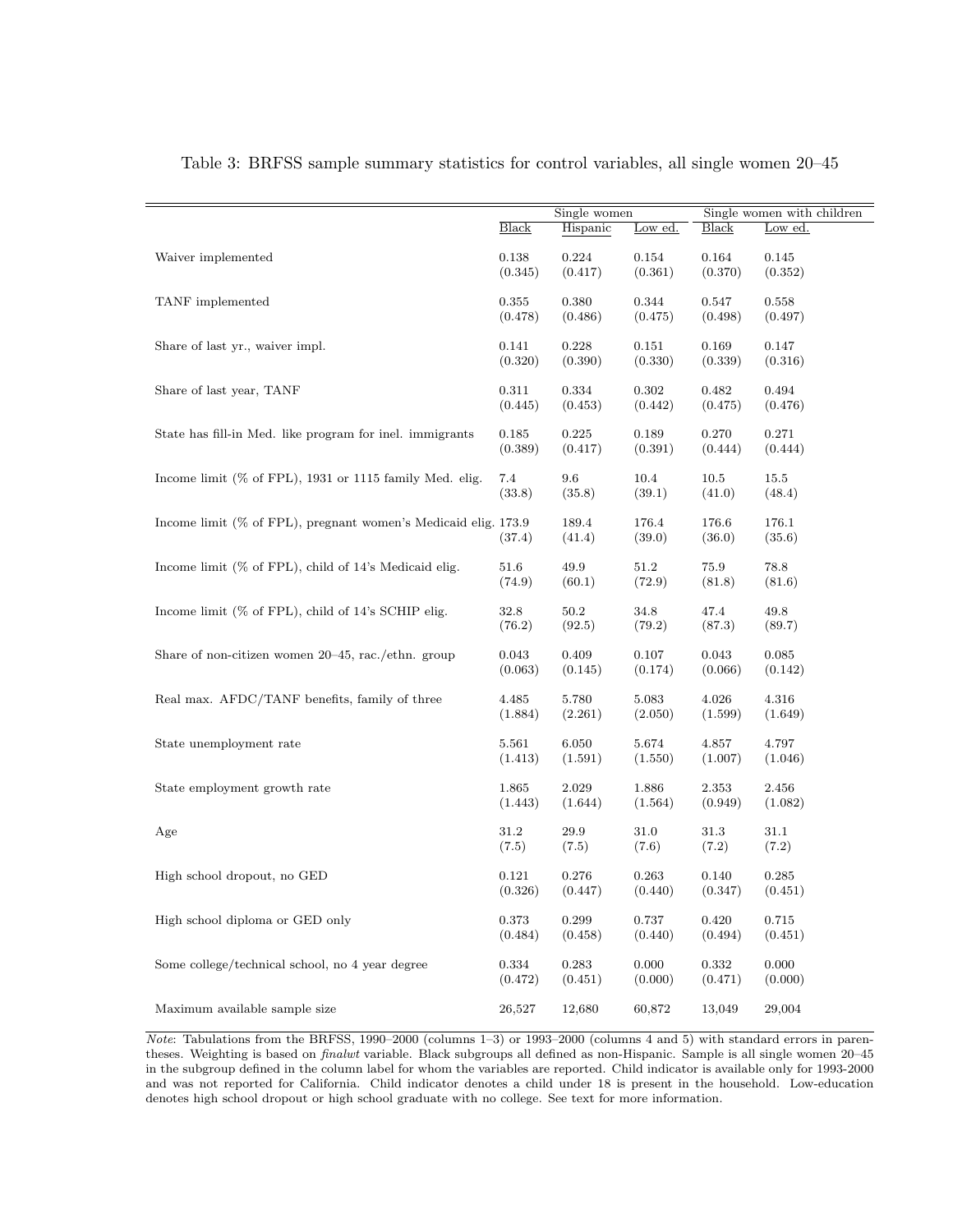Table 3: BRFSS sample summary statistics for control variables, all single women 20–45

| | Single women | | | Single women with children | |
|---|---|---|---|---|---|
| | Black | Hispanic | Low ed. | Black | Low ed. |
| Waiver implemented | 0.138 | 0.224 | 0.154 | 0.164 | 0.145 |
| | (0.345) | (0.417) | (0.361) | (0.370) | (0.352) |
| TANF implemented | 0.355 | 0.380 | 0.344 | 0.547 | 0.558 |
| | (0.478) | (0.486) | (0.475) | (0.498) | (0.497) |
| Share of last yr., waiver impl. | 0.141 | 0.228 | 0.151 | 0.169 | 0.147 |
| | (0.320) | (0.390) | (0.330) | (0.339) | (0.316) |
| Share of last year, TANF | 0.311 | 0.334 | 0.302 | 0.482 | 0.494 |
| | (0.445) | (0.453) | (0.442) | (0.475) | (0.476) |
| State has fill-in Med. like program for inel. immigrants | 0.185 | 0.225 | 0.189 | 0.270 | 0.271 |
| | (0.389) | (0.417) | (0.391) | (0.444) | (0.444) |
| Income limit (% of FPL), 1931 or 1115 family Med. elig. | 7.4 | 9.6 | 10.4 | 10.5 | 15.5 |
| | (33.8) | (35.8) | (39.1) | (41.0) | (48.4) |
| Income limit (% of FPL), pregnant women's Medicaid elig. | 173.9 | 189.4 | 176.4 | 176.6 | 176.1 |
| | (37.4) | (41.4) | (39.0) | (36.0) | (35.6) |
| Income limit (% of FPL), child of 14's Medicaid elig. | 51.6 | 49.9 | 51.2 | 75.9 | 78.8 |
| | (74.9) | (60.1) | (72.9) | (81.8) | (81.6) |
| Income limit (% of FPL), child of 14's SCHIP elig. | 32.8 | 50.2 | 34.8 | 47.4 | 49.8 |
| | (76.2) | (92.5) | (79.2) | (87.3) | (89.7) |
| Share of non-citizen women 20–45, rac./ethn. group | 0.043 | 0.409 | 0.107 | 0.043 | 0.085 |
| | (0.063) | (0.145) | (0.174) | (0.066) | (0.142) |
| Real max. AFDC/TANF benefits, family of three | 4.485 | 5.780 | 5.083 | 4.026 | 4.316 |
| | (1.884) | (2.261) | (2.050) | (1.599) | (1.649) |
| State unemployment rate | 5.561 | 6.050 | 5.674 | 4.857 | 4.797 |
| | (1.413) | (1.591) | (1.550) | (1.007) | (1.046) |
| State employment growth rate | 1.865 | 2.029 | 1.886 | 2.353 | 2.456 |
| | (1.443) | (1.644) | (1.564) | (0.949) | (1.082) |
| Age | 31.2 | 29.9 | 31.0 | 31.3 | 31.1 |
| | (7.5) | (7.5) | (7.6) | (7.2) | (7.2) |
| High school dropout, no GED | 0.121 | 0.276 | 0.263 | 0.140 | 0.285 |
| | (0.326) | (0.447) | (0.440) | (0.347) | (0.451) |
| High school diploma or GED only | 0.373 | 0.299 | 0.737 | 0.420 | 0.715 |
| | (0.484) | (0.458) | (0.440) | (0.494) | (0.451) |
| Some college/technical school, no 4 year degree | 0.334 | 0.283 | 0.000 | 0.332 | 0.000 |
| | (0.472) | (0.451) | (0.000) | (0.471) | (0.000) |
| Maximum available sample size | 26,527 | 12,680 | 60,872 | 13,049 | 29,004 |

*Note*: Tabulations from the BRFSS, 1990–2000 (columns 1–3) or 1993–2000 (columns 4 and 5) with standard errors in parentheses. Weighting is based on *finalwt* variable. Black subgroups all defined as non-Hispanic. Sample is all single women 20–45 in the subgroup defined in the column label for whom the variables are reported. Child indicator is available only for 1993-2000 and was not reported for California. Child indicator denotes a child under 18 is present in the household. Low-education denotes high school dropout or high school graduate with no college. See text for more information.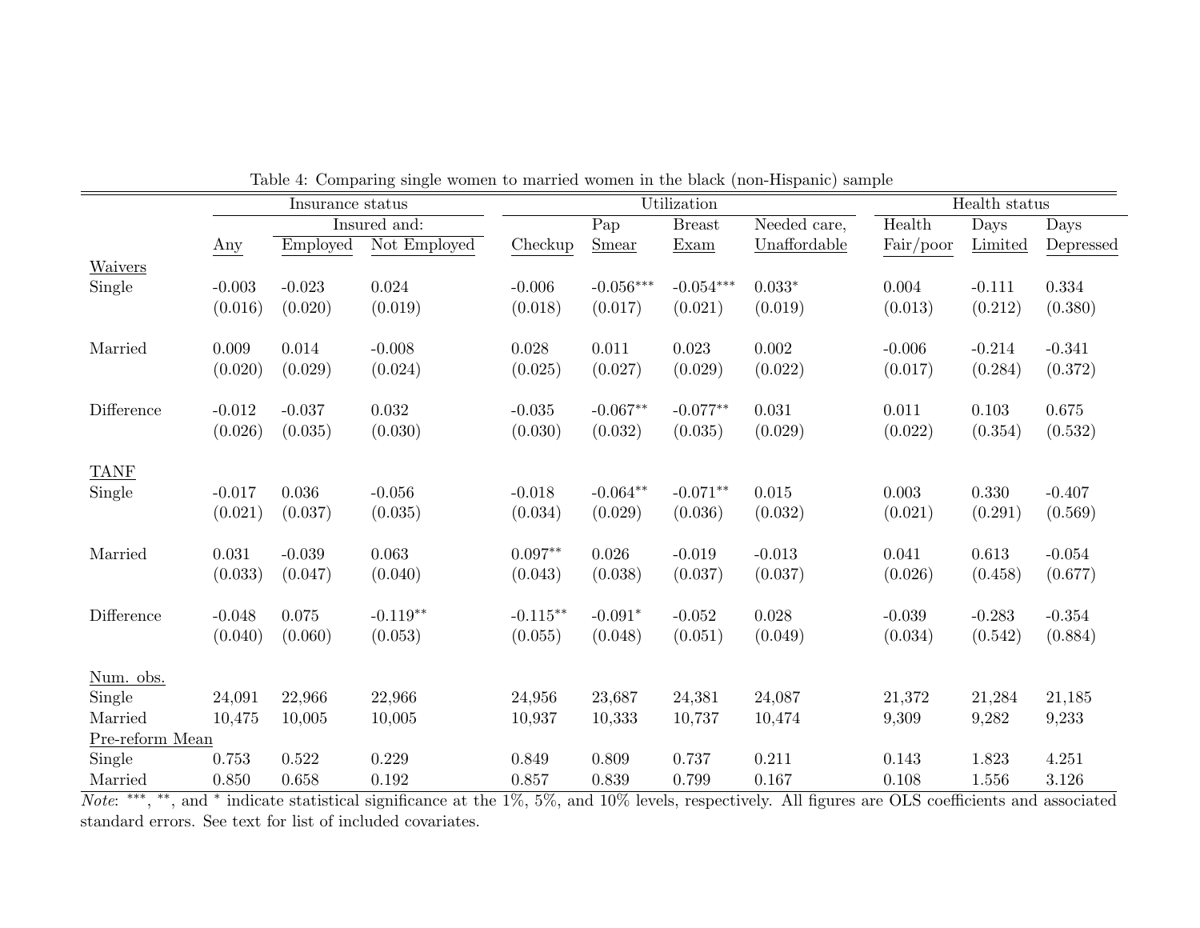Table 4: Comparing single women to married women in the black (non-Hispanic) sample

| | Insurance status | | | Utilization | | | | Health status | | |
|---|---|---|---|---|---|---|---|---|---|---|
| | | Insured and: | | | | | | | | |
| | Any | Employed | Not Employed | Checkup | Pap Smear | Breast Exam | Needed care, Unaffordable | Health Fair/poor | Days Limited | Days Depressed |
| Waivers | | | | | | | | | | |
| Single | -0.003 | -0.023 | 0.024 | -0.006 | -0.056*** | -0.054*** | 0.033* | 0.004 | -0.111 | 0.334 |
| | (0.016) | (0.020) | (0.019) | (0.018) | (0.017) | (0.021) | (0.019) | (0.013) | (0.212) | (0.380) |
| Married | 0.009 | 0.014 | -0.008 | 0.028 | 0.011 | 0.023 | 0.002 | -0.006 | -0.214 | -0.341 |
| | (0.020) | (0.029) | (0.024) | (0.025) | (0.027) | (0.029) | (0.022) | (0.017) | (0.284) | (0.372) |
| Difference | -0.012 | -0.037 | 0.032 | -0.035 | -0.067** | -0.077** | 0.031 | 0.011 | 0.103 | 0.675 |
| | (0.026) | (0.035) | (0.030) | (0.030) | (0.032) | (0.035) | (0.029) | (0.022) | (0.354) | (0.532) |
| TANF | | | | | | | | | | |
| Single | -0.017 | 0.036 | -0.056 | -0.018 | -0.064** | -0.071** | 0.015 | 0.003 | 0.330 | -0.407 |
| | (0.021) | (0.037) | (0.035) | (0.034) | (0.029) | (0.036) | (0.032) | (0.021) | (0.291) | (0.569) |
| Married | 0.031 | -0.039 | 0.063 | 0.097** | 0.026 | -0.019 | -0.013 | 0.041 | 0.613 | -0.054 |
| | (0.033) | (0.047) | (0.040) | (0.043) | (0.038) | (0.037) | (0.037) | (0.026) | (0.458) | (0.677) |
| Difference | -0.048 | 0.075 | -0.119** | -0.115** | -0.091* | -0.052 | 0.028 | -0.039 | -0.283 | -0.354 |
| | (0.040) | (0.060) | (0.053) | (0.055) | (0.048) | (0.051) | (0.049) | (0.034) | (0.542) | (0.884) |
| Num. obs. | | | | | | | | | | |
| Single | 24,091 | 22,966 | 22,966 | 24,956 | 23,687 | 24,381 | 24,087 | 21,372 | 21,284 | 21,185 |
| Married | 10,475 | 10,005 | 10,005 | 10,937 | 10,333 | 10,737 | 10,474 | 9,309 | 9,282 | 9,233 |
| Pre-reform Mean | | | | | | | | | | |
| Single | 0.753 | 0.522 | 0.229 | 0.849 | 0.809 | 0.737 | 0.211 | 0.143 | 1.823 | 4.251 |
| Married | 0.850 | 0.658 | 0.192 | 0.857 | 0.839 | 0.799 | 0.167 | 0.108 | 1.556 | 3.126 |

*Note*: ***, **, and * indicate statistical significance at the 1%, 5%, and 10% levels, respectively. All figures are OLS coefficients and associated standard errors. See text for list of included covariates.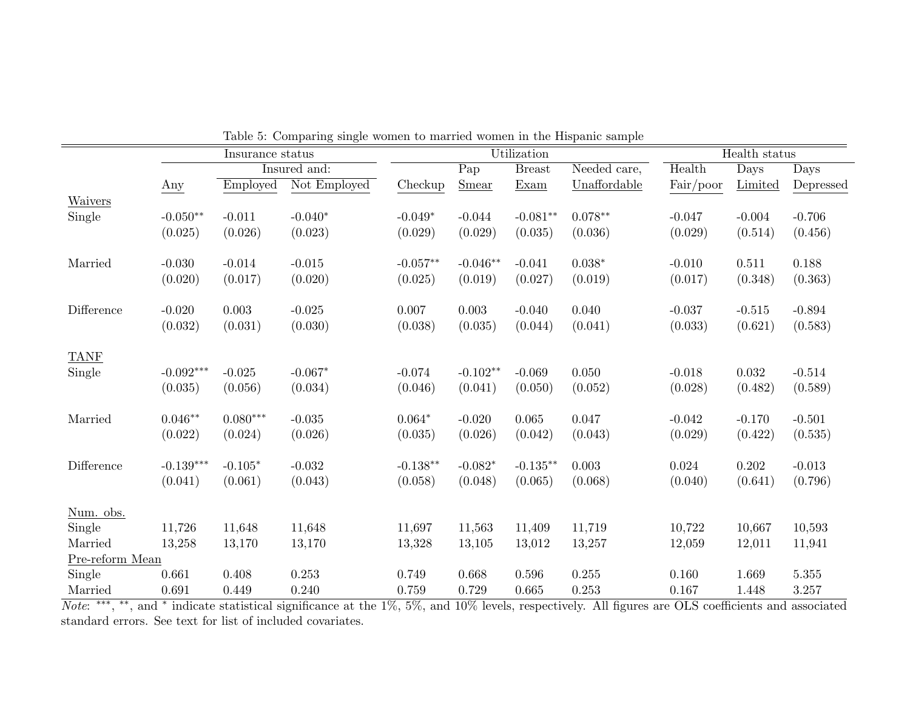Table 5: Comparing single women to married women in the Hispanic sample

| | Insurance status | | | Utilization | | | | Health status | | |
|---|---|---|---|---|---|---|---|---|---|---|
| | | Insured and: | | | | | | | | |
| | Any | Employed | Not Employed | Checkup | Pap Smear | Breast Exam | Needed care, Unaffordable | Health Fair/poor | Days Limited | Days Depressed |
| Waivers | | | | | | | | | | |
| Single | -0.050** | -0.011 | -0.040* | -0.049* | -0.044 | -0.081** | 0.078** | -0.047 | -0.004 | -0.706 |
| | (0.025) | (0.026) | (0.023) | (0.029) | (0.029) | (0.035) | (0.036) | (0.029) | (0.514) | (0.456) |
| Married | -0.030 | -0.014 | -0.015 | -0.057** | -0.046** | -0.041 | 0.038* | -0.010 | 0.511 | 0.188 |
| | (0.020) | (0.017) | (0.020) | (0.025) | (0.019) | (0.027) | (0.019) | (0.017) | (0.348) | (0.363) |
| Difference | -0.020 | 0.003 | -0.025 | 0.007 | 0.003 | -0.040 | 0.040 | -0.037 | -0.515 | -0.894 |
| | (0.032) | (0.031) | (0.030) | (0.038) | (0.035) | (0.044) | (0.041) | (0.033) | (0.621) | (0.583) |
| TANF | | | | | | | | | | |
| Single | -0.092*** | -0.025 | -0.067* | -0.074 | -0.102** | -0.069 | 0.050 | -0.018 | 0.032 | -0.514 |
| | (0.035) | (0.056) | (0.034) | (0.046) | (0.041) | (0.050) | (0.052) | (0.028) | (0.482) | (0.589) |
| Married | 0.046** | 0.080*** | -0.035 | 0.064* | -0.020 | 0.065 | 0.047 | -0.042 | -0.170 | -0.501 |
| | (0.022) | (0.024) | (0.026) | (0.035) | (0.026) | (0.042) | (0.043) | (0.029) | (0.422) | (0.535) |
| Difference | -0.139*** | -0.105* | -0.032 | -0.138** | -0.082* | -0.135** | 0.003 | 0.024 | 0.202 | -0.013 |
| | (0.041) | (0.061) | (0.043) | (0.058) | (0.048) | (0.065) | (0.068) | (0.040) | (0.641) | (0.796) |
| Num. obs. | | | | | | | | | | |
| Single | 11,726 | 11,648 | 11,648 | 11,697 | 11,563 | 11,409 | 11,719 | 10,722 | 10,667 | 10,593 |
| Married | 13,258 | 13,170 | 13,170 | 13,328 | 13,105 | 13,012 | 13,257 | 12,059 | 12,011 | 11,941 |
| Pre-reform Mean | | | | | | | | | | |
| Single | 0.661 | 0.408 | 0.253 | 0.749 | 0.668 | 0.596 | 0.255 | 0.160 | 1.669 | 5.355 |
| Married | 0.691 | 0.449 | 0.240 | 0.759 | 0.729 | 0.665 | 0.253 | 0.167 | 1.448 | 3.257 |

*Note*: ***, **, and * indicate statistical significance at the 1%, 5%, and 10% levels, respectively. All figures are OLS coefficients and associated standard errors. See text for list of included covariates.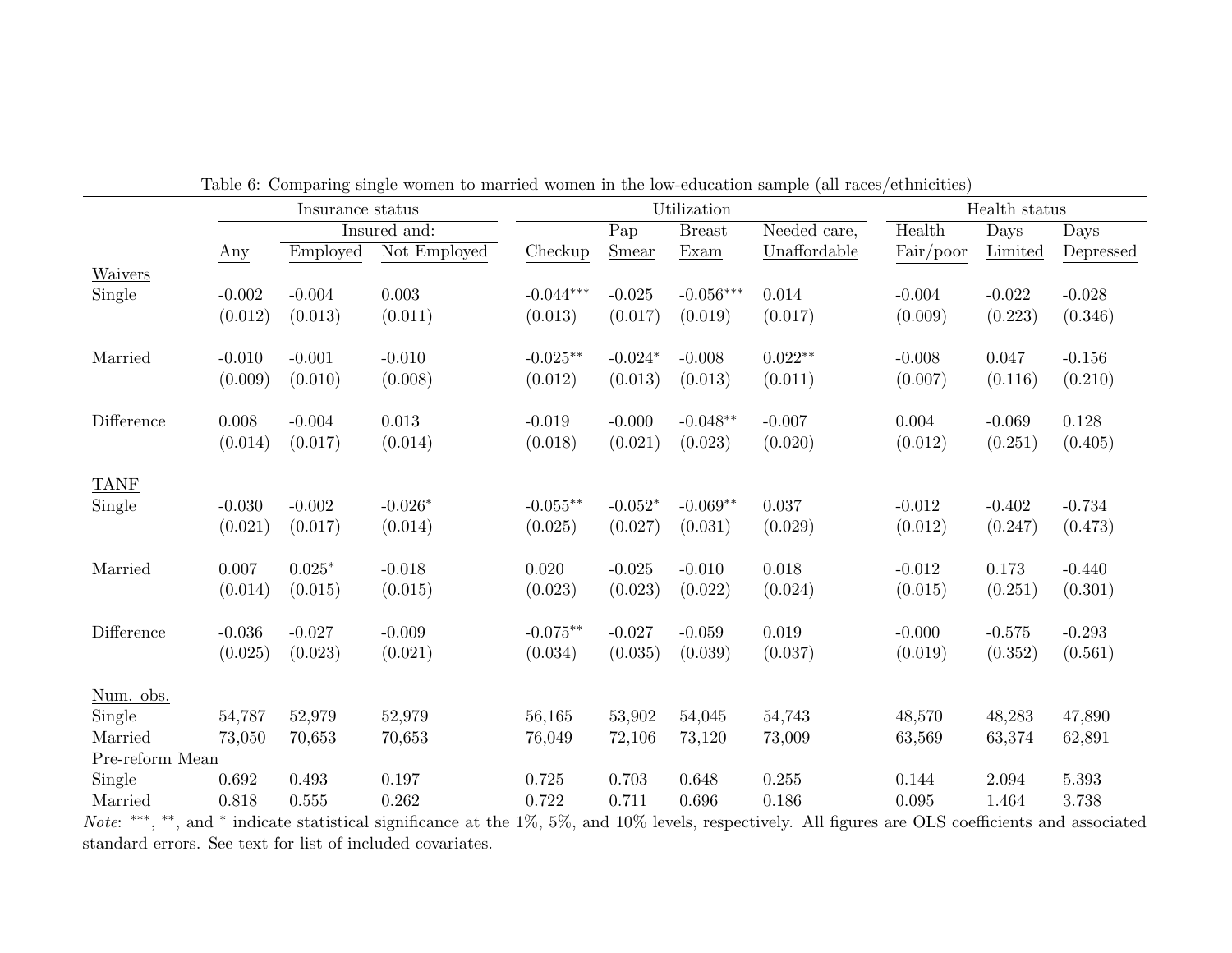Table 6: Comparing single women to married women in the low-education sample (all races/ethnicities)

| | Insurance status | | | Utilization | | | | Health status | | |
|---|---|---|---|---|---|---|---|---|---|---|
| | | Insured and: | | | | | | | | |
| | Any | Employed | Not Employed | Checkup | Pap Smear | Breast Exam | Needed care, Unaffordable | Health Fair/poor | Days Limited | Days Depressed |
| Waivers | | | | | | | | | | |
| Single | -0.002 | -0.004 | 0.003 | -0.044*** | -0.025 | -0.056*** | 0.014 | -0.004 | -0.022 | -0.028 |
| | (0.012) | (0.013) | (0.011) | (0.013) | (0.017) | (0.019) | (0.017) | (0.009) | (0.223) | (0.346) |
| Married | -0.010 | -0.001 | -0.010 | -0.025** | -0.024* | -0.008 | 0.022** | -0.008 | 0.047 | -0.156 |
| | (0.009) | (0.010) | (0.008) | (0.012) | (0.013) | (0.013) | (0.011) | (0.007) | (0.116) | (0.210) |
| Difference | 0.008 | -0.004 | 0.013 | -0.019 | -0.000 | -0.048** | -0.007 | 0.004 | -0.069 | 0.128 |
| | (0.014) | (0.017) | (0.014) | (0.018) | (0.021) | (0.023) | (0.020) | (0.012) | (0.251) | (0.405) |
| TANF | | | | | | | | | | |
| Single | -0.030 | -0.002 | -0.026* | -0.055** | -0.052* | -0.069** | 0.037 | -0.012 | -0.402 | -0.734 |
| | (0.021) | (0.017) | (0.014) | (0.025) | (0.027) | (0.031) | (0.029) | (0.012) | (0.247) | (0.473) |
| Married | 0.007 | 0.025* | -0.018 | 0.020 | -0.025 | -0.010 | 0.018 | -0.012 | 0.173 | -0.440 |
| | (0.014) | (0.015) | (0.015) | (0.023) | (0.023) | (0.022) | (0.024) | (0.015) | (0.251) | (0.301) |
| Difference | -0.036 | -0.027 | -0.009 | -0.075** | -0.027 | -0.059 | 0.019 | -0.000 | -0.575 | -0.293 |
| | (0.025) | (0.023) | (0.021) | (0.034) | (0.035) | (0.039) | (0.037) | (0.019) | (0.352) | (0.561) |
| Num. obs. | | | | | | | | | | |
| Single | 54,787 | 52,979 | 52,979 | 56,165 | 53,902 | 54,045 | 54,743 | 48,570 | 48,283 | 47,890 |
| Married | 73,050 | 70,653 | 70,653 | 76,049 | 72,106 | 73,120 | 73,009 | 63,569 | 63,374 | 62,891 |
| Pre-reform Mean | | | | | | | | | | |
| Single | 0.692 | 0.493 | 0.197 | 0.725 | 0.703 | 0.648 | 0.255 | 0.144 | 2.094 | 5.393 |
| Married | 0.818 | 0.555 | 0.262 | 0.722 | 0.711 | 0.696 | 0.186 | 0.095 | 1.464 | 3.738 |

*Note*: ***, **, and * indicate statistical significance at the 1%, 5%, and 10% levels, respectively. All figures are OLS coefficients and associated standard errors. See text for list of included covariates.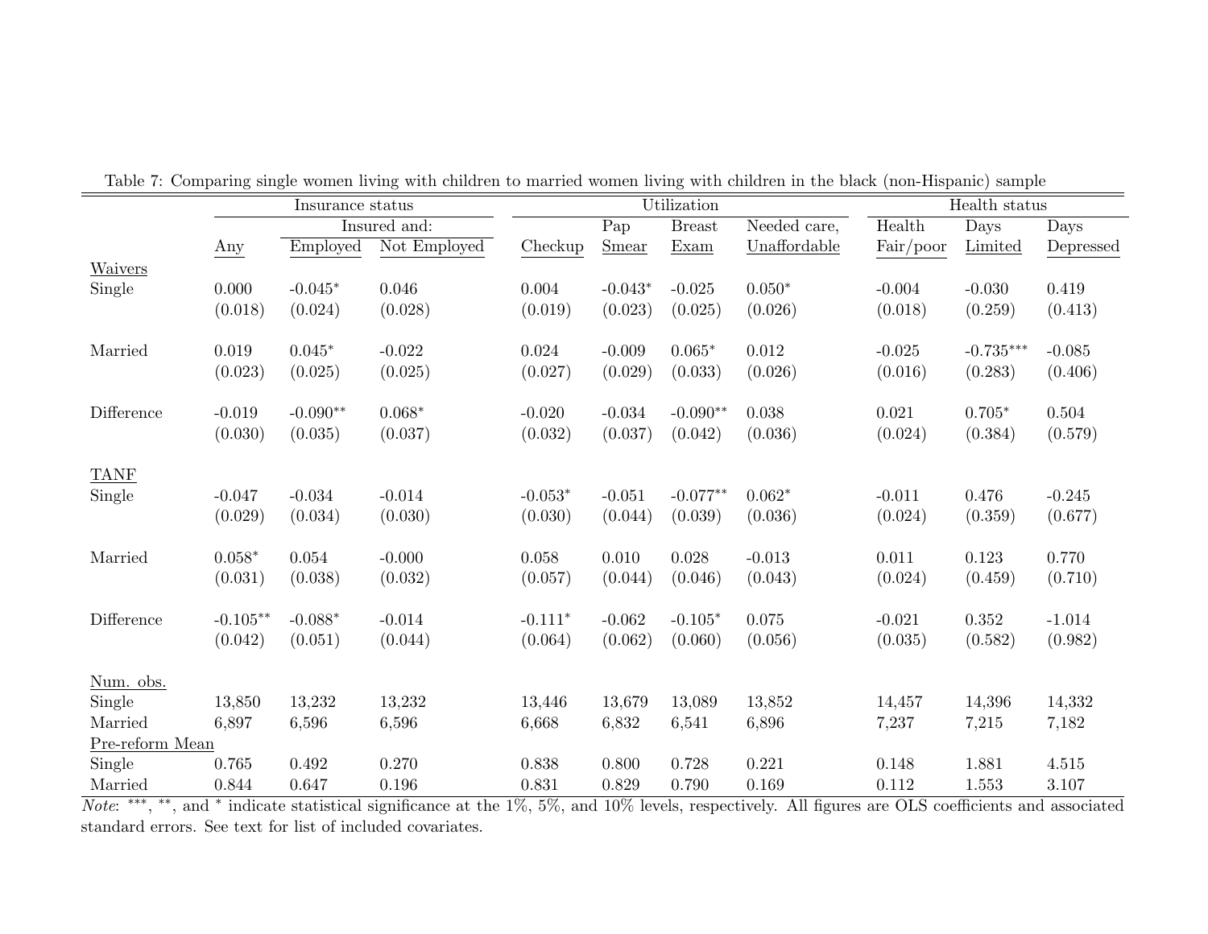Table 7: Comparing single women living with children to married women living with children in the black (non-Hispanic) sample

| | Insurance status | | | Utilization | | | | Health status | | |
|---|---|---|---|---|---|---|---|---|---|---|
| | | Insured and: | | | | | | | | |
| | Any | Employed | Not Employed | Checkup | Pap Smear | Breast Exam | Needed care, Unaffordable | Health Fair/poor | Days Limited | Days Depressed |
| Waivers | | | | | | | | | | |
| Single | 0.000 | -0.045* | 0.046 | 0.004 | -0.043* | -0.025 | 0.050* | -0.004 | -0.030 | 0.419 |
| | (0.018) | (0.024) | (0.028) | (0.019) | (0.023) | (0.025) | (0.026) | (0.018) | (0.259) | (0.413) |
| Married | 0.019 | 0.045* | -0.022 | 0.024 | -0.009 | 0.065* | 0.012 | -0.025 | -0.735*** | -0.085 |
| | (0.023) | (0.025) | (0.025) | (0.027) | (0.029) | (0.033) | (0.026) | (0.016) | (0.283) | (0.406) |
| Difference | -0.019 | -0.090** | 0.068* | -0.020 | -0.034 | -0.090** | 0.038 | 0.021 | 0.705* | 0.504 |
| | (0.030) | (0.035) | (0.037) | (0.032) | (0.037) | (0.042) | (0.036) | (0.024) | (0.384) | (0.579) |
| TANF | | | | | | | | | | |
| Single | -0.047 | -0.034 | -0.014 | -0.053* | -0.051 | -0.077** | 0.062* | -0.011 | 0.476 | -0.245 |
| | (0.029) | (0.034) | (0.030) | (0.030) | (0.044) | (0.039) | (0.036) | (0.024) | (0.359) | (0.677) |
| Married | 0.058* | 0.054 | -0.000 | 0.058 | 0.010 | 0.028 | -0.013 | 0.011 | 0.123 | 0.770 |
| | (0.031) | (0.038) | (0.032) | (0.057) | (0.044) | (0.046) | (0.043) | (0.024) | (0.459) | (0.710) |
| Difference | -0.105** | -0.088* | -0.014 | -0.111* | -0.062 | -0.105* | 0.075 | -0.021 | 0.352 | -1.014 |
| | (0.042) | (0.051) | (0.044) | (0.064) | (0.062) | (0.060) | (0.056) | (0.035) | (0.582) | (0.982) |
| Num. obs. | | | | | | | | | | |
| Single | 13,850 | 13,232 | 13,232 | 13,446 | 13,679 | 13,089 | 13,852 | 14,457 | 14,396 | 14,332 |
| Married | 6,897 | 6,596 | 6,596 | 6,668 | 6,832 | 6,541 | 6,896 | 7,237 | 7,215 | 7,182 |
| Pre-reform Mean | | | | | | | | | | |
| Single | 0.765 | 0.492 | 0.270 | 0.838 | 0.800 | 0.728 | 0.221 | 0.148 | 1.881 | 4.515 |
| Married | 0.844 | 0.647 | 0.196 | 0.831 | 0.829 | 0.790 | 0.169 | 0.112 | 1.553 | 3.107 |

*Note*: ***, **, and * indicate statistical significance at the 1%, 5%, and 10% levels, respectively. All figures are OLS coefficients and associated standard errors. See text for list of included covariates.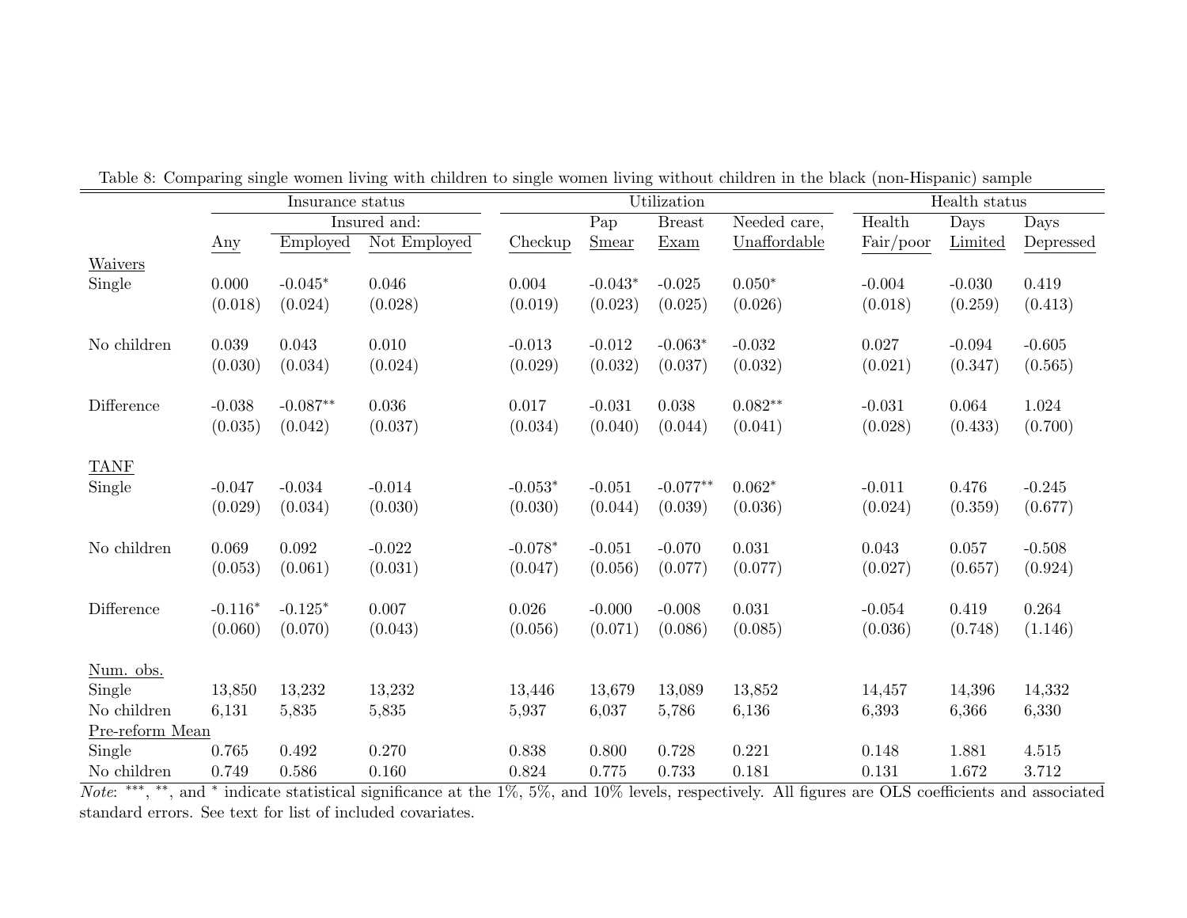Table 8: Comparing single women living with children to single women living without children in the black (non-Hispanic) sample

| | Insurance status | | | Utilization | | | | Health status | | |
|---|---|---|---|---|---|---|---|---|---|---|
| | | Insured and: | | | | | | | | |
| | Any | Employed | Not Employed | Checkup | Pap Smear | Breast Exam | Needed care, Unaffordable | Health Fair/poor | Days Limited | Days Depressed |
| Waivers | | | | | | | | | | |
| Single | 0.000 | -0.045$^{*}$ | 0.046 | 0.004 | -0.043$^{*}$ | -0.025 | 0.050$^{*}$ | -0.004 | -0.030 | 0.419 |
| | (0.018) | (0.024) | (0.028) | (0.019) | (0.023) | (0.025) | (0.026) | (0.018) | (0.259) | (0.413) |
| No children | 0.039 | 0.043 | 0.010 | -0.013 | -0.012 | -0.063$^{*}$ | -0.032 | 0.027 | -0.094 | -0.605 |
| | (0.030) | (0.034) | (0.024) | (0.029) | (0.032) | (0.037) | (0.032) | (0.021) | (0.347) | (0.565) |
| Difference | -0.038 | -0.087$^{**}$ | 0.036 | 0.017 | -0.031 | 0.038 | 0.082$^{**}$ | -0.031 | 0.064 | 1.024 |
| | (0.035) | (0.042) | (0.037) | (0.034) | (0.040) | (0.044) | (0.041) | (0.028) | (0.433) | (0.700) |
| TANF | | | | | | | | | | |
| Single | -0.047 | -0.034 | -0.014 | -0.053$^{*}$ | -0.051 | -0.077$^{**}$ | 0.062$^{*}$ | -0.011 | 0.476 | -0.245 |
| | (0.029) | (0.034) | (0.030) | (0.030) | (0.044) | (0.039) | (0.036) | (0.024) | (0.359) | (0.677) |
| No children | 0.069 | 0.092 | -0.022 | -0.078$^{*}$ | -0.051 | -0.070 | 0.031 | 0.043 | 0.057 | -0.508 |
| | (0.053) | (0.061) | (0.031) | (0.047) | (0.056) | (0.077) | (0.077) | (0.027) | (0.657) | (0.924) |
| Difference | -0.116$^{*}$ | -0.125$^{*}$ | 0.007 | 0.026 | -0.000 | -0.008 | 0.031 | -0.054 | 0.419 | 0.264 |
| | (0.060) | (0.070) | (0.043) | (0.056) | (0.071) | (0.086) | (0.085) | (0.036) | (0.748) | (1.146) |
| Num. obs. | | | | | | | | | | |
| Single | 13,850 | 13,232 | 13,232 | 13,446 | 13,679 | 13,089 | 13,852 | 14,457 | 14,396 | 14,332 |
| No children | 6,131 | 5,835 | 5,835 | 5,937 | 6,037 | 5,786 | 6,136 | 6,393 | 6,366 | 6,330 |
| Pre-reform Mean | | | | | | | | | | |
| Single | 0.765 | 0.492 | 0.270 | 0.838 | 0.800 | 0.728 | 0.221 | 0.148 | 1.881 | 4.515 |
| No children | 0.749 | 0.586 | 0.160 | 0.824 | 0.775 | 0.733 | 0.181 | 0.131 | 1.672 | 3.712 |

*Note*: $^{***}$, $^{**}$, and $^{*}$ indicate statistical significance at the 1%, 5%, and 10% levels, respectively. All figures are OLS coefficients and associated standard errors. See text for list of included covariates.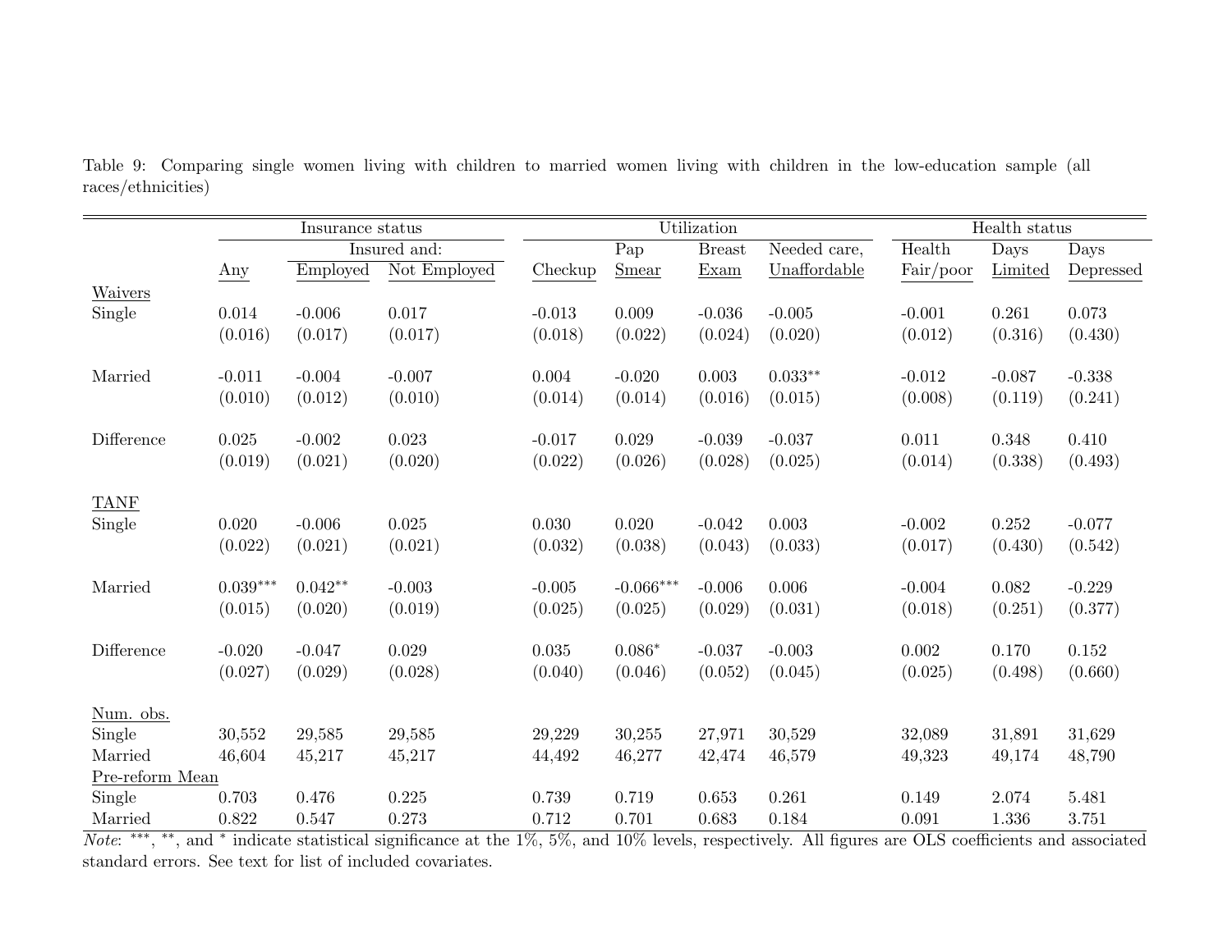Table 9: Comparing single women living with children to married women living with children in the low-education sample (all races/ethnicities)

| | Insurance status | | | Utilization | | | | Health status | | |
|---|---|---|---|---|---|---|---|---|---|---|
| | | Insured and: | | | | | | | | |
| | Any | Employed | Not Employed | Checkup | Pap Smear | Breast Exam | Needed care, Unaffordable | Health Fair/poor | Days Limited | Days Depressed |
| Waivers | | | | | | | | | | |
| Single | 0.014 | -0.006 | 0.017 | -0.013 | 0.009 | -0.036 | -0.005 | -0.001 | 0.261 | 0.073 |
| | (0.016) | (0.017) | (0.017) | (0.018) | (0.022) | (0.024) | (0.020) | (0.012) | (0.316) | (0.430) |
| Married | -0.011 | -0.004 | -0.007 | 0.004 | -0.020 | 0.003 | 0.033** | -0.012 | -0.087 | -0.338 |
| | (0.010) | (0.012) | (0.010) | (0.014) | (0.014) | (0.016) | (0.015) | (0.008) | (0.119) | (0.241) |
| Difference | 0.025 | -0.002 | 0.023 | -0.017 | 0.029 | -0.039 | -0.037 | 0.011 | 0.348 | 0.410 |
| | (0.019) | (0.021) | (0.020) | (0.022) | (0.026) | (0.028) | (0.025) | (0.014) | (0.338) | (0.493) |
| TANF | | | | | | | | | | |
| Single | 0.020 | -0.006 | 0.025 | 0.030 | 0.020 | -0.042 | 0.003 | -0.002 | 0.252 | -0.077 |
| | (0.022) | (0.021) | (0.021) | (0.032) | (0.038) | (0.043) | (0.033) | (0.017) | (0.430) | (0.542) |
| Married | 0.039*** | 0.042** | -0.003 | -0.005 | -0.066*** | -0.006 | 0.006 | -0.004 | 0.082 | -0.229 |
| | (0.015) | (0.020) | (0.019) | (0.025) | (0.025) | (0.029) | (0.031) | (0.018) | (0.251) | (0.377) |
| Difference | -0.020 | -0.047 | 0.029 | 0.035 | 0.086* | -0.037 | -0.003 | 0.002 | 0.170 | 0.152 |
| | (0.027) | (0.029) | (0.028) | (0.040) | (0.046) | (0.052) | (0.045) | (0.025) | (0.498) | (0.660) |
| Num. obs. | | | | | | | | | | |
| Single | 30,552 | 29,585 | 29,585 | 29,229 | 30,255 | 27,971 | 30,529 | 32,089 | 31,891 | 31,629 |
| Married | 46,604 | 45,217 | 45,217 | 44,492 | 46,277 | 42,474 | 46,579 | 49,323 | 49,174 | 48,790 |
| Pre-reform Mean | | | | | | | | | | |
| Single | 0.703 | 0.476 | 0.225 | 0.739 | 0.719 | 0.653 | 0.261 | 0.149 | 2.074 | 5.481 |
| Married | 0.822 | 0.547 | 0.273 | 0.712 | 0.701 | 0.683 | 0.184 | 0.091 | 1.336 | 3.751 |

*Note*: ***, **, and * indicate statistical significance at the 1%, 5%, and 10% levels, respectively. All figures are OLS coefficients and associated standard errors. See text for list of included covariates.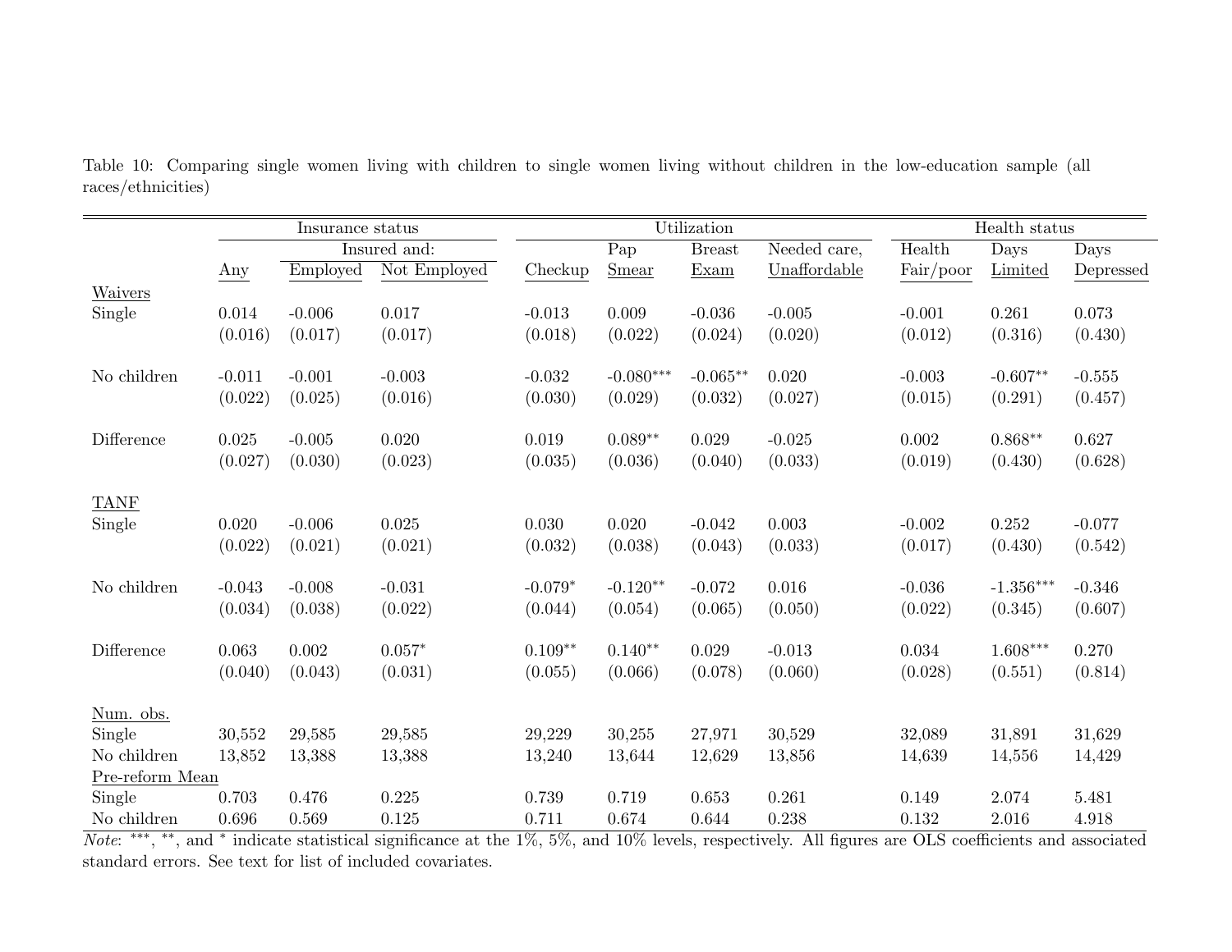Table 10: Comparing single women living with children to single women living without children in the low-education sample (all races/ethnicities)

| | Insurance status | | | Utilization | | | | Health status | | |
|---|---|---|---|---|---|---|---|---|---|---|
| | | Insured and: | | | | | | | | |
| | Any | Employed | Not Employed | Checkup | Pap Smear | Breast Exam | Needed care, Unaffordable | Health Fair/poor | Days Limited | Days Depressed |
| Waivers | | | | | | | | | | |
| Single | 0.014 | -0.006 | 0.017 | -0.013 | 0.009 | -0.036 | -0.005 | -0.001 | 0.261 | 0.073 |
| | (0.016) | (0.017) | (0.017) | (0.018) | (0.022) | (0.024) | (0.020) | (0.012) | (0.316) | (0.430) |
| No children | -0.011 | -0.001 | -0.003 | -0.032 | -0.080*** | -0.065** | 0.020 | -0.003 | -0.607** | -0.555 |
| | (0.022) | (0.025) | (0.016) | (0.030) | (0.029) | (0.032) | (0.027) | (0.015) | (0.291) | (0.457) |
| Difference | 0.025 | -0.005 | 0.020 | 0.019 | 0.089** | 0.029 | -0.025 | 0.002 | 0.868** | 0.627 |
| | (0.027) | (0.030) | (0.023) | (0.035) | (0.036) | (0.040) | (0.033) | (0.019) | (0.430) | (0.628) |
| TANF | | | | | | | | | | |
| Single | 0.020 | -0.006 | 0.025 | 0.030 | 0.020 | -0.042 | 0.003 | -0.002 | 0.252 | -0.077 |
| | (0.022) | (0.021) | (0.021) | (0.032) | (0.038) | (0.043) | (0.033) | (0.017) | (0.430) | (0.542) |
| No children | -0.043 | -0.008 | -0.031 | -0.079* | -0.120** | -0.072 | 0.016 | -0.036 | -1.356*** | -0.346 |
| | (0.034) | (0.038) | (0.022) | (0.044) | (0.054) | (0.065) | (0.050) | (0.022) | (0.345) | (0.607) |
| Difference | 0.063 | 0.002 | 0.057* | 0.109** | 0.140** | 0.029 | -0.013 | 0.034 | 1.608*** | 0.270 |
| | (0.040) | (0.043) | (0.031) | (0.055) | (0.066) | (0.078) | (0.060) | (0.028) | (0.551) | (0.814) |
| Num. obs. | | | | | | | | | | |
| Single | 30,552 | 29,585 | 29,585 | 29,229 | 30,255 | 27,971 | 30,529 | 32,089 | 31,891 | 31,629 |
| No children | 13,852 | 13,388 | 13,388 | 13,240 | 13,644 | 12,629 | 13,856 | 14,639 | 14,556 | 14,429 |
| Pre-reform Mean | | | | | | | | | | |
| Single | 0.703 | 0.476 | 0.225 | 0.739 | 0.719 | 0.653 | 0.261 | 0.149 | 2.074 | 5.481 |
| No children | 0.696 | 0.569 | 0.125 | 0.711 | 0.674 | 0.644 | 0.238 | 0.132 | 2.016 | 4.918 |

*Note*: ***, **, and * indicate statistical significance at the 1%, 5%, and 10% levels, respectively. All figures are OLS coefficients and associated standard errors. See text for list of included covariates.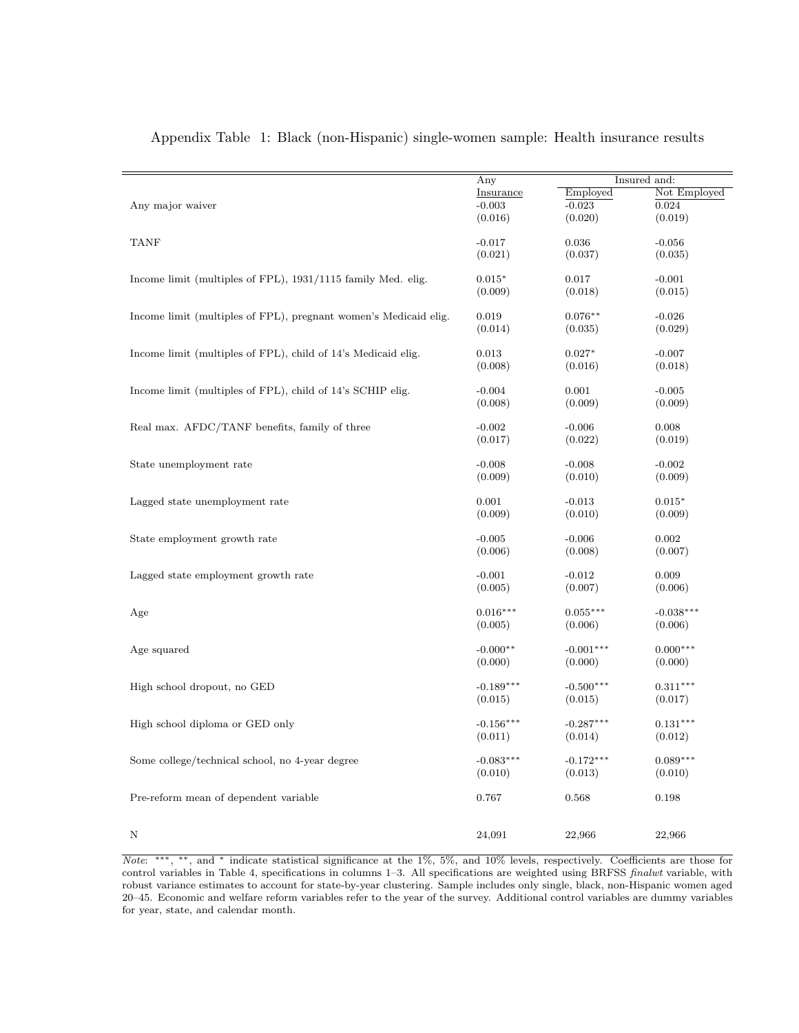Appendix Table 1: Black (non-Hispanic) single-women sample: Health insurance results

| | Any | Insured and: | |
|---|---|---|---|
| | Insurance | Employed | Not Employed |
| Any major waiver | -0.003 | -0.023 | 0.024 |
| | (0.016) | (0.020) | (0.019) |
| TANF | -0.017 | 0.036 | -0.056 |
| | (0.021) | (0.037) | (0.035) |
| Income limit (multiples of FPL), 1931/1115 family Med. elig. | 0.015* | 0.017 | -0.001 |
| | (0.009) | (0.018) | (0.015) |
| Income limit (multiples of FPL), pregnant women's Medicaid elig. | 0.019 | 0.076** | -0.026 |
| | (0.014) | (0.035) | (0.029) |
| Income limit (multiples of FPL), child of 14's Medicaid elig. | 0.013 | 0.027* | -0.007 |
| | (0.008) | (0.016) | (0.018) |
| Income limit (multiples of FPL), child of 14's SCHIP elig. | -0.004 | 0.001 | -0.005 |
| | (0.008) | (0.009) | (0.009) |
| Real max. AFDC/TANF benefits, family of three | -0.002 | -0.006 | 0.008 |
| | (0.017) | (0.022) | (0.019) |
| State unemployment rate | -0.008 | -0.008 | -0.002 |
| | (0.009) | (0.010) | (0.009) |
| Lagged state unemployment rate | 0.001 | -0.013 | 0.015* |
| | (0.009) | (0.010) | (0.009) |
| State employment growth rate | -0.005 | -0.006 | 0.002 |
| | (0.006) | (0.008) | (0.007) |
| Lagged state employment growth rate | -0.001 | -0.012 | 0.009 |
| | (0.005) | (0.007) | (0.006) |
| Age | 0.016*** | 0.055*** | -0.038*** |
| | (0.005) | (0.006) | (0.006) |
| Age squared | -0.000** | -0.001*** | 0.000*** |
| | (0.000) | (0.000) | (0.000) |
| High school dropout, no GED | -0.189*** | -0.500*** | 0.311*** |
| | (0.015) | (0.015) | (0.017) |
| High school diploma or GED only | -0.156*** | -0.287*** | 0.131*** |
| | (0.011) | (0.014) | (0.012) |
| Some college/technical school, no 4-year degree | -0.083*** | -0.172*** | 0.089*** |
| | (0.010) | (0.013) | (0.010) |
| Pre-reform mean of dependent variable | 0.767 | 0.568 | 0.198 |
| N | 24,091 | 22,966 | 22,966 |

*Note*: ***, **, and * indicate statistical significance at the 1%, 5%, and 10% levels, respectively. Coefficients are those for control variables in Table 4, specifications in columns 1–3. All specifications are weighted using BRFSS *finalwt* variable, with robust variance estimates to account for state-by-year clustering. Sample includes only single, black, non-Hispanic women aged 20–45. Economic and welfare reform variables refer to the year of the survey. Additional control variables are dummy variables for year, state, and calendar month.